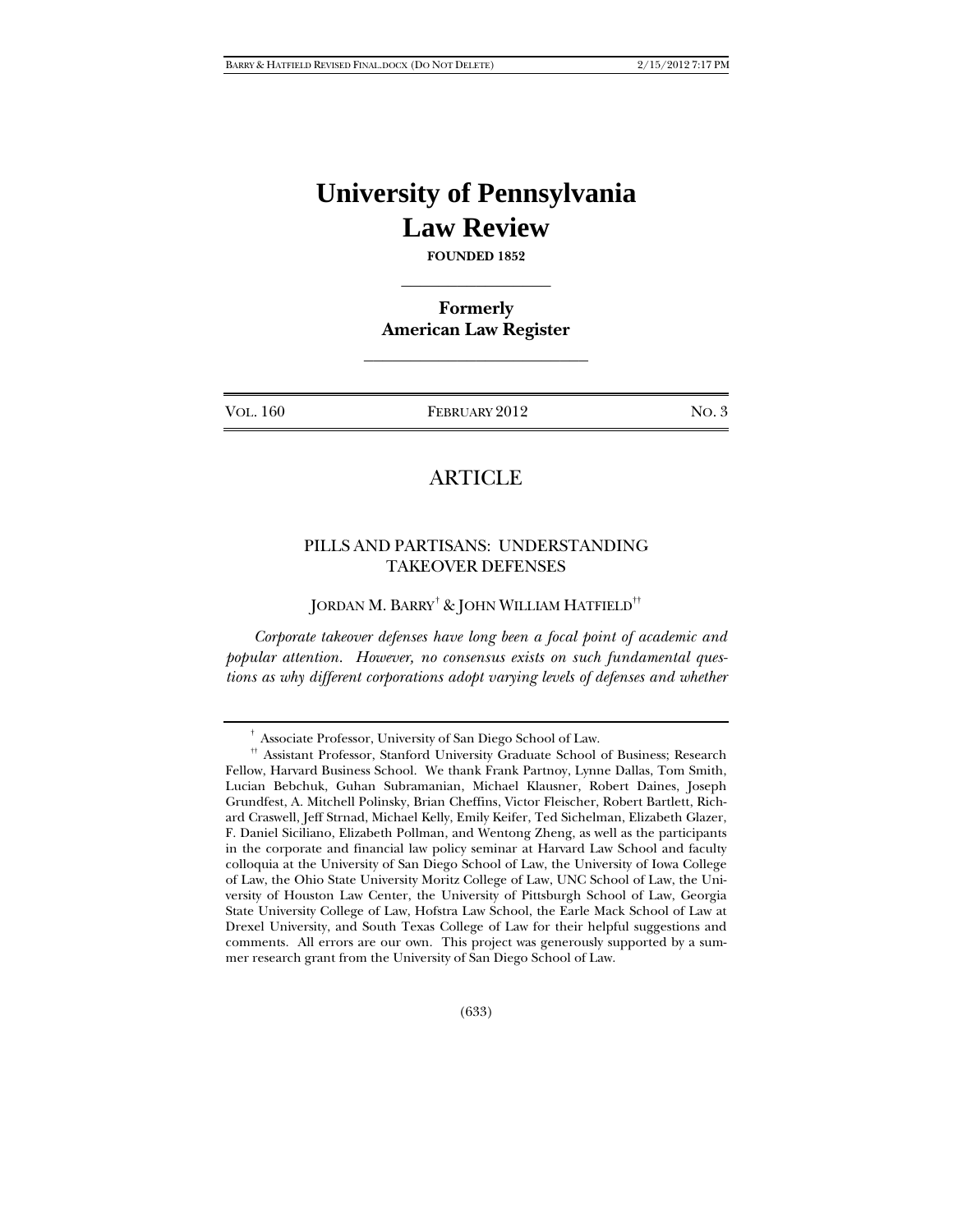# University of Pennsylvania Law Review

**FOUNDED 1852**

---

**Formerly**
**American Law Register**

---

| Vol. 160 | February 2012 | No. 3 |
|---|---|---|

## ARTICLE

### PILLS AND PARTISANS: UNDERSTANDING TAKEOVER DEFENSES

JORDAN M. BARRY[†] & JOHN WILLIAM HATFIELD[††]

*Corporate takeover defenses have long been a focal point of academic and popular attention. However, no consensus exists on such fundamental questions as why different corporations adopt varying levels of defenses and whether*

---

[†] Associate Professor, University of San Diego School of Law.

[††] Assistant Professor, Stanford University Graduate School of Business; Research Fellow, Harvard Business School. We thank Frank Partnoy, Lynne Dallas, Tom Smith, Lucian Bebchuk, Guhan Subramanian, Michael Klausner, Robert Daines, Joseph Grundfest, A. Mitchell Polinsky, Brian Cheffins, Victor Fleischer, Robert Bartlett, Richard Craswell, Jeff Strnad, Michael Kelly, Emily Keifer, Ted Sichelman, Elizabeth Glazer, F. Daniel Siciliano, Elizabeth Pollman, and Wentong Zheng, as well as the participants in the corporate and financial law policy seminar at Harvard Law School and faculty colloquia at the University of San Diego School of Law, the University of Iowa College of Law, the Ohio State University Moritz College of Law, UNC School of Law, the University of Houston Law Center, the University of Pittsburgh School of Law, Georgia State University College of Law, Hofstra Law School, the Earle Mack School of Law at Drexel University, and South Texas College of Law for their helpful suggestions and comments. All errors are our own. This project was generously supported by a summer research grant from the University of San Diego School of Law.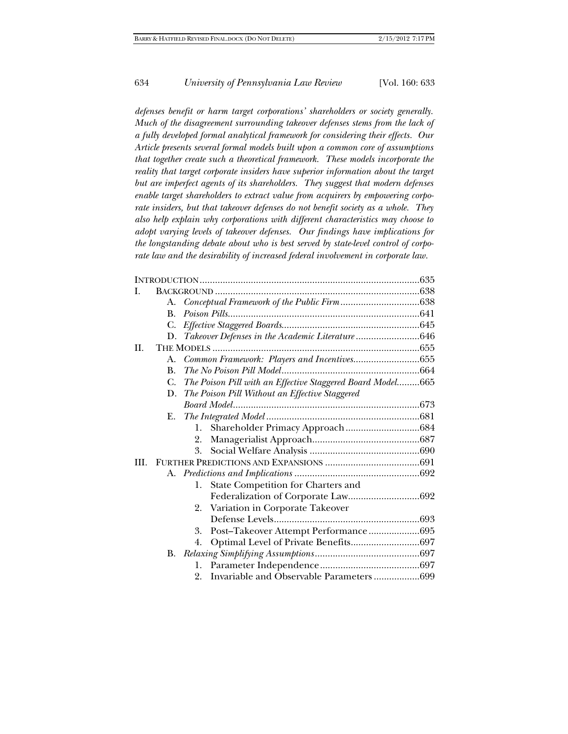*defenses benefit or harm target corporations' shareholders or society generally. Much of the disagreement surrounding takeover defenses stems from the lack of a fully developed formal analytical framework for considering their effects. Our Article presents several formal models built upon a common core of assumptions that together create such a theoretical framework. These models incorporate the reality that target corporate insiders have superior information about the target but are imperfect agents of its shareholders. They suggest that modern defenses enable target shareholders to extract value from acquirers by empowering corporate insiders, but that takeover defenses do not benefit society as a whole. They also help explain why corporations with different characteristics may choose to adopt varying levels of takeover defenses. Our findings have implications for the longstanding debate about who is best served by state-level control of corporate law and the desirability of increased federal involvement in corporate law.*

INTRODUCTION .......... 635

I. BACKGROUND .......... 638
   - A. *Conceptual Framework of the Public Firm* .......... 638
   - B. *Poison Pills* .......... 641
   - C. *Effective Staggered Boards* .......... 645
   - D. *Takeover Defenses in the Academic Literature* .......... 646

II. THE MODELS .......... 655
   - A. *Common Framework: Players and Incentives* .......... 655
   - B. *The No Poison Pill Model* .......... 664
   - C. *The Poison Pill with an Effective Staggered Board Model* .......... 665
   - D. *The Poison Pill Without an Effective Staggered Board Model* .......... 673
   - E. *The Integrated Model* .......... 681
     1. Shareholder Primacy Approach .......... 684
     2. Managerialist Approach .......... 687
     3. Social Welfare Analysis .......... 690

III. FURTHER PREDICTIONS AND EXPANSIONS .......... 691
   - A. *Predictions and Implications* .......... 692
     1. State Competition for Charters and Federalization of Corporate Law .......... 692
     2. Variation in Corporate Takeover Defense Levels .......... 693
     3. Post–Takeover Attempt Performance .......... 695
     4. Optimal Level of Private Benefits .......... 697
   - B. *Relaxing Simplifying Assumptions* .......... 697
     1. Parameter Independence .......... 697
     2. Invariable and Observable Parameters .......... 699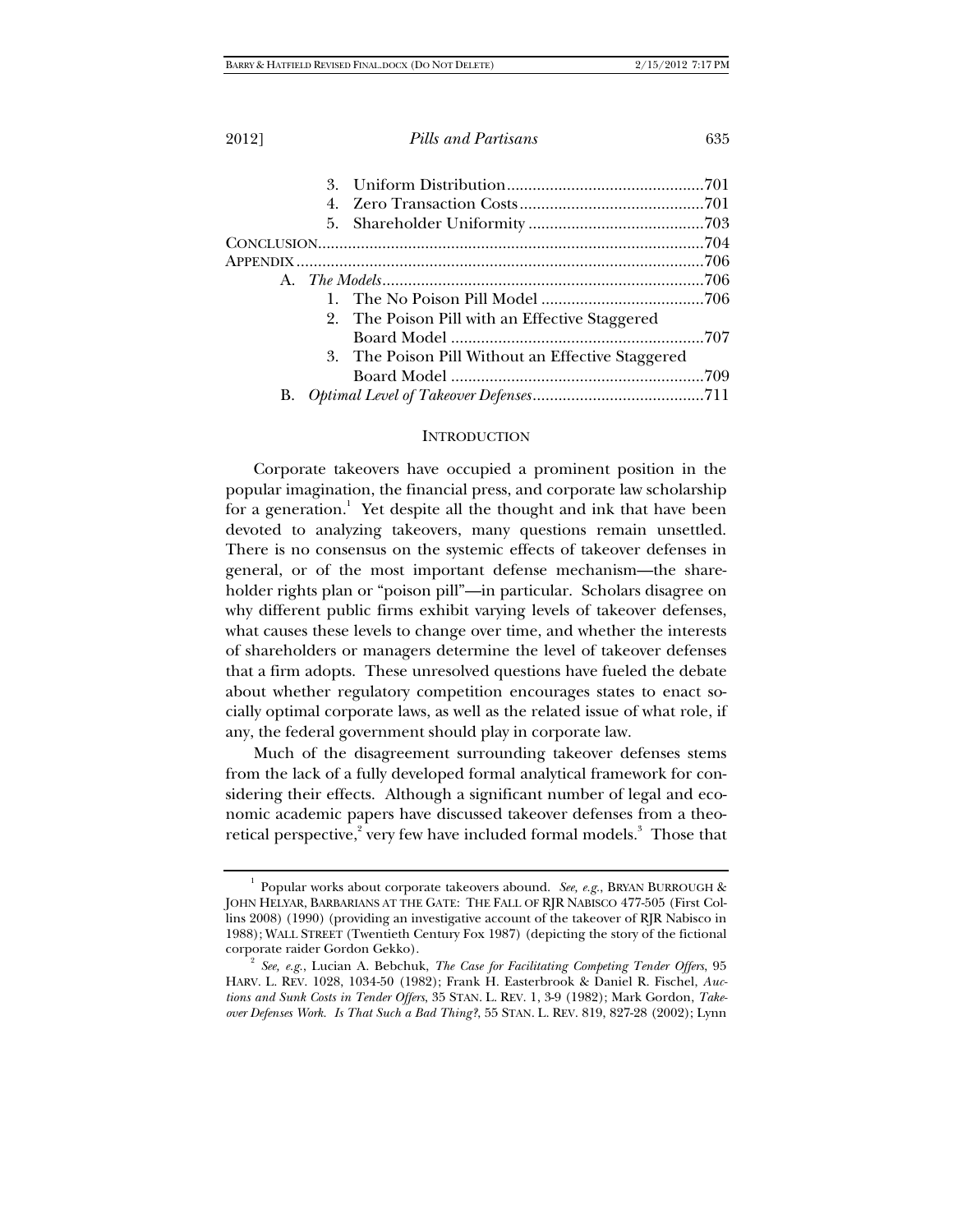3. Uniform Distribution .......................................................701
4. Zero Transaction Costs .....................................................701
5. Shareholder Uniformity ....................................................703

CONCLUSION.................................................................................704

APPENDIX.......................................................................................706

A. *The Models*...............................................................................706

1. The No Poison Pill Model ....................................................706
2. The Poison Pill with an Effective Staggered Board Model ....................................................................707
3. The Poison Pill Without an Effective Staggered Board Model ....................................................................709

B. *Optimal Level of Takeover Defenses*......................................711

## INTRODUCTION

Corporate takeovers have occupied a prominent position in the popular imagination, the financial press, and corporate law scholarship for a generation.[1] Yet despite all the thought and ink that have been devoted to analyzing takeovers, many questions remain unsettled. There is no consensus on the systemic effects of takeover defenses in general, or of the most important defense mechanism—the shareholder rights plan or "poison pill"—in particular. Scholars disagree on why different public firms exhibit varying levels of takeover defenses, what causes these levels to change over time, and whether the interests of shareholders or managers determine the level of takeover defenses that a firm adopts. These unresolved questions have fueled the debate about whether regulatory competition encourages states to enact socially optimal corporate laws, as well as the related issue of what role, if any, the federal government should play in corporate law.

Much of the disagreement surrounding takeover defenses stems from the lack of a fully developed formal analytical framework for considering their effects. Although a significant number of legal and economic academic papers have discussed takeover defenses from a theoretical perspective,[2] very few have included formal models.[3] Those that

---

[1] Popular works about corporate takeovers abound. *See, e.g.*, BRYAN BURROUGH & JOHN HELYAR, BARBARIANS AT THE GATE: THE FALL OF RJR NABISCO 477-505 (First Collins 2008) (1990) (providing an investigative account of the takeover of RJR Nabisco in 1988); WALL STREET (Twentieth Century Fox 1987) (depicting the story of the fictional corporate raider Gordon Gekko).

[2] *See, e.g.*, Lucian A. Bebchuk, *The Case for Facilitating Competing Tender Offers*, 95 HARV. L. REV. 1028, 1034-50 (1982); Frank H. Easterbrook & Daniel R. Fischel, *Auctions and Sunk Costs in Tender Offers*, 35 STAN. L. REV. 1, 3-9 (1982); Mark Gordon, *Takeover Defenses Work. Is That Such a Bad Thing?*, 55 STAN. L. REV. 819, 827-28 (2002); Lynn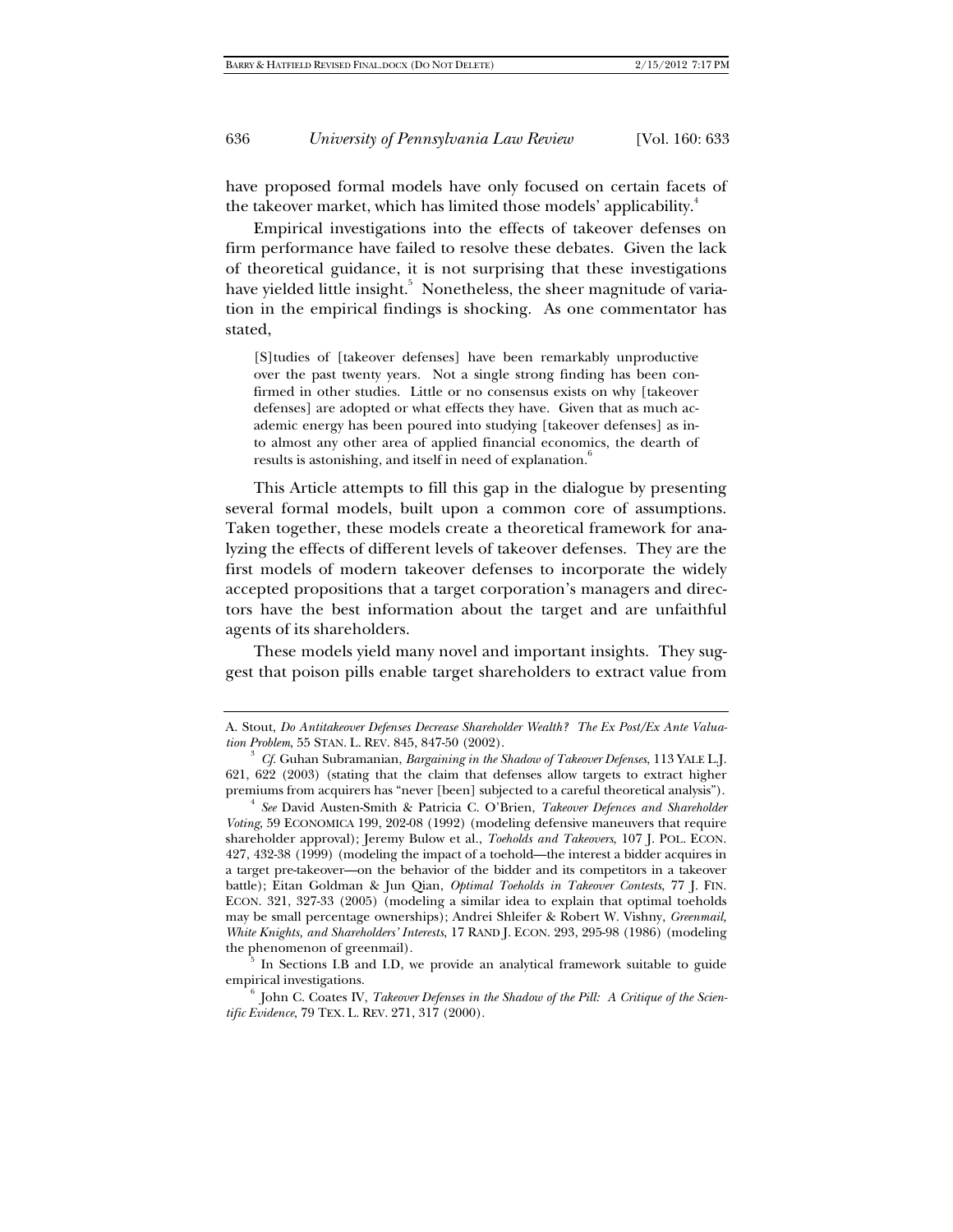have proposed formal models have only focused on certain facets of the takeover market, which has limited those models' applicability.[4]

Empirical investigations into the effects of takeover defenses on firm performance have failed to resolve these debates. Given the lack of theoretical guidance, it is not surprising that these investigations have yielded little insight.[5] Nonetheless, the sheer magnitude of variation in the empirical findings is shocking. As one commentator has stated,

> [S]tudies of [takeover defenses] have been remarkably unproductive over the past twenty years. Not a single strong finding has been confirmed in other studies. Little or no consensus exists on why [takeover defenses] are adopted or what effects they have. Given that as much academic energy has been poured into studying [takeover defenses] as into almost any other area of applied financial economics, the dearth of results is astonishing, and itself in need of explanation.[6]

This Article attempts to fill this gap in the dialogue by presenting several formal models, built upon a common core of assumptions. Taken together, these models create a theoretical framework for analyzing the effects of different levels of takeover defenses. They are the first models of modern takeover defenses to incorporate the widely accepted propositions that a target corporation's managers and directors have the best information about the target and are unfaithful agents of its shareholders.

These models yield many novel and important insights. They suggest that poison pills enable target shareholders to extract value from

---

A. Stout, *Do Antitakeover Defenses Decrease Shareholder Wealth? The Ex Post/Ex Ante Valuation Problem*, 55 STAN. L. REV. 845, 847-50 (2002).

[3] *Cf.* Guhan Subramanian, *Bargaining in the Shadow of Takeover Defenses*, 113 YALE L.J. 621, 622 (2003) (stating that the claim that defenses allow targets to extract higher premiums from acquirers has "never [been] subjected to a careful theoretical analysis").

[4] *See* David Austen-Smith & Patricia C. O'Brien, *Takeover Defences and Shareholder Voting*, 59 ECONOMICA 199, 202-08 (1992) (modeling defensive maneuvers that require shareholder approval); Jeremy Bulow et al., *Toeholds and Takeovers*, 107 J. POL. ECON. 427, 432-38 (1999) (modeling the impact of a toehold—the interest a bidder acquires in a target pre-takeover—on the behavior of the bidder and its competitors in a takeover battle); Eitan Goldman & Jun Qian, *Optimal Toeholds in Takeover Contests*, 77 J. FIN. ECON. 321, 327-33 (2005) (modeling a similar idea to explain that optimal toeholds may be small percentage ownerships); Andrei Shleifer & Robert W. Vishny, *Greenmail, White Knights, and Shareholders' Interests*, 17 RAND J. ECON. 293, 295-98 (1986) (modeling the phenomenon of greenmail).

[5] In Sections I.B and I.D, we provide an analytical framework suitable to guide empirical investigations.

[6] John C. Coates IV, *Takeover Defenses in the Shadow of the Pill: A Critique of the Scientific Evidence*, 79 TEX. L. REV. 271, 317 (2000).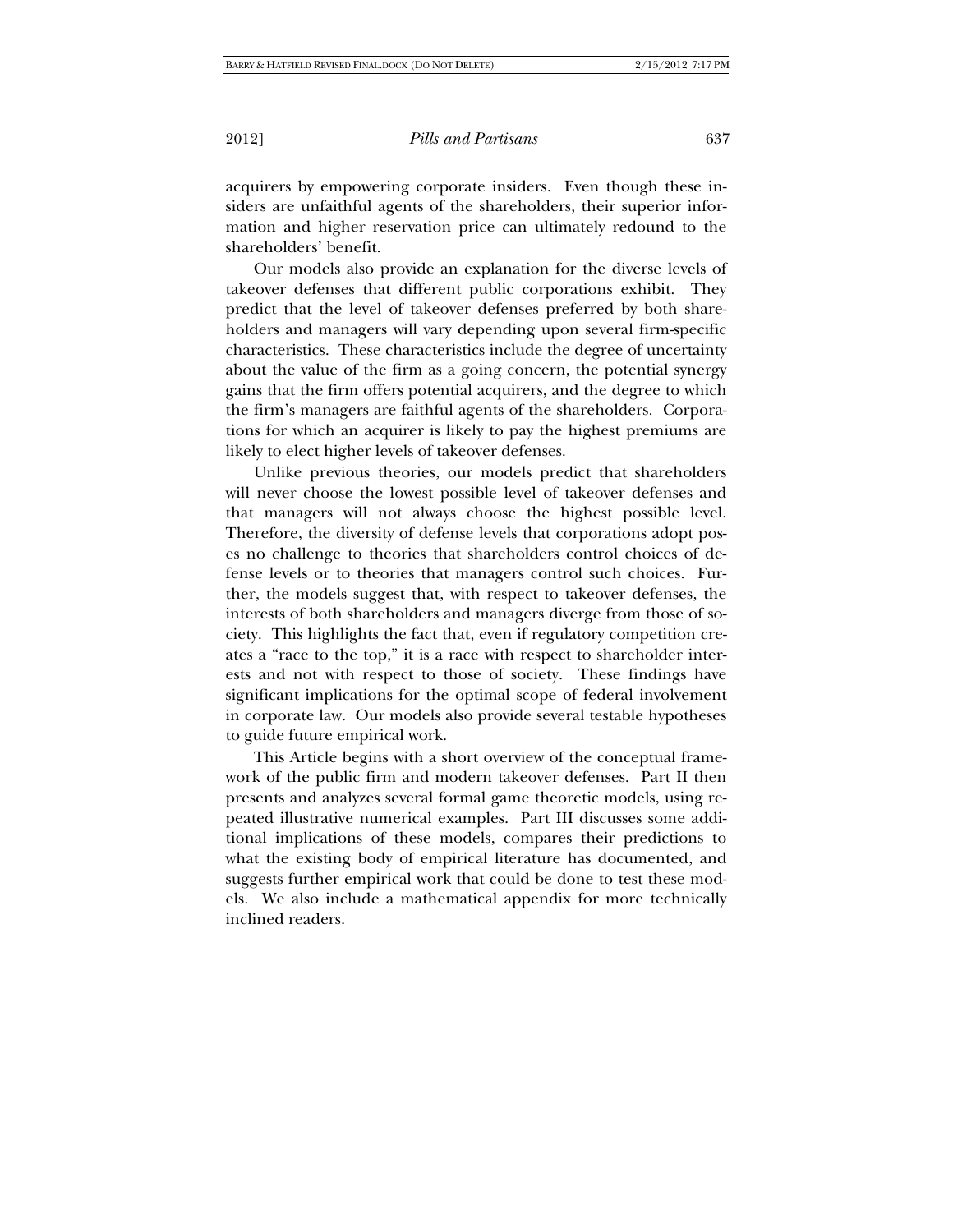acquirers by empowering corporate insiders. Even though these insiders are unfaithful agents of the shareholders, their superior information and higher reservation price can ultimately redound to the shareholders' benefit.

Our models also provide an explanation for the diverse levels of takeover defenses that different public corporations exhibit. They predict that the level of takeover defenses preferred by both shareholders and managers will vary depending upon several firm-specific characteristics. These characteristics include the degree of uncertainty about the value of the firm as a going concern, the potential synergy gains that the firm offers potential acquirers, and the degree to which the firm's managers are faithful agents of the shareholders. Corporations for which an acquirer is likely to pay the highest premiums are likely to elect higher levels of takeover defenses.

Unlike previous theories, our models predict that shareholders will never choose the lowest possible level of takeover defenses and that managers will not always choose the highest possible level. Therefore, the diversity of defense levels that corporations adopt poses no challenge to theories that shareholders control choices of defense levels or to theories that managers control such choices. Further, the models suggest that, with respect to takeover defenses, the interests of both shareholders and managers diverge from those of society. This highlights the fact that, even if regulatory competition creates a "race to the top," it is a race with respect to shareholder interests and not with respect to those of society. These findings have significant implications for the optimal scope of federal involvement in corporate law. Our models also provide several testable hypotheses to guide future empirical work.

This Article begins with a short overview of the conceptual framework of the public firm and modern takeover defenses. Part II then presents and analyzes several formal game theoretic models, using repeated illustrative numerical examples. Part III discusses some additional implications of these models, compares their predictions to what the existing body of empirical literature has documented, and suggests further empirical work that could be done to test these models. We also include a mathematical appendix for more technically inclined readers.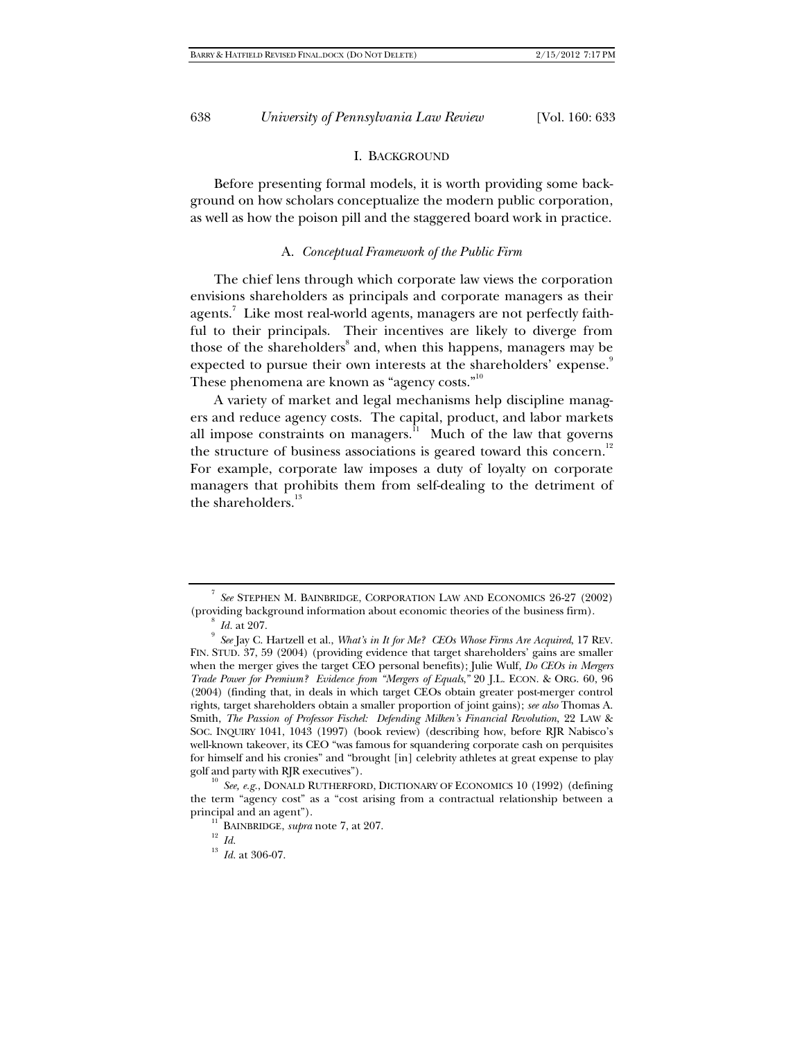## I. BACKGROUND

Before presenting formal models, it is worth providing some background on how scholars conceptualize the modern public corporation, as well as how the poison pill and the staggered board work in practice.

### A. *Conceptual Framework of the Public Firm*

The chief lens through which corporate law views the corporation envisions shareholders as principals and corporate managers as their agents.[7] Like most real-world agents, managers are not perfectly faithful to their principals. Their incentives are likely to diverge from those of the shareholders[8] and, when this happens, managers may be expected to pursue their own interests at the shareholders' expense.[9] These phenomena are known as "agency costs."[10]

A variety of market and legal mechanisms help discipline managers and reduce agency costs. The capital, product, and labor markets all impose constraints on managers.[11] Much of the law that governs the structure of business associations is geared toward this concern.[12] For example, corporate law imposes a duty of loyalty on corporate managers that prohibits them from self-dealing to the detriment of the shareholders.[13]

---

[7] *See* STEPHEN M. BAINBRIDGE, CORPORATION LAW AND ECONOMICS 26-27 (2002) (providing background information about economic theories of the business firm).

[8] *Id.* at 207.

[9] *See* Jay C. Hartzell et al., *What's in It for Me? CEOs Whose Firms Are Acquired*, 17 REV. FIN. STUD. 37, 59 (2004) (providing evidence that target shareholders' gains are smaller when the merger gives the target CEO personal benefits); Julie Wulf, *Do CEOs in Mergers Trade Power for Premium? Evidence from "Mergers of Equals*,*"* 20 J.L. ECON. & ORG. 60, 96 (2004) (finding that, in deals in which target CEOs obtain greater post-merger control rights, target shareholders obtain a smaller proportion of joint gains); *see also* Thomas A. Smith, *The Passion of Professor Fischel: Defending Milken's Financial Revolution*, 22 LAW & SOC. INQUIRY 1041, 1043 (1997) (book review) (describing how, before RJR Nabisco's well-known takeover, its CEO "was famous for squandering corporate cash on perquisites for himself and his cronies" and "brought [in] celebrity athletes at great expense to play golf and party with RJR executives").

[10] *See, e.g.*, DONALD RUTHERFORD, DICTIONARY OF ECONOMICS 10 (1992) (defining the term "agency cost" as a "cost arising from a contractual relationship between a principal and an agent").

[11] BAINBRIDGE, *supra* note 7, at 207.

[12] *Id.*

[13] *Id.* at 306-07.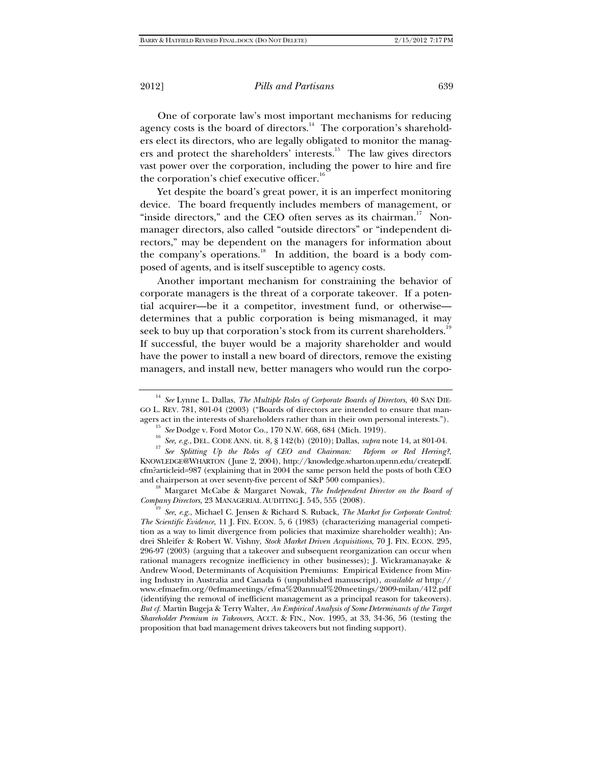One of corporate law's most important mechanisms for reducing agency costs is the board of directors.[14] The corporation's shareholders elect its directors, who are legally obligated to monitor the managers and protect the shareholders' interests.[15] The law gives directors vast power over the corporation, including the power to hire and fire the corporation's chief executive officer.[16]

Yet despite the board's great power, it is an imperfect monitoring device. The board frequently includes members of management, or "inside directors," and the CEO often serves as its chairman.[17] Non-manager directors, also called "outside directors" or "independent directors," may be dependent on the managers for information about the company's operations.[18] In addition, the board is a body composed of agents, and is itself susceptible to agency costs.

Another important mechanism for constraining the behavior of corporate managers is the threat of a corporate takeover. If a potential acquirer—be it a competitor, investment fund, or otherwise—determines that a public corporation is being mismanaged, it may seek to buy up that corporation's stock from its current shareholders.[19] If successful, the buyer would be a majority shareholder and would have the power to install a new board of directors, remove the existing managers, and install new, better managers who would run the corpo-

---

[14] *See* Lynne L. Dallas, *The Multiple Roles of Corporate Boards of Directors*, 40 SAN DIEGO L. REV. 781, 801-04 (2003) ("Boards of directors are intended to ensure that managers act in the interests of shareholders rather than in their own personal interests.").

[15] *See* Dodge v. Ford Motor Co., 170 N.W. 668, 684 (Mich. 1919).

[16] *See, e.g.*, DEL. CODE ANN. tit. 8, § 142(b) (2010); Dallas, *supra* note 14, at 801-04.

[17] *See Splitting Up the Roles of CEO and Chairman: Reform or Red Herring?*, KNOWLEDGE@WHARTON (June 2, 2004), http://knowledge.wharton.upenn.edu/createpdf.cfm?articleid=987 (explaining that in 2004 the same person held the posts of both CEO and chairperson at over seventy-five percent of S&P 500 companies).

[18] Margaret McCabe & Margaret Nowak, *The Independent Director on the Board of Company Directors*, 23 MANAGERIAL AUDITING J. 545, 555 (2008).

[19] *See, e.g.*, Michael C. Jensen & Richard S. Ruback, *The Market for Corporate Control: The Scientific Evidence*, 11 J. FIN. ECON. 5, 6 (1983) (characterizing managerial competition as a way to limit divergence from policies that maximize shareholder wealth); Andrei Shleifer & Robert W. Vishny, *Stock Market Driven Acquisitions*, 70 J. FIN. ECON. 295, 296-97 (2003) (arguing that a takeover and subsequent reorganization can occur when rational managers recognize inefficiency in other businesses); J. Wickramanayake & Andrew Wood, Determinants of Acquisition Premiums: Empirical Evidence from Mining Industry in Australia and Canada 6 (unpublished manuscript), *available at* http://www.efmaefm.org/0efmameetings/efma%20annual%20meetings/2009-milan/412.pdf (identifying the removal of inefficient management as a principal reason for takeovers). *But cf.* Martin Bugeja & Terry Walter, *An Empirical Analysis of Some Determinants of the Target Shareholder Premium in Takeovers*, ACCT. & FIN., Nov. 1995, at 33, 34-36, 56 (testing the proposition that bad management drives takeovers but not finding support).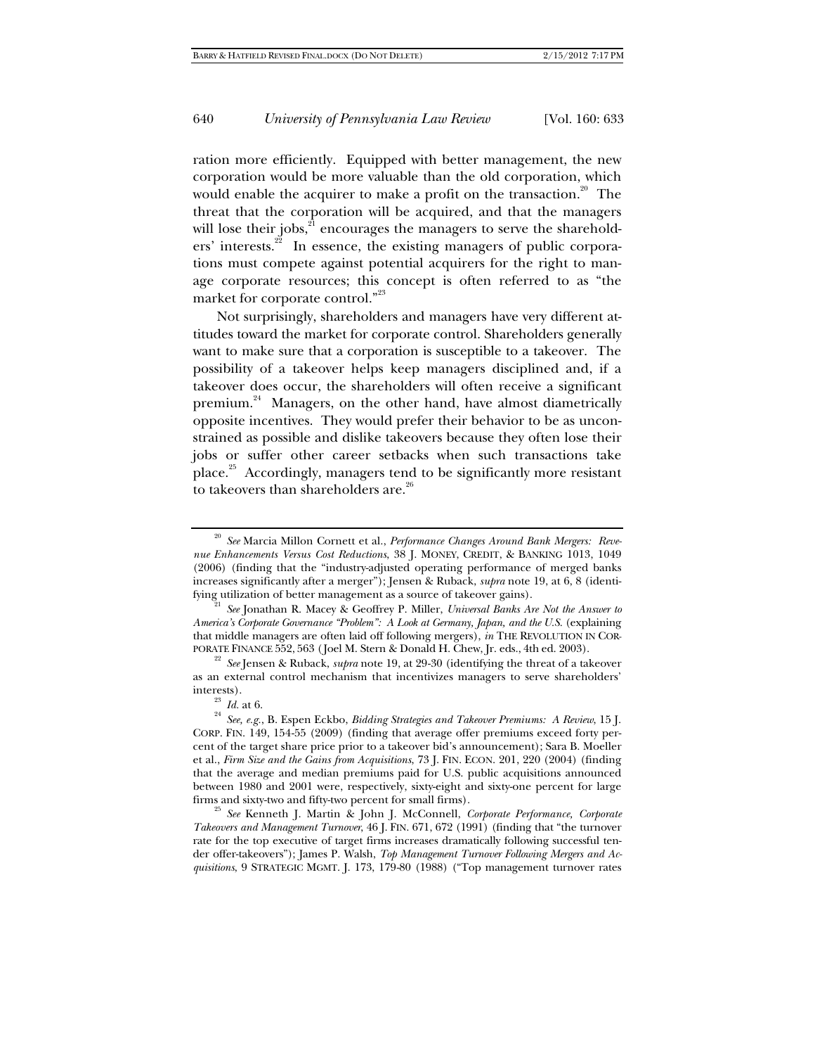ration more efficiently. Equipped with better management, the new corporation would be more valuable than the old corporation, which would enable the acquirer to make a profit on the transaction.[20] The threat that the corporation will be acquired, and that the managers will lose their jobs,[21] encourages the managers to serve the shareholders' interests.[22] In essence, the existing managers of public corporations must compete against potential acquirers for the right to manage corporate resources; this concept is often referred to as "the market for corporate control."[23]

Not surprisingly, shareholders and managers have very different attitudes toward the market for corporate control. Shareholders generally want to make sure that a corporation is susceptible to a takeover. The possibility of a takeover helps keep managers disciplined and, if a takeover does occur, the shareholders will often receive a significant premium.[24] Managers, on the other hand, have almost diametrically opposite incentives. They would prefer their behavior to be as unconstrained as possible and dislike takeovers because they often lose their jobs or suffer other career setbacks when such transactions take place.[25] Accordingly, managers tend to be significantly more resistant to takeovers than shareholders are.[26]

---

[20] *See* Marcia Millon Cornett et al., *Performance Changes Around Bank Mergers: Revenue Enhancements Versus Cost Reductions*, 38 J. MONEY, CREDIT, & BANKING 1013, 1049 (2006) (finding that the "industry-adjusted operating performance of merged banks increases significantly after a merger"); Jensen & Ruback, *supra* note 19, at 6, 8 (identifying utilization of better management as a source of takeover gains).

[21] *See* Jonathan R. Macey & Geoffrey P. Miller, *Universal Banks Are Not the Answer to America's Corporate Governance "Problem": A Look at Germany, Japan, and the U.S.* (explaining that middle managers are often laid off following mergers), *in* THE REVOLUTION IN CORPORATE FINANCE 552, 563 (Joel M. Stern & Donald H. Chew, Jr. eds., 4th ed. 2003).

[22] *See* Jensen & Ruback, *supra* note 19, at 29-30 (identifying the threat of a takeover as an external control mechanism that incentivizes managers to serve shareholders' interests).

[23] *Id.* at 6.

[24] *See, e.g.*, B. Espen Eckbo, *Bidding Strategies and Takeover Premiums: A Review*, 15 J. CORP. FIN. 149, 154-55 (2009) (finding that average offer premiums exceed forty percent of the target share price prior to a takeover bid's announcement); Sara B. Moeller et al., *Firm Size and the Gains from Acquisitions*, 73 J. FIN. ECON. 201, 220 (2004) (finding that the average and median premiums paid for U.S. public acquisitions announced between 1980 and 2001 were, respectively, sixty-eight and sixty-one percent for large firms and sixty-two and fifty-two percent for small firms).

[25] *See* Kenneth J. Martin & John J. McConnell, *Corporate Performance, Corporate Takeovers and Management Turnover*, 46 J. FIN. 671, 672 (1991) (finding that "the turnover rate for the top executive of target firms increases dramatically following successful tender offer-takeovers"); James P. Walsh, *Top Management Turnover Following Mergers and Acquisitions*, 9 STRATEGIC MGMT. J. 173, 179-80 (1988) ("Top management turnover rates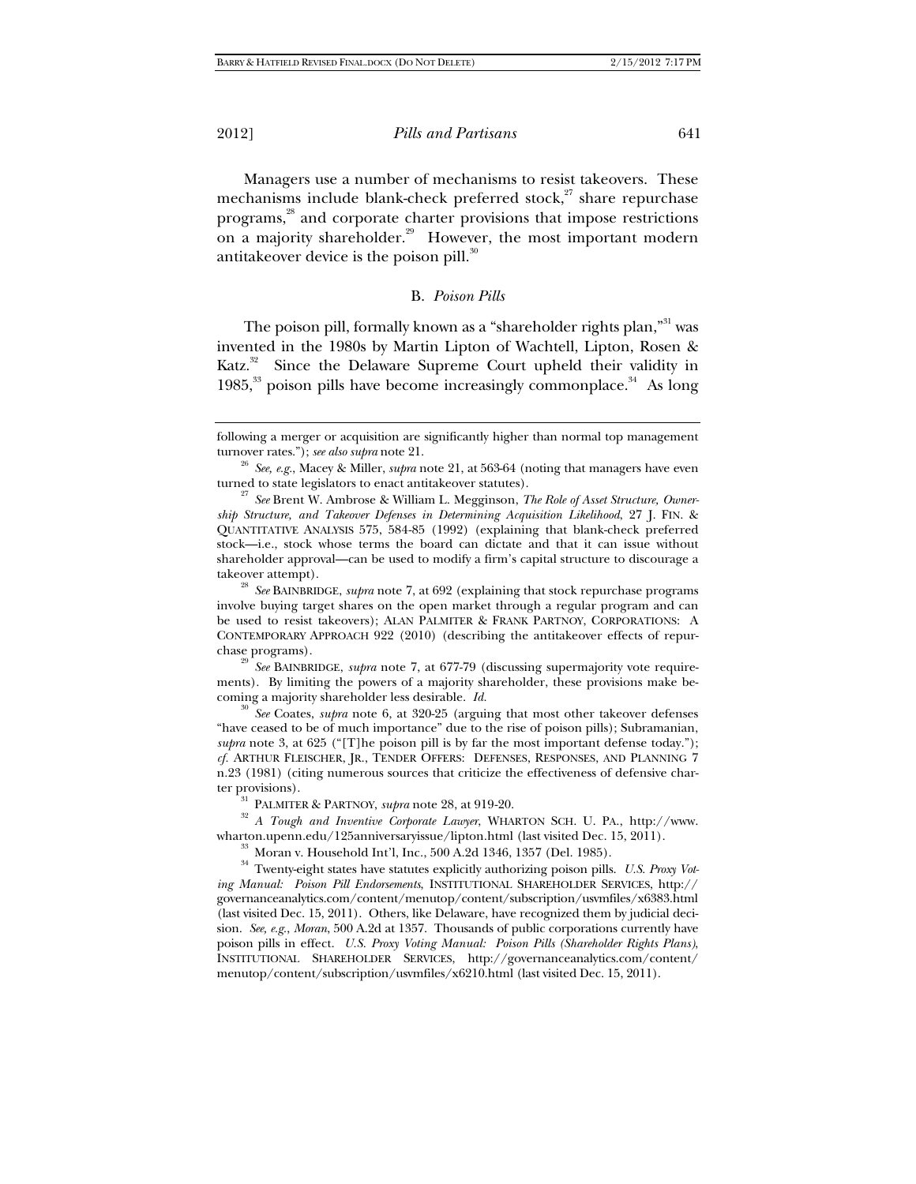Managers use a number of mechanisms to resist takeovers. These mechanisms include blank-check preferred stock,[27] share repurchase programs,[28] and corporate charter provisions that impose restrictions on a majority shareholder.[29] However, the most important modern antitakeover device is the poison pill.[30]

### B. *Poison Pills*

The poison pill, formally known as a "shareholder rights plan,"[31] was invented in the 1980s by Martin Lipton of Wachtell, Lipton, Rosen & Katz.[32] Since the Delaware Supreme Court upheld their validity in 1985,[33] poison pills have become increasingly commonplace.[34] As long

---

following a merger or acquisition are significantly higher than normal top management turnover rates."); *see also supra* note 21.

[26] *See, e.g.*, Macey & Miller, *supra* note 21, at 563-64 (noting that managers have even turned to state legislators to enact antitakeover statutes).

[27] *See* Brent W. Ambrose & William L. Megginson, *The Role of Asset Structure, Ownership Structure, and Takeover Defenses in Determining Acquisition Likelihood*, 27 J. FIN. & QUANTITATIVE ANALYSIS 575, 584-85 (1992) (explaining that blank-check preferred stock—i.e., stock whose terms the board can dictate and that it can issue without shareholder approval—can be used to modify a firm's capital structure to discourage a takeover attempt).

[28] *See* BAINBRIDGE, *supra* note 7, at 692 (explaining that stock repurchase programs involve buying target shares on the open market through a regular program and can be used to resist takeovers); ALAN PALMITER & FRANK PARTNOY, CORPORATIONS: A CONTEMPORARY APPROACH 922 (2010) (describing the antitakeover effects of repurchase programs).

[29] *See* BAINBRIDGE, *supra* note 7, at 677-79 (discussing supermajority vote requirements). By limiting the powers of a majority shareholder, these provisions make becoming a majority shareholder less desirable. *Id.*

[30] *See* Coates, *supra* note 6, at 320-25 (arguing that most other takeover defenses "have ceased to be of much importance" due to the rise of poison pills); Subramanian, *supra* note 3, at 625 ("[T]he poison pill is by far the most important defense today."); *cf.* ARTHUR FLEISCHER, JR., TENDER OFFERS: DEFENSES, RESPONSES, AND PLANNING 7 n.23 (1981) (citing numerous sources that criticize the effectiveness of defensive charter provisions).

[31] PALMITER & PARTNOY, *supra* note 28, at 919-20.

[32] *A Tough and Inventive Corporate Lawyer*, WHARTON SCH. U. PA., http://www.wharton.upenn.edu/125anniversaryissue/lipton.html (last visited Dec. 15, 2011).

[33] Moran v. Household Int'l, Inc., 500 A.2d 1346, 1357 (Del. 1985).

[34] Twenty-eight states have statutes explicitly authorizing poison pills. *U.S. Proxy Voting Manual: Poison Pill Endorsements*, INSTITUTIONAL SHAREHOLDER SERVICES, http://governanceanalytics.com/content/menutop/content/subscription/usvmfiles/x6383.html (last visited Dec. 15, 2011). Others, like Delaware, have recognized them by judicial decision. *See, e.g.*, *Moran*, 500 A.2d at 1357. Thousands of public corporations currently have poison pills in effect. *U.S. Proxy Voting Manual: Poison Pills (Shareholder Rights Plans)*, INSTITUTIONAL SHAREHOLDER SERVICES, http://governanceanalytics.com/content/menutop/content/subscription/usvmfiles/x6210.html (last visited Dec. 15, 2011).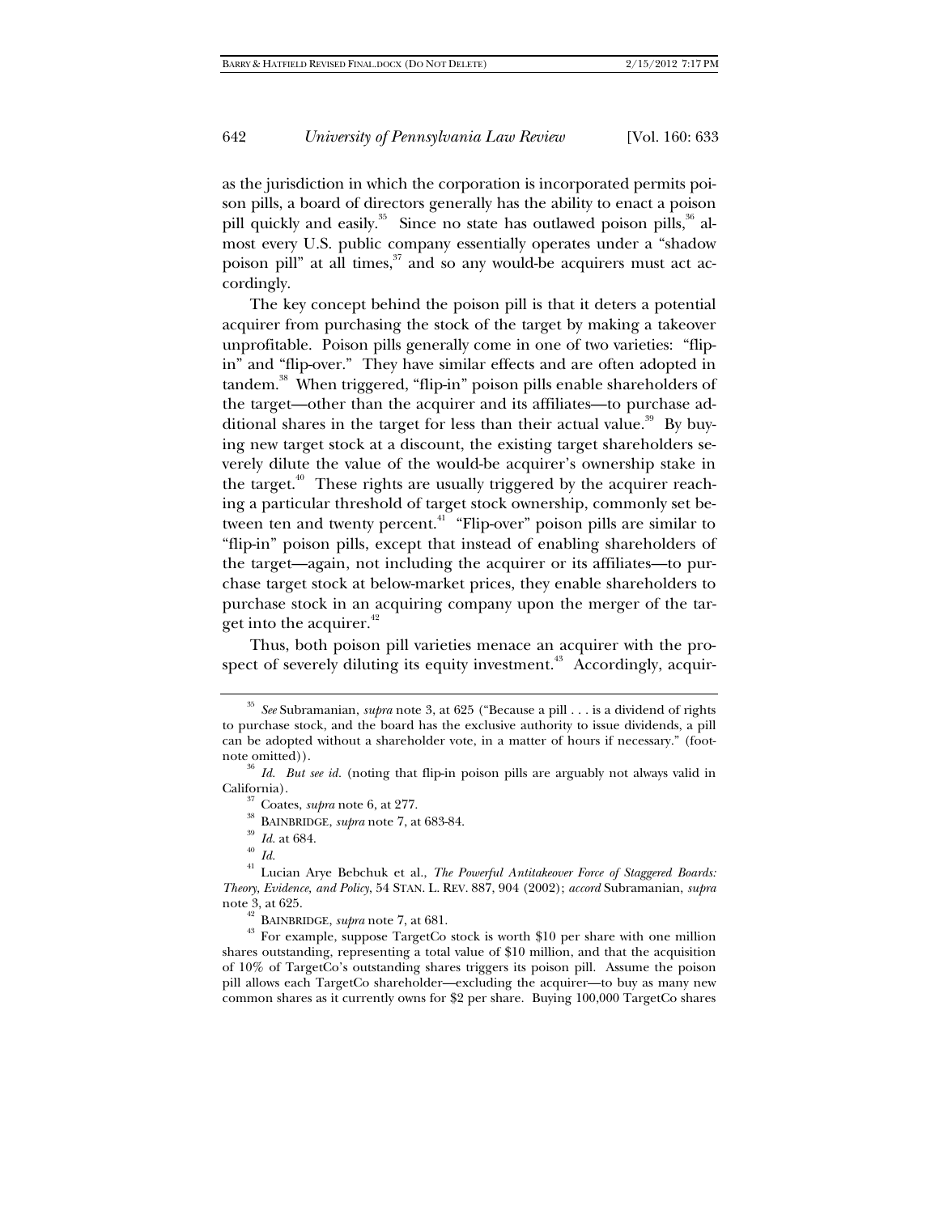as the jurisdiction in which the corporation is incorporated permits poison pills, a board of directors generally has the ability to enact a poison pill quickly and easily.[35] Since no state has outlawed poison pills,[36] almost every U.S. public company essentially operates under a "shadow poison pill" at all times,[37] and so any would-be acquirers must act accordingly.

The key concept behind the poison pill is that it deters a potential acquirer from purchasing the stock of the target by making a takeover unprofitable. Poison pills generally come in one of two varieties: "flip-in" and "flip-over." They have similar effects and are often adopted in tandem.[38] When triggered, "flip-in" poison pills enable shareholders of the target—other than the acquirer and its affiliates—to purchase additional shares in the target for less than their actual value.[39] By buying new target stock at a discount, the existing target shareholders severely dilute the value of the would-be acquirer's ownership stake in the target.[40] These rights are usually triggered by the acquirer reaching a particular threshold of target stock ownership, commonly set between ten and twenty percent.[41] "Flip-over" poison pills are similar to "flip-in" poison pills, except that instead of enabling shareholders of the target—again, not including the acquirer or its affiliates—to purchase target stock at below-market prices, they enable shareholders to purchase stock in an acquiring company upon the merger of the target into the acquirer.[42]

Thus, both poison pill varieties menace an acquirer with the prospect of severely diluting its equity investment.[43] Accordingly, acquir-

---

[35] *See* Subramanian, *supra* note 3, at 625 ("Because a pill . . . is a dividend of rights to purchase stock, and the board has the exclusive authority to issue dividends, a pill can be adopted without a shareholder vote, in a matter of hours if necessary." (footnote omitted)).

[36] *Id. But see id.* (noting that flip-in poison pills are arguably not always valid in California).

[37] Coates, *supra* note 6, at 277.

[38] BAINBRIDGE, *supra* note 7, at 683-84.

[39] *Id.* at 684.

[40] *Id.*

[41] Lucian Arye Bebchuk et al., *The Powerful Antitakeover Force of Staggered Boards: Theory, Evidence, and Policy*, 54 STAN. L. REV. 887, 904 (2002); *accord* Subramanian, *supra* note 3, at 625.

[42] BAINBRIDGE, *supra* note 7, at 681.

[43] For example, suppose TargetCo stock is worth $10 per share with one million shares outstanding, representing a total value of $10 million, and that the acquisition of 10% of TargetCo's outstanding shares triggers its poison pill. Assume the poison pill allows each TargetCo shareholder—excluding the acquirer—to buy as many new common shares as it currently owns for $2 per share. Buying 100,000 TargetCo shares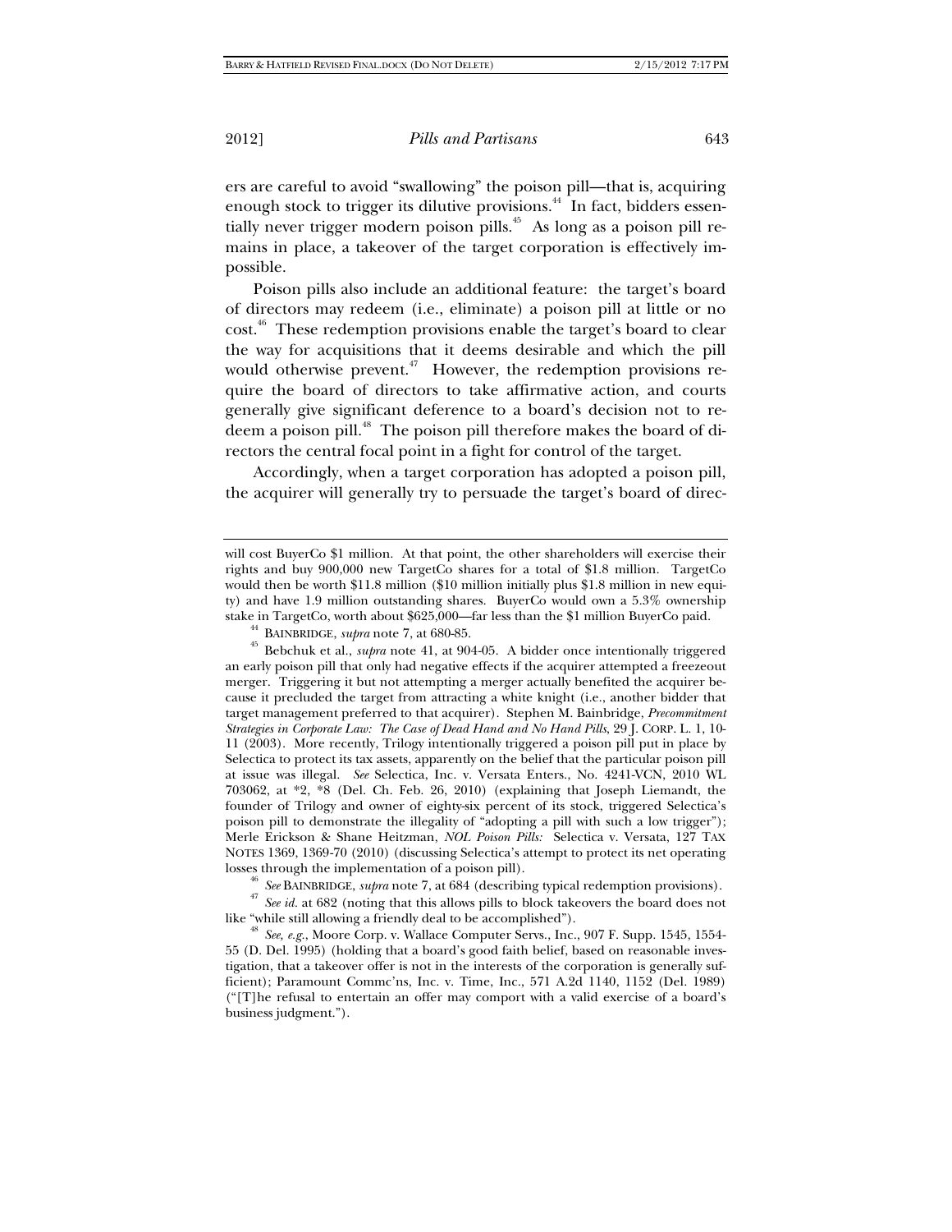ers are careful to avoid "swallowing" the poison pill—that is, acquiring enough stock to trigger its dilutive provisions.[44] In fact, bidders essentially never trigger modern poison pills.[45] As long as a poison pill remains in place, a takeover of the target corporation is effectively impossible.

Poison pills also include an additional feature: the target's board of directors may redeem (i.e., eliminate) a poison pill at little or no cost.[46] These redemption provisions enable the target's board to clear the way for acquisitions that it deems desirable and which the pill would otherwise prevent.[47] However, the redemption provisions require the board of directors to take affirmative action, and courts generally give significant deference to a board's decision not to redeem a poison pill.[48] The poison pill therefore makes the board of directors the central focal point in a fight for control of the target.

Accordingly, when a target corporation has adopted a poison pill, the acquirer will generally try to persuade the target's board of direc-

---

will cost BuyerCo $1 million. At that point, the other shareholders will exercise their rights and buy 900,000 new TargetCo shares for a total of $1.8 million. TargetCo would then be worth $11.8 million ($10 million initially plus $1.8 million in new equity) and have 1.9 million outstanding shares. BuyerCo would own a 5.3% ownership stake in TargetCo, worth about $625,000—far less than the $1 million BuyerCo paid.

[44] BAINBRIDGE, *supra* note 7, at 680-85.

[45] Bebchuk et al., *supra* note 41, at 904-05. A bidder once intentionally triggered an early poison pill that only had negative effects if the acquirer attempted a freezeout merger. Triggering it but not attempting a merger actually benefited the acquirer because it precluded the target from attracting a white knight (i.e., another bidder that target management preferred to that acquirer). Stephen M. Bainbridge, *Precommitment Strategies in Corporate Law: The Case of Dead Hand and No Hand Pills*, 29 J. CORP. L. 1, 10-11 (2003). More recently, Trilogy intentionally triggered a poison pill put in place by Selectica to protect its tax assets, apparently on the belief that the particular poison pill at issue was illegal. *See* Selectica, Inc. v. Versata Enters., No. 4241-VCN, 2010 WL 703062, at *2, *8 (Del. Ch. Feb. 26, 2010) (explaining that Joseph Liemandt, the founder of Trilogy and owner of eighty-six percent of its stock, triggered Selectica's poison pill to demonstrate the illegality of "adopting a pill with such a low trigger"); Merle Erickson & Shane Heitzman, *NOL Poison Pills:* Selectica v. Versata, 127 TAX NOTES 1369, 1369-70 (2010) (discussing Selectica's attempt to protect its net operating losses through the implementation of a poison pill).

[46] *See* BAINBRIDGE, *supra* note 7, at 684 (describing typical redemption provisions).

[47] *See id.* at 682 (noting that this allows pills to block takeovers the board does not like "while still allowing a friendly deal to be accomplished").

[48] *See, e.g.*, Moore Corp. v. Wallace Computer Servs., Inc., 907 F. Supp. 1545, 1554-55 (D. Del. 1995) (holding that a board's good faith belief, based on reasonable investigation, that a takeover offer is not in the interests of the corporation is generally sufficient); Paramount Commc'ns, Inc. v. Time, Inc., 571 A.2d 1140, 1152 (Del. 1989) ("[T]he refusal to entertain an offer may comport with a valid exercise of a board's business judgment.").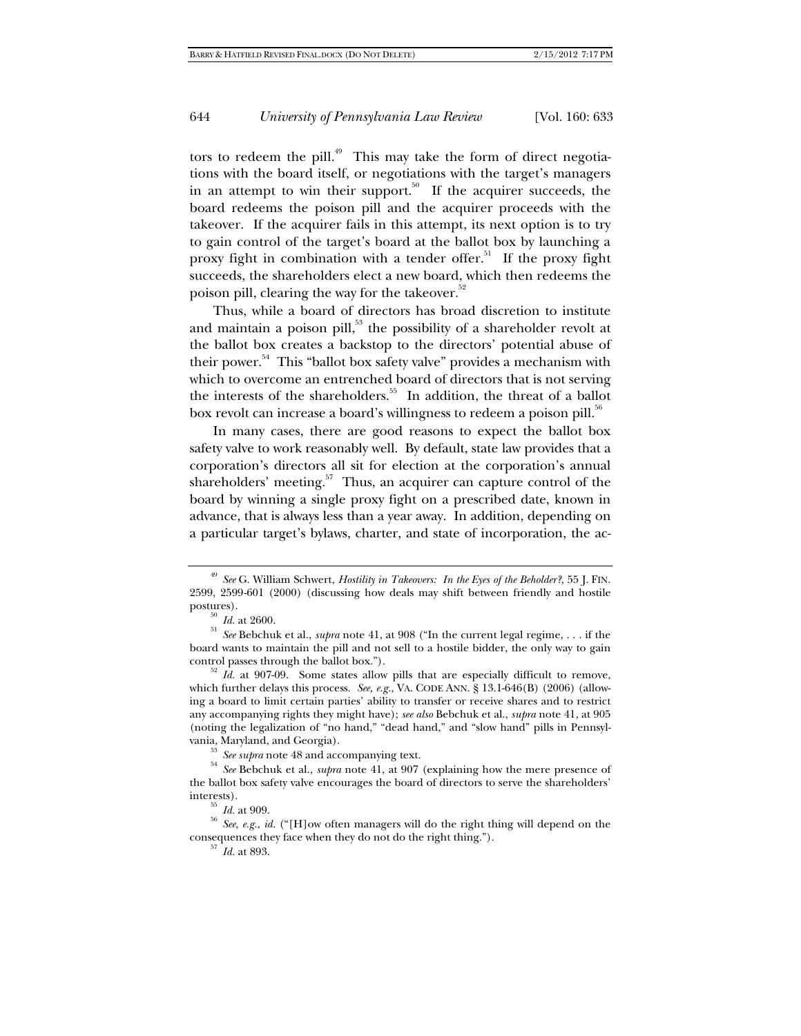tors to redeem the pill.[49] This may take the form of direct negotiations with the board itself, or negotiations with the target's managers in an attempt to win their support.[50] If the acquirer succeeds, the board redeems the poison pill and the acquirer proceeds with the takeover. If the acquirer fails in this attempt, its next option is to try to gain control of the target's board at the ballot box by launching a proxy fight in combination with a tender offer.[51] If the proxy fight succeeds, the shareholders elect a new board, which then redeems the poison pill, clearing the way for the takeover.[52]

Thus, while a board of directors has broad discretion to institute and maintain a poison pill,[53] the possibility of a shareholder revolt at the ballot box creates a backstop to the directors' potential abuse of their power.[54] This "ballot box safety valve" provides a mechanism with which to overcome an entrenched board of directors that is not serving the interests of the shareholders.[55] In addition, the threat of a ballot box revolt can increase a board's willingness to redeem a poison pill.[56]

In many cases, there are good reasons to expect the ballot box safety valve to work reasonably well. By default, state law provides that a corporation's directors all sit for election at the corporation's annual shareholders' meeting.[57] Thus, an acquirer can capture control of the board by winning a single proxy fight on a prescribed date, known in advance, that is always less than a year away. In addition, depending on a particular target's bylaws, charter, and state of incorporation, the ac-

---

[49] *See* G. William Schwert, *Hostility in Takeovers: In the Eyes of the Beholder?*, 55 J. FIN. 2599, 2599-601 (2000) (discussing how deals may shift between friendly and hostile postures).

[50] *Id.* at 2600.

[51] *See* Bebchuk et al., *supra* note 41, at 908 ("In the current legal regime, . . . if the board wants to maintain the pill and not sell to a hostile bidder, the only way to gain control passes through the ballot box.").

[52] *Id.* at 907-09. Some states allow pills that are especially difficult to remove, which further delays this process. *See, e.g.*, VA. CODE ANN. § 13.1-646(B) (2006) (allowing a board to limit certain parties' ability to transfer or receive shares and to restrict any accompanying rights they might have); *see also* Bebchuk et al., *supra* note 41, at 905 (noting the legalization of "no hand," "dead hand," and "slow hand" pills in Pennsylvania, Maryland, and Georgia).

[53] *See supra* note 48 and accompanying text.

[54] *See* Bebchuk et al., *supra* note 41, at 907 (explaining how the mere presence of the ballot box safety valve encourages the board of directors to serve the shareholders' interests).

[55] *Id.* at 909.

[56] *See, e.g.*, *id.* ("[H]ow often managers will do the right thing will depend on the consequences they face when they do not do the right thing.").

[57] *Id.* at 893.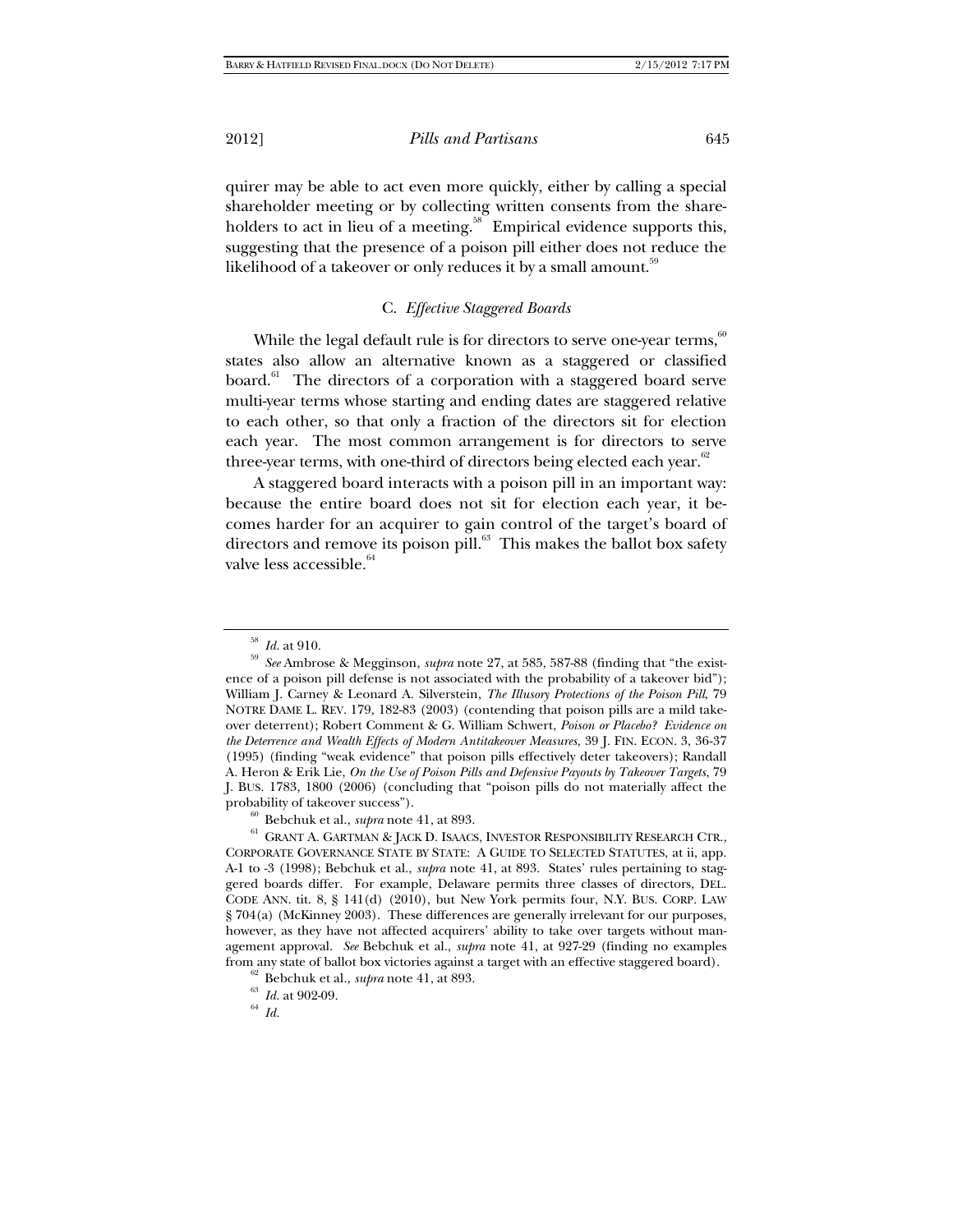quirer may be able to act even more quickly, either by calling a special shareholder meeting or by collecting written consents from the shareholders to act in lieu of a meeting.[58] Empirical evidence supports this, suggesting that the presence of a poison pill either does not reduce the likelihood of a takeover or only reduces it by a small amount.[59]

### C. *Effective Staggered Boards*

While the legal default rule is for directors to serve one-year terms,[60] states also allow an alternative known as a staggered or classified board.[61] The directors of a corporation with a staggered board serve multi-year terms whose starting and ending dates are staggered relative to each other, so that only a fraction of the directors sit for election each year. The most common arrangement is for directors to serve three-year terms, with one-third of directors being elected each year.[62]

A staggered board interacts with a poison pill in an important way: because the entire board does not sit for election each year, it becomes harder for an acquirer to gain control of the target's board of directors and remove its poison pill.[63] This makes the ballot box safety valve less accessible.[64]

---

[58] *Id.* at 910.

[59] *See* Ambrose & Megginson, *supra* note 27, at 585, 587-88 (finding that "the existence of a poison pill defense is not associated with the probability of a takeover bid"); William J. Carney & Leonard A. Silverstein, *The Illusory Protections of the Poison Pill*, 79 NOTRE DAME L. REV. 179, 182-83 (2003) (contending that poison pills are a mild takeover deterrent); Robert Comment & G. William Schwert, *Poison or Placebo? Evidence on the Deterrence and Wealth Effects of Modern Antitakeover Measures*, 39 J. FIN. ECON. 3, 36-37 (1995) (finding "weak evidence" that poison pills effectively deter takeovers); Randall A. Heron & Erik Lie, *On the Use of Poison Pills and Defensive Payouts by Takeover Targets*, 79 J. BUS. 1783, 1800 (2006) (concluding that "poison pills do not materially affect the probability of takeover success").

[60] Bebchuk et al., *supra* note 41, at 893.

[61] GRANT A. GARTMAN & JACK D. ISAACS, INVESTOR RESPONSIBILITY RESEARCH CTR., CORPORATE GOVERNANCE STATE BY STATE: A GUIDE TO SELECTED STATUTES, at ii, app. A-1 to -3 (1998); Bebchuk et al., *supra* note 41, at 893. States' rules pertaining to staggered boards differ. For example, Delaware permits three classes of directors, DEL. CODE ANN. tit. 8, § 141(d) (2010), but New York permits four, N.Y. BUS. CORP. LAW § 704(a) (McKinney 2003). These differences are generally irrelevant for our purposes, however, as they have not affected acquirers' ability to take over targets without management approval. *See* Bebchuk et al., *supra* note 41, at 927-29 (finding no examples from any state of ballot box victories against a target with an effective staggered board).

[62] Bebchuk et al., *supra* note 41, at 893.

[63] *Id.* at 902-09.

[64] *Id.*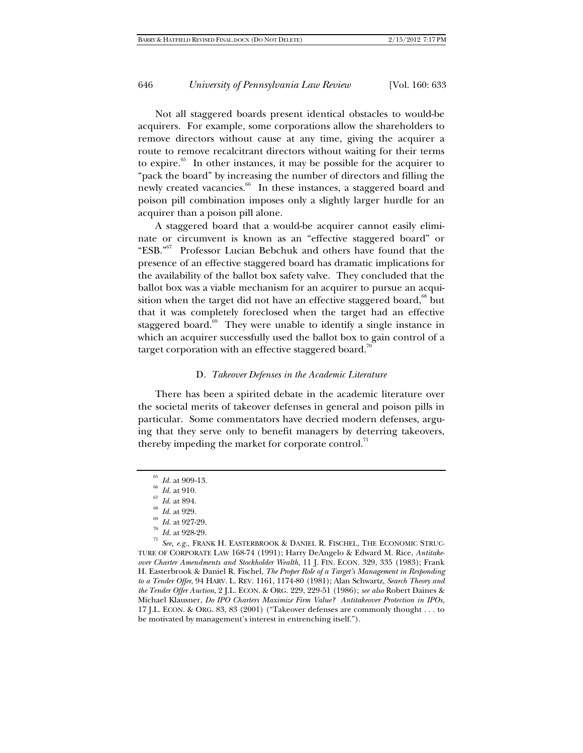Not all staggered boards present identical obstacles to would-be acquirers. For example, some corporations allow the shareholders to remove directors without cause at any time, giving the acquirer a route to remove recalcitrant directors without waiting for their terms to expire.[65] In other instances, it may be possible for the acquirer to "pack the board" by increasing the number of directors and filling the newly created vacancies.[66] In these instances, a staggered board and poison pill combination imposes only a slightly larger hurdle for an acquirer than a poison pill alone.

A staggered board that a would-be acquirer cannot easily eliminate or circumvent is known as an "effective staggered board" or "ESB."[67] Professor Lucian Bebchuk and others have found that the presence of an effective staggered board has dramatic implications for the availability of the ballot box safety valve. They concluded that the ballot box was a viable mechanism for an acquirer to pursue an acquisition when the target did not have an effective staggered board,[68] but that it was completely foreclosed when the target had an effective staggered board.[69] They were unable to identify a single instance in which an acquirer successfully used the ballot box to gain control of a target corporation with an effective staggered board.[70]

### D. *Takeover Defenses in the Academic Literature*

There has been a spirited debate in the academic literature over the societal merits of takeover defenses in general and poison pills in particular. Some commentators have decried modern defenses, arguing that they serve only to benefit managers by deterring takeovers, thereby impeding the market for corporate control.[71]

---

[65] *Id.* at 909-13.

[66] *Id.* at 910.

[67] *Id.* at 894.

[68] *Id.* at 929.

[69] *Id.* at 927-29.

[70] *Id.* at 928-29.

[71] *See, e.g.*, FRANK H. EASTERBROOK & DANIEL R. FISCHEL, THE ECONOMIC STRUCTURE OF CORPORATE LAW 168-74 (1991); Harry DeAngelo & Edward M. Rice, *Antitakeover Charter Amendments and Stockholder Wealth*, 11 J. FIN. ECON. 329, 335 (1983); Frank H. Easterbrook & Daniel R. Fischel, *The Proper Role of a Target's Management in Responding to a Tender Offer*, 94 HARV. L. REV. 1161, 1174-80 (1981); Alan Schwartz, *Search Theory and the Tender Offer Auction*, 2 J.L. ECON. & ORG. 229, 229-51 (1986); *see also* Robert Daines & Michael Klausner, *Do IPO Charters Maximize Firm Value? Antitakeover Protection in IPOs*, 17 J.L. ECON. & ORG. 83, 83 (2001) ("Takeover defenses are commonly thought . . . to be motivated by management's interest in entrenching itself.").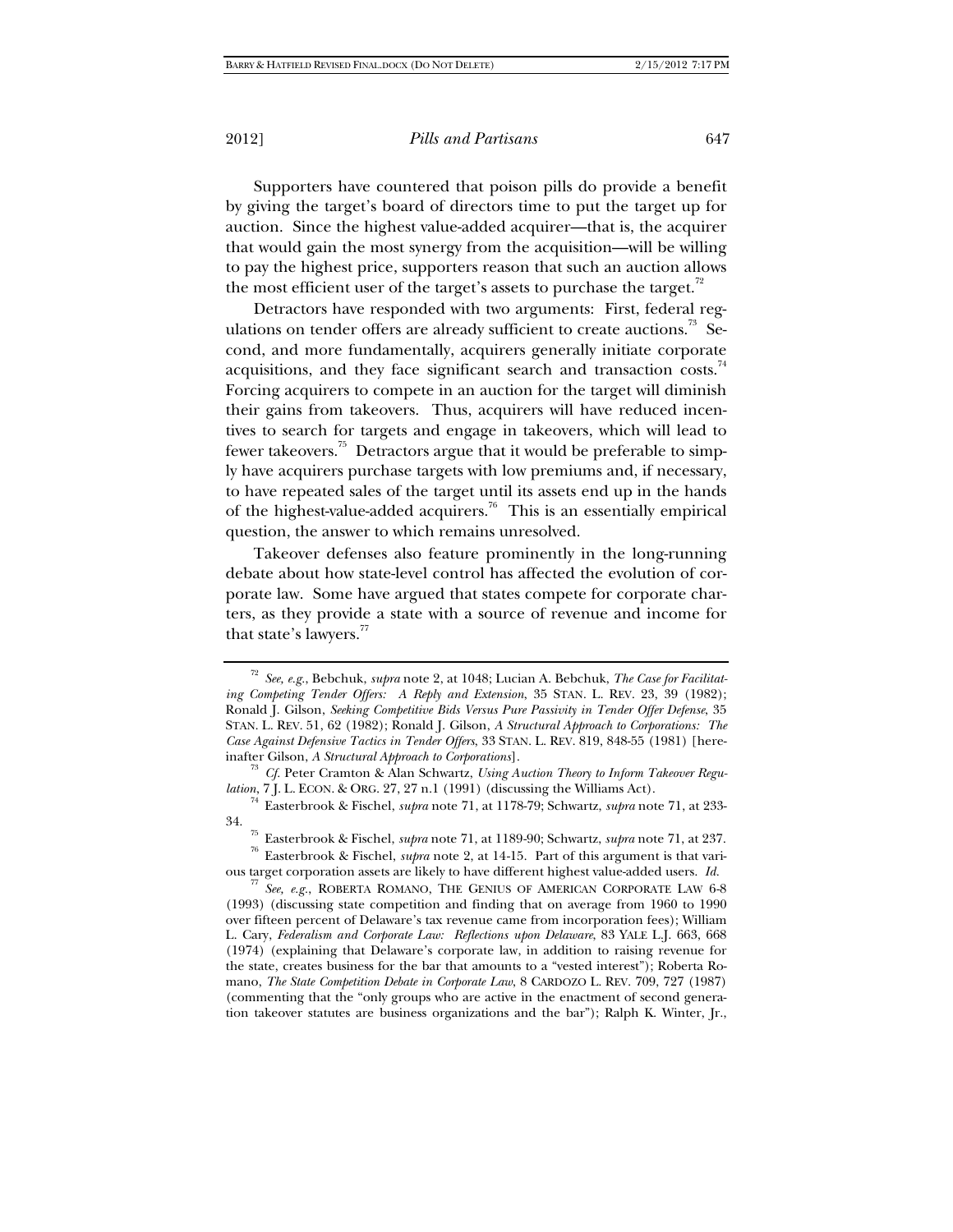Supporters have countered that poison pills do provide a benefit by giving the target's board of directors time to put the target up for auction. Since the highest value-added acquirer—that is, the acquirer that would gain the most synergy from the acquisition—will be willing to pay the highest price, supporters reason that such an auction allows the most efficient user of the target's assets to purchase the target.[72]

Detractors have responded with two arguments: First, federal regulations on tender offers are already sufficient to create auctions.[73] Second, and more fundamentally, acquirers generally initiate corporate acquisitions, and they face significant search and transaction costs.[74] Forcing acquirers to compete in an auction for the target will diminish their gains from takeovers. Thus, acquirers will have reduced incentives to search for targets and engage in takeovers, which will lead to fewer takeovers.[75] Detractors argue that it would be preferable to simply have acquirers purchase targets with low premiums and, if necessary, to have repeated sales of the target until its assets end up in the hands of the highest-value-added acquirers.[76] This is an essentially empirical question, the answer to which remains unresolved.

Takeover defenses also feature prominently in the long-running debate about how state-level control has affected the evolution of corporate law. Some have argued that states compete for corporate charters, as they provide a state with a source of revenue and income for that state's lawyers.[77]

---

[72] *See, e.g.*, Bebchuk, *supra* note 2, at 1048; Lucian A. Bebchuk, *The Case for Facilitating Competing Tender Offers: A Reply and Extension*, 35 STAN. L. REV. 23, 39 (1982); Ronald J. Gilson, *Seeking Competitive Bids Versus Pure Passivity in Tender Offer Defense*, 35 STAN. L. REV. 51, 62 (1982); Ronald J. Gilson, *A Structural Approach to Corporations: The Case Against Defensive Tactics in Tender Offers*, 33 STAN. L. REV. 819, 848-55 (1981) [hereinafter Gilson, *A Structural Approach to Corporations*].

[73] *Cf.* Peter Cramton & Alan Schwartz, *Using Auction Theory to Inform Takeover Regulation*, 7 J. L. ECON. & ORG. 27, 27 n.1 (1991) (discussing the Williams Act).

[74] Easterbrook & Fischel, *supra* note 71, at 1178-79; Schwartz, *supra* note 71, at 233-34.

[75] Easterbrook & Fischel, *supra* note 71, at 1189-90; Schwartz, *supra* note 71, at 237.

[76] Easterbrook & Fischel, *supra* note 2, at 14-15. Part of this argument is that various target corporation assets are likely to have different highest value-added users. *Id.*

[77] *See, e.g.*, ROBERTA ROMANO, THE GENIUS OF AMERICAN CORPORATE LAW 6-8 (1993) (discussing state competition and finding that on average from 1960 to 1990 over fifteen percent of Delaware's tax revenue came from incorporation fees); William L. Cary, *Federalism and Corporate Law: Reflections upon Delaware*, 83 YALE L.J. 663, 668 (1974) (explaining that Delaware's corporate law, in addition to raising revenue for the state, creates business for the bar that amounts to a "vested interest"); Roberta Romano, *The State Competition Debate in Corporate Law*, 8 CARDOZO L. REV. 709, 727 (1987) (commenting that the "only groups who are active in the enactment of second generation takeover statutes are business organizations and the bar"); Ralph K. Winter, Jr.,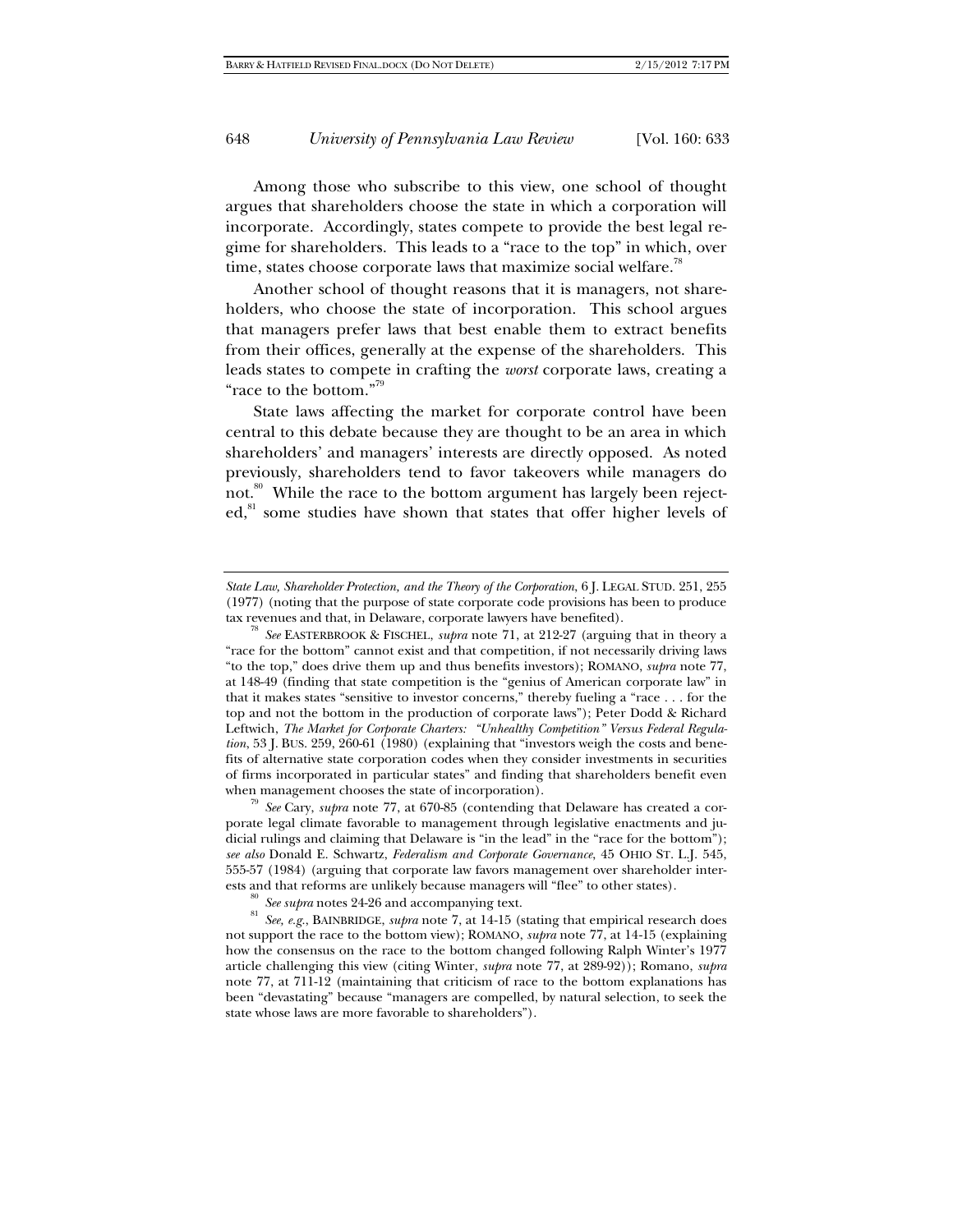Among those who subscribe to this view, one school of thought argues that shareholders choose the state in which a corporation will incorporate. Accordingly, states compete to provide the best legal regime for shareholders. This leads to a "race to the top" in which, over time, states choose corporate laws that maximize social welfare.[78]

Another school of thought reasons that it is managers, not shareholders, who choose the state of incorporation. This school argues that managers prefer laws that best enable them to extract benefits from their offices, generally at the expense of the shareholders. This leads states to compete in crafting the *worst* corporate laws, creating a "race to the bottom."[79]

State laws affecting the market for corporate control have been central to this debate because they are thought to be an area in which shareholders' and managers' interests are directly opposed. As noted previously, shareholders tend to favor takeovers while managers do not.[80] While the race to the bottom argument has largely been rejected,[81] some studies have shown that states that offer higher levels of

---

*State Law, Shareholder Protection, and the Theory of the Corporation*, 6 J. LEGAL STUD. 251, 255 (1977) (noting that the purpose of state corporate code provisions has been to produce tax revenues and that, in Delaware, corporate lawyers have benefited).

[78] *See* EASTERBROOK & FISCHEL, *supra* note 71, at 212-27 (arguing that in theory a "race for the bottom" cannot exist and that competition, if not necessarily driving laws "to the top," does drive them up and thus benefits investors); ROMANO, *supra* note 77, at 148-49 (finding that state competition is the "genius of American corporate law" in that it makes states "sensitive to investor concerns," thereby fueling a "race . . . for the top and not the bottom in the production of corporate laws"); Peter Dodd & Richard Leftwich, *The Market for Corporate Charters: "Unhealthy Competition" Versus Federal Regulation*, 53 J. BUS. 259, 260-61 (1980) (explaining that "investors weigh the costs and benefits of alternative state corporation codes when they consider investments in securities of firms incorporated in particular states" and finding that shareholders benefit even when management chooses the state of incorporation).

[79] *See* Cary, *supra* note 77, at 670-85 (contending that Delaware has created a corporate legal climate favorable to management through legislative enactments and judicial rulings and claiming that Delaware is "in the lead" in the "race for the bottom"); *see also* Donald E. Schwartz, *Federalism and Corporate Governance*, 45 OHIO ST. L.J. 545, 555-57 (1984) (arguing that corporate law favors management over shareholder interests and that reforms are unlikely because managers will "flee" to other states).

[80] *See supra* notes 24-26 and accompanying text.

[81] *See, e.g.*, BAINBRIDGE, *supra* note 7, at 14-15 (stating that empirical research does not support the race to the bottom view); ROMANO, *supra* note 77, at 14-15 (explaining how the consensus on the race to the bottom changed following Ralph Winter's 1977 article challenging this view (citing Winter, *supra* note 77, at 289-92)); Romano, *supra* note 77, at 711-12 (maintaining that criticism of race to the bottom explanations has been "devastating" because "managers are compelled, by natural selection, to seek the state whose laws are more favorable to shareholders").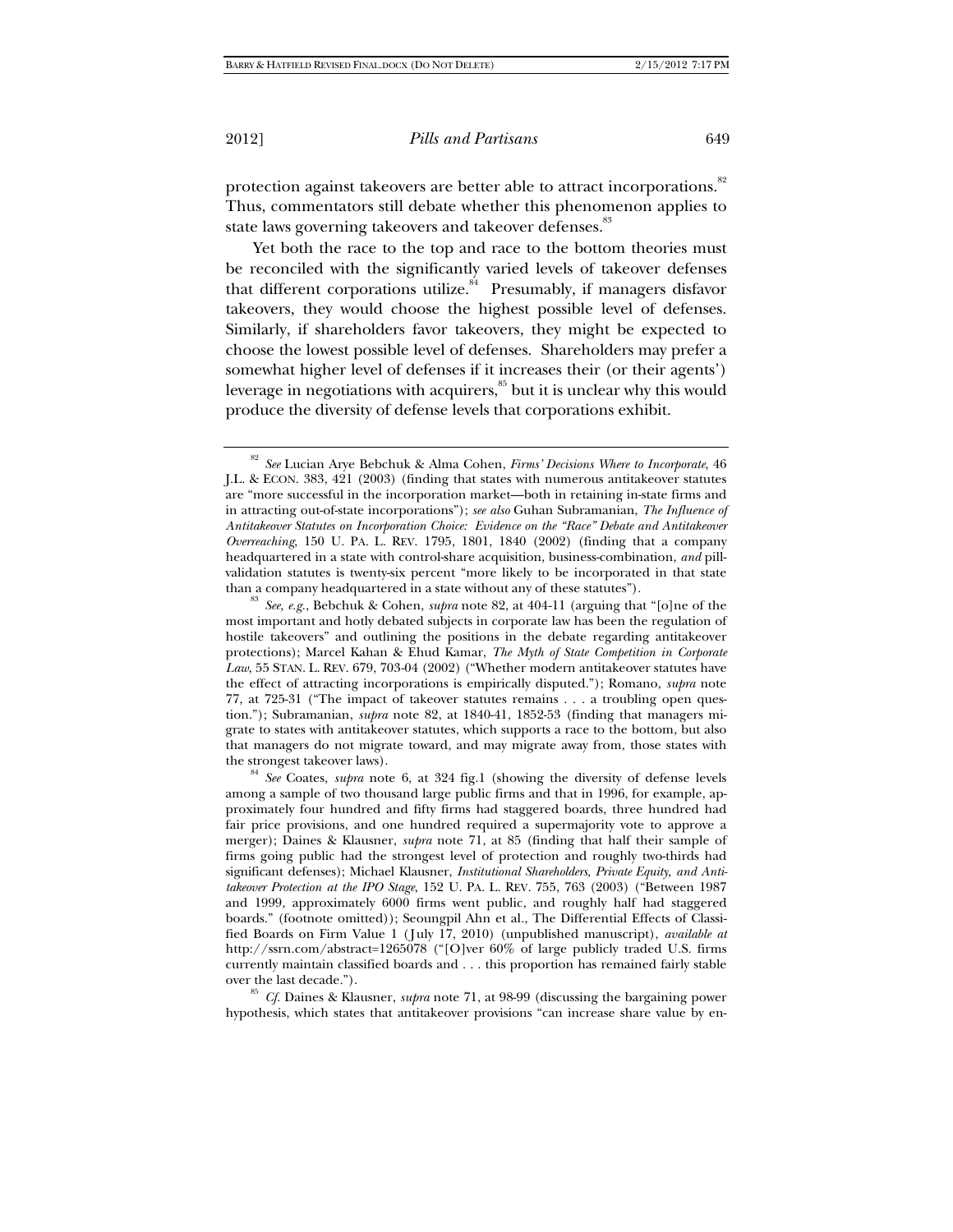protection against takeovers are better able to attract incorporations.[82] Thus, commentators still debate whether this phenomenon applies to state laws governing takeovers and takeover defenses.[83]

Yet both the race to the top and race to the bottom theories must be reconciled with the significantly varied levels of takeover defenses that different corporations utilize.[84] Presumably, if managers disfavor takeovers, they would choose the highest possible level of defenses. Similarly, if shareholders favor takeovers, they might be expected to choose the lowest possible level of defenses. Shareholders may prefer a somewhat higher level of defenses if it increases their (or their agents') leverage in negotiations with acquirers,[85] but it is unclear why this would produce the diversity of defense levels that corporations exhibit.

---

[82] *See* Lucian Arye Bebchuk & Alma Cohen, *Firms' Decisions Where to Incorporate*, 46 J.L. & ECON. 383, 421 (2003) (finding that states with numerous antitakeover statutes are "more successful in the incorporation market—both in retaining in-state firms and in attracting out-of-state incorporations"); *see also* Guhan Subramanian, *The Influence of Antitakeover Statutes on Incorporation Choice: Evidence on the "Race" Debate and Antitakeover Overreaching*, 150 U. PA. L. REV. 1795, 1801, 1840 (2002) (finding that a company headquartered in a state with control-share acquisition, business-combination, *and* pill-validation statutes is twenty-six percent "more likely to be incorporated in that state than a company headquartered in a state without any of these statutes").

[83] *See, e.g.*, Bebchuk & Cohen, *supra* note 82, at 404-11 (arguing that "[o]ne of the most important and hotly debated subjects in corporate law has been the regulation of hostile takeovers" and outlining the positions in the debate regarding antitakeover protections); Marcel Kahan & Ehud Kamar, *The Myth of State Competition in Corporate Law*, 55 STAN. L. REV. 679, 703-04 (2002) ("Whether modern antitakeover statutes have the effect of attracting incorporations is empirically disputed."); Romano, *supra* note 77, at 725-31 ("The impact of takeover statutes remains . . . a troubling open question."); Subramanian, *supra* note 82, at 1840-41, 1852-53 (finding that managers migrate to states with antitakeover statutes, which supports a race to the bottom, but also that managers do not migrate toward, and may migrate away from, those states with the strongest takeover laws).

[84] *See* Coates, *supra* note 6, at 324 fig.1 (showing the diversity of defense levels among a sample of two thousand large public firms and that in 1996, for example, approximately four hundred and fifty firms had staggered boards, three hundred had fair price provisions, and one hundred required a supermajority vote to approve a merger); Daines & Klausner, *supra* note 71, at 85 (finding that half their sample of firms going public had the strongest level of protection and roughly two-thirds had significant defenses); Michael Klausner, *Institutional Shareholders, Private Equity, and Antitakeover Protection at the IPO Stage*, 152 U. PA. L. REV. 755, 763 (2003) ("Between 1987 and 1999, approximately 6000 firms went public, and roughly half had staggered boards." (footnote omitted)); Seoungpil Ahn et al., The Differential Effects of Classified Boards on Firm Value 1 (July 17, 2010) (unpublished manuscript), *available at* http://ssrn.com/abstract=1265078 ("[O]ver 60% of large publicly traded U.S. firms currently maintain classified boards and . . . this proportion has remained fairly stable over the last decade.").

[85] *Cf.* Daines & Klausner, *supra* note 71, at 98-99 (discussing the bargaining power hypothesis, which states that antitakeover provisions "can increase share value by en-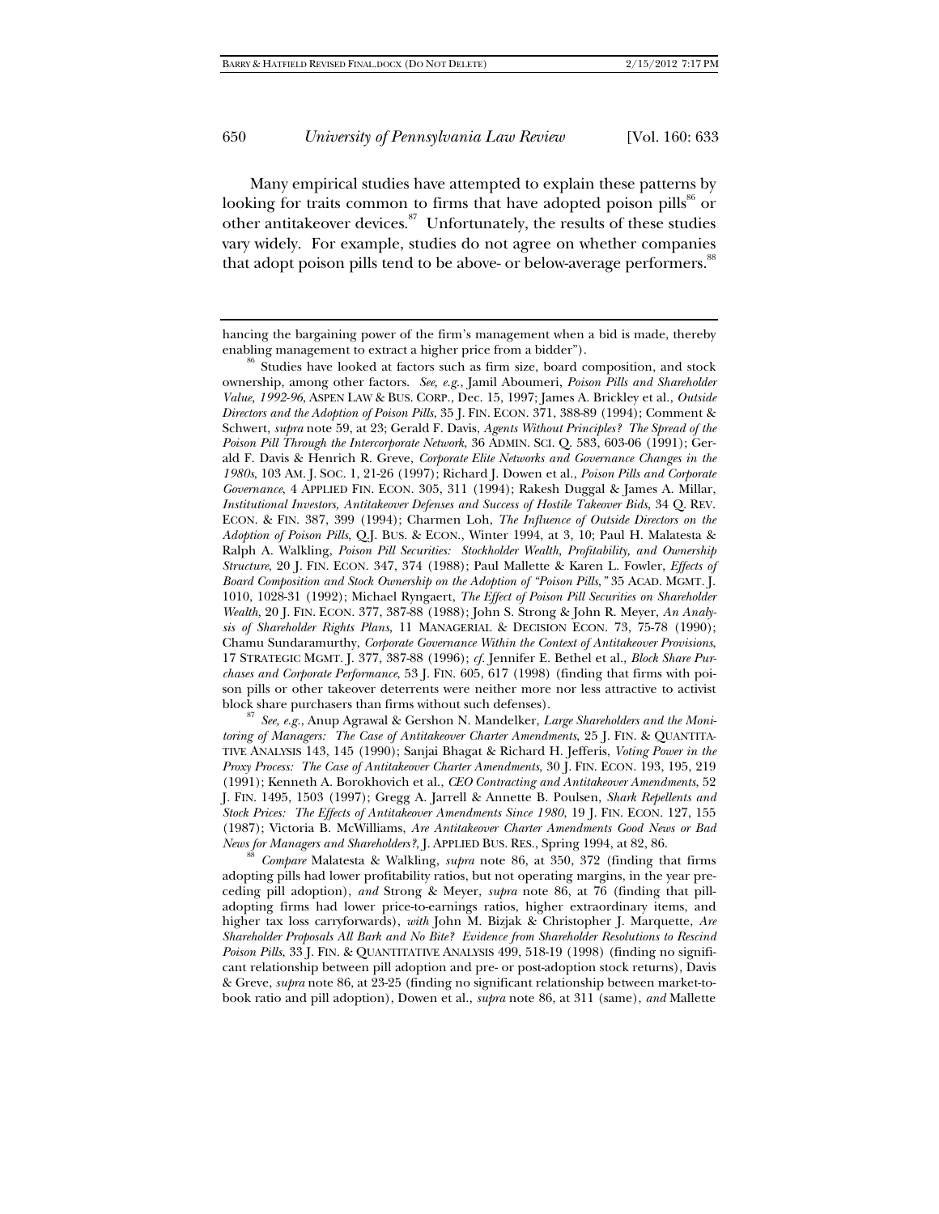Many empirical studies have attempted to explain these patterns by looking for traits common to firms that have adopted poison pills[86] or other antitakeover devices.[87] Unfortunately, the results of these studies vary widely. For example, studies do not agree on whether companies that adopt poison pills tend to be above- or below-average performers.[88]

---

hancing the bargaining power of the firm's management when a bid is made, thereby enabling management to extract a higher price from a bidder").

[86] Studies have looked at factors such as firm size, board composition, and stock ownership, among other factors. *See, e.g.*, Jamil Aboumeri, *Poison Pills and Shareholder Value, 1992-96*, ASPEN LAW & BUS. CORP., Dec. 15, 1997; James A. Brickley et al., *Outside Directors and the Adoption of Poison Pills*, 35 J. FIN. ECON. 371, 388-89 (1994); Comment & Schwert, *supra* note 59, at 23; Gerald F. Davis, *Agents Without Principles? The Spread of the Poison Pill Through the Intercorporate Network*, 36 ADMIN. SCI. Q. 583, 603-06 (1991); Gerald F. Davis & Henrich R. Greve, *Corporate Elite Networks and Governance Changes in the 1980s*, 103 AM. J. SOC. 1, 21-26 (1997); Richard J. Dowen et al., *Poison Pills and Corporate Governance*, 4 APPLIED FIN. ECON. 305, 311 (1994); Rakesh Duggal & James A. Millar, *Institutional Investors, Antitakeover Defenses and Success of Hostile Takeover Bids*, 34 Q. REV. ECON. & FIN. 387, 399 (1994); Charmen Loh, *The Influence of Outside Directors on the Adoption of Poison Pills*, Q.J. BUS. & ECON., Winter 1994, at 3, 10; Paul H. Malatesta & Ralph A. Walkling, *Poison Pill Securities: Stockholder Wealth, Profitability, and Ownership Structure*, 20 J. FIN. ECON. 347, 374 (1988); Paul Mallette & Karen L. Fowler, *Effects of Board Composition and Stock Ownership on the Adoption of "Poison Pills*,*"* 35 ACAD. MGMT. J. 1010, 1028-31 (1992); Michael Ryngaert, *The Effect of Poison Pill Securities on Shareholder Wealth*, 20 J. FIN. ECON. 377, 387-88 (1988); John S. Strong & John R. Meyer, *An Analysis of Shareholder Rights Plans*, 11 MANAGERIAL & DECISION ECON. 73, 75-78 (1990); Chamu Sundaramurthy, *Corporate Governance Within the Context of Antitakeover Provisions*, 17 STRATEGIC MGMT. J. 377, 387-88 (1996); *cf.* Jennifer E. Bethel et al., *Block Share Purchases and Corporate Performance*, 53 J. FIN. 605, 617 (1998) (finding that firms with poison pills or other takeover deterrents were neither more nor less attractive to activist block share purchasers than firms without such defenses).

[87] *See, e.g.*, Anup Agrawal & Gershon N. Mandelker, *Large Shareholders and the Monitoring of Managers: The Case of Antitakeover Charter Amendments*, 25 J. FIN. & QUANTITATIVE ANALYSIS 143, 145 (1990); Sanjai Bhagat & Richard H. Jefferis, *Voting Power in the Proxy Process: The Case of Antitakeover Charter Amendments*, 30 J. FIN. ECON. 193, 195, 219 (1991); Kenneth A. Borokhovich et al., *CEO Contracting and Antitakeover Amendments*, 52 J. FIN. 1495, 1503 (1997); Gregg A. Jarrell & Annette B. Poulsen, *Shark Repellents and Stock Prices: The Effects of Antitakeover Amendments Since 1980*, 19 J. FIN. ECON. 127, 155 (1987); Victoria B. McWilliams, *Are Antitakeover Charter Amendments Good News or Bad News for Managers and Shareholders?*, J. APPLIED BUS. RES., Spring 1994, at 82, 86.

[88] *Compare* Malatesta & Walkling, *supra* note 86, at 350, 372 (finding that firms adopting pills had lower profitability ratios, but not operating margins, in the year preceding pill adoption), *and* Strong & Meyer, *supra* note 86, at 76 (finding that pill-adopting firms had lower price-to-earnings ratios, higher extraordinary items, and higher tax loss carryforwards), *with* John M. Bizjak & Christopher J. Marquette, *Are Shareholder Proposals All Bark and No Bite? Evidence from Shareholder Resolutions to Rescind Poison Pills*, 33 J. FIN. & QUANTITATIVE ANALYSIS 499, 518-19 (1998) (finding no significant relationship between pill adoption and pre- or post-adoption stock returns), Davis & Greve, *supra* note 86, at 23-25 (finding no significant relationship between market-to-book ratio and pill adoption), Dowen et al., *supra* note 86, at 311 (same), *and* Mallette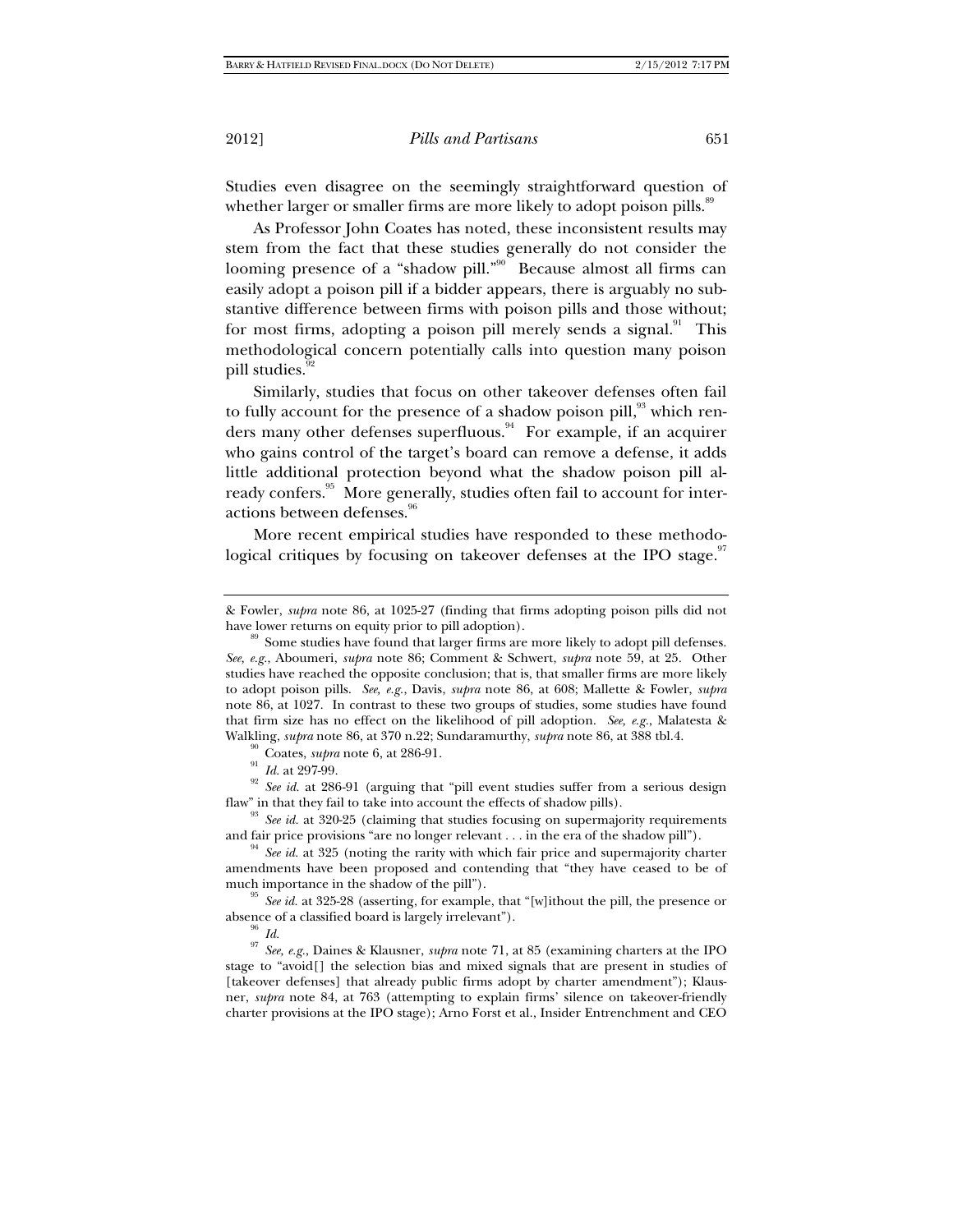Studies even disagree on the seemingly straightforward question of whether larger or smaller firms are more likely to adopt poison pills.[89]

As Professor John Coates has noted, these inconsistent results may stem from the fact that these studies generally do not consider the looming presence of a "shadow pill."[90] Because almost all firms can easily adopt a poison pill if a bidder appears, there is arguably no substantive difference between firms with poison pills and those without; for most firms, adopting a poison pill merely sends a signal.[91] This methodological concern potentially calls into question many poison pill studies.[92]

Similarly, studies that focus on other takeover defenses often fail to fully account for the presence of a shadow poison pill,[93] which renders many other defenses superfluous.[94] For example, if an acquirer who gains control of the target's board can remove a defense, it adds little additional protection beyond what the shadow poison pill already confers.[95] More generally, studies often fail to account for interactions between defenses.[96]

More recent empirical studies have responded to these methodological critiques by focusing on takeover defenses at the IPO stage.[97]

---

& Fowler, *supra* note 86, at 1025-27 (finding that firms adopting poison pills did not have lower returns on equity prior to pill adoption).

[89] Some studies have found that larger firms are more likely to adopt pill defenses. *See, e.g.*, Aboumeri, *supra* note 86; Comment & Schwert, *supra* note 59, at 25. Other studies have reached the opposite conclusion; that is, that smaller firms are more likely to adopt poison pills. *See, e.g.*, Davis, *supra* note 86, at 608; Mallette & Fowler, *supra* note 86, at 1027. In contrast to these two groups of studies, some studies have found that firm size has no effect on the likelihood of pill adoption. *See, e.g.*, Malatesta & Walkling, *supra* note 86, at 370 n.22; Sundaramurthy, *supra* note 86, at 388 tbl.4.

[90] Coates, *supra* note 6, at 286-91.

[91] *Id.* at 297-99.

[92] *See id.* at 286-91 (arguing that "pill event studies suffer from a serious design flaw" in that they fail to take into account the effects of shadow pills).

[93] *See id.* at 320-25 (claiming that studies focusing on supermajority requirements and fair price provisions "are no longer relevant . . . in the era of the shadow pill").

[94] *See id.* at 325 (noting the rarity with which fair price and supermajority charter amendments have been proposed and contending that "they have ceased to be of much importance in the shadow of the pill").

[95] *See id.* at 325-28 (asserting, for example, that "[w]ithout the pill, the presence or absence of a classified board is largely irrelevant").

[96] *Id.*

[97] *See, e.g.*, Daines & Klausner, *supra* note 71, at 85 (examining charters at the IPO stage to "avoid[] the selection bias and mixed signals that are present in studies of [takeover defenses] that already public firms adopt by charter amendment"); Klausner, *supra* note 84, at 763 (attempting to explain firms' silence on takeover-friendly charter provisions at the IPO stage); Arno Forst et al., Insider Entrenchment and CEO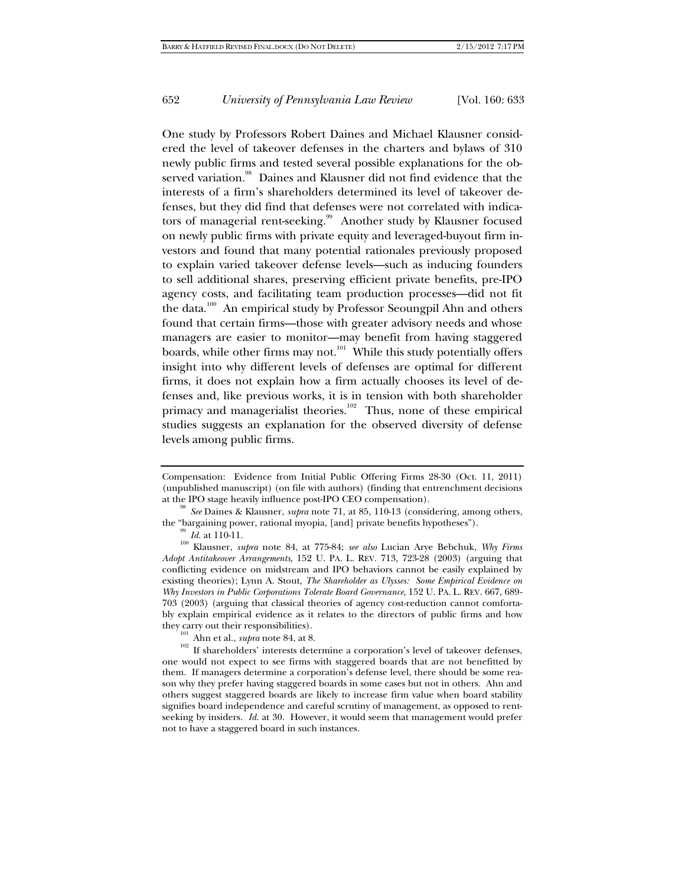One study by Professors Robert Daines and Michael Klausner considered the level of takeover defenses in the charters and bylaws of 310 newly public firms and tested several possible explanations for the observed variation.[98] Daines and Klausner did not find evidence that the interests of a firm's shareholders determined its level of takeover defenses, but they did find that defenses were not correlated with indicators of managerial rent-seeking.[99] Another study by Klausner focused on newly public firms with private equity and leveraged-buyout firm investors and found that many potential rationales previously proposed to explain varied takeover defense levels—such as inducing founders to sell additional shares, preserving efficient private benefits, pre-IPO agency costs, and facilitating team production processes—did not fit the data.[100] An empirical study by Professor Seoungpil Ahn and others found that certain firms—those with greater advisory needs and whose managers are easier to monitor—may benefit from having staggered boards, while other firms may not.[101] While this study potentially offers insight into why different levels of defenses are optimal for different firms, it does not explain how a firm actually chooses its level of defenses and, like previous works, it is in tension with both shareholder primacy and managerialist theories.[102] Thus, none of these empirical studies suggests an explanation for the observed diversity of defense levels among public firms.

---

Compensation: Evidence from Initial Public Offering Firms 28-30 (Oct. 11, 2011) (unpublished manuscript) (on file with authors) (finding that entrenchment decisions at the IPO stage heavily influence post-IPO CEO compensation).

[98] *See* Daines & Klausner, *supra* note 71, at 85, 110-13 (considering, among others, the "bargaining power, rational myopia, [and] private benefits hypotheses").

[99] *Id.* at 110-11.

[100] Klausner, *supra* note 84, at 775-84; *see also* Lucian Arye Bebchuk, *Why Firms Adopt Antitakeover Arrangements*, 152 U. PA. L. REV. 713, 723-28 (2003) (arguing that conflicting evidence on midstream and IPO behaviors cannot be easily explained by existing theories); Lynn A. Stout, *The Shareholder as Ulysses: Some Empirical Evidence on Why Investors in Public Corporations Tolerate Board Governance*, 152 U. PA. L. REV. 667, 689-703 (2003) (arguing that classical theories of agency cost-reduction cannot comfortably explain empirical evidence as it relates to the directors of public firms and how they carry out their responsibilities).

[101] Ahn et al., *supra* note 84, at 8.

[102] If shareholders' interests determine a corporation's level of takeover defenses, one would not expect to see firms with staggered boards that are not benefitted by them. If managers determine a corporation's defense level, there should be some reason why they prefer having staggered boards in some cases but not in others. Ahn and others suggest staggered boards are likely to increase firm value when board stability signifies board independence and careful scrutiny of management, as opposed to rent-seeking by insiders. *Id.* at 30. However, it would seem that management would prefer not to have a staggered board in such instances.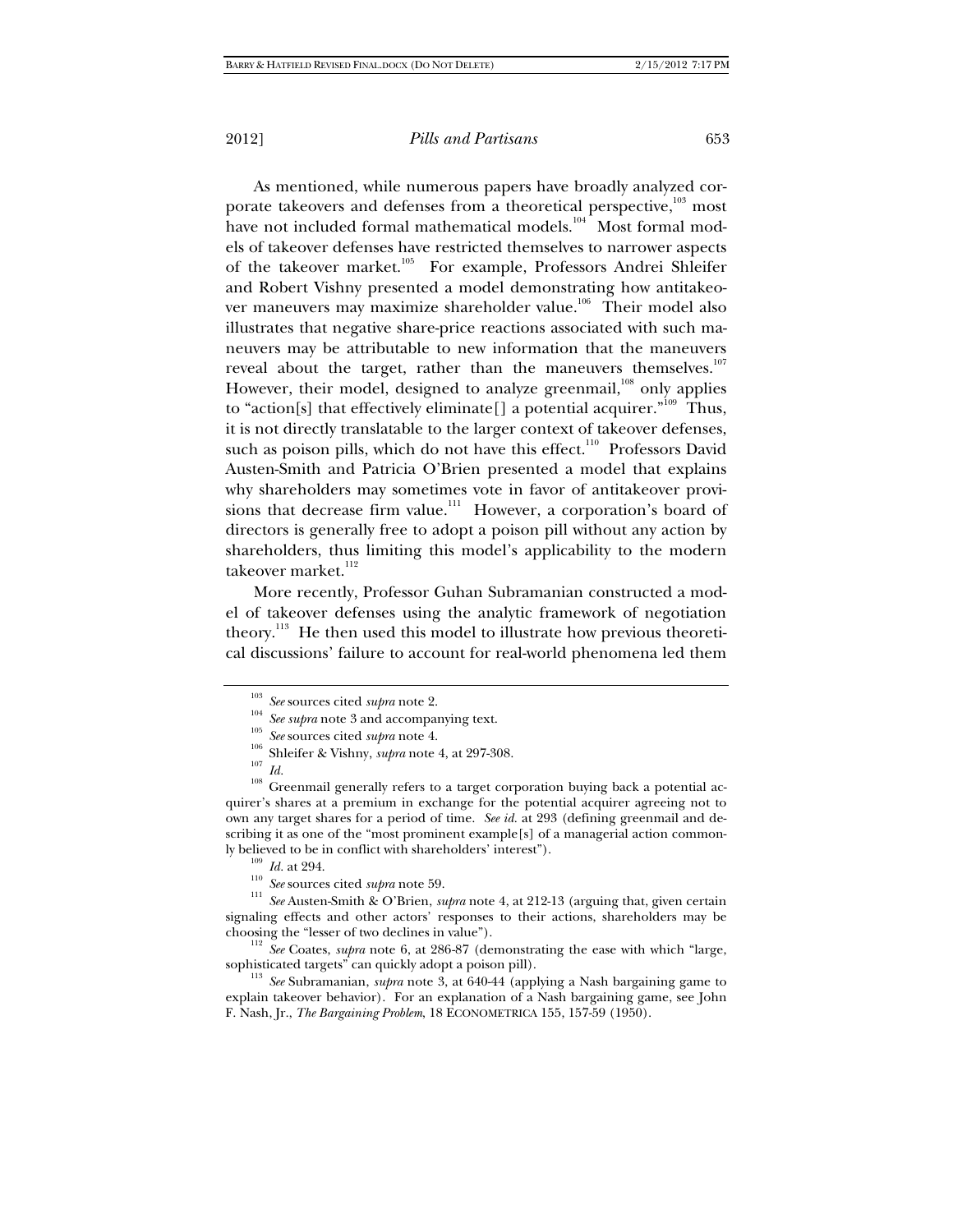As mentioned, while numerous papers have broadly analyzed corporate takeovers and defenses from a theoretical perspective,[103] most have not included formal mathematical models.[104] Most formal models of takeover defenses have restricted themselves to narrower aspects of the takeover market.[105] For example, Professors Andrei Shleifer and Robert Vishny presented a model demonstrating how antitakeover maneuvers may maximize shareholder value.[106] Their model also illustrates that negative share-price reactions associated with such maneuvers may be attributable to new information that the maneuvers reveal about the target, rather than the maneuvers themselves.[107] However, their model, designed to analyze greenmail,[108] only applies to "action[s] that effectively eliminate[] a potential acquirer."[109] Thus, it is not directly translatable to the larger context of takeover defenses, such as poison pills, which do not have this effect.[110] Professors David Austen-Smith and Patricia O'Brien presented a model that explains why shareholders may sometimes vote in favor of antitakeover provisions that decrease firm value.[111] However, a corporation's board of directors is generally free to adopt a poison pill without any action by shareholders, thus limiting this model's applicability to the modern takeover market.[112]

More recently, Professor Guhan Subramanian constructed a model of takeover defenses using the analytic framework of negotiation theory.[113] He then used this model to illustrate how previous theoretical discussions' failure to account for real-world phenomena led them

---

[103] *See* sources cited *supra* note 2.

[104] *See supra* note 3 and accompanying text.

[105] *See* sources cited *supra* note 4.

[106] Shleifer & Vishny, *supra* note 4, at 297-308.

[107] *Id.*

[108] Greenmail generally refers to a target corporation buying back a potential acquirer's shares at a premium in exchange for the potential acquirer agreeing not to own any target shares for a period of time. *See id.* at 293 (defining greenmail and describing it as one of the "most prominent example[s] of a managerial action commonly believed to be in conflict with shareholders' interest").

[109] *Id.* at 294.

[110] *See* sources cited *supra* note 59.

[111] *See* Austen-Smith & O'Brien, *supra* note 4, at 212-13 (arguing that, given certain signaling effects and other actors' responses to their actions, shareholders may be choosing the "lesser of two declines in value").

[112] *See* Coates, *supra* note 6, at 286-87 (demonstrating the ease with which "large, sophisticated targets" can quickly adopt a poison pill).

[113] *See* Subramanian, *supra* note 3, at 640-44 (applying a Nash bargaining game to explain takeover behavior). For an explanation of a Nash bargaining game, see John F. Nash, Jr., *The Bargaining Problem*, 18 ECONOMETRICA 155, 157-59 (1950).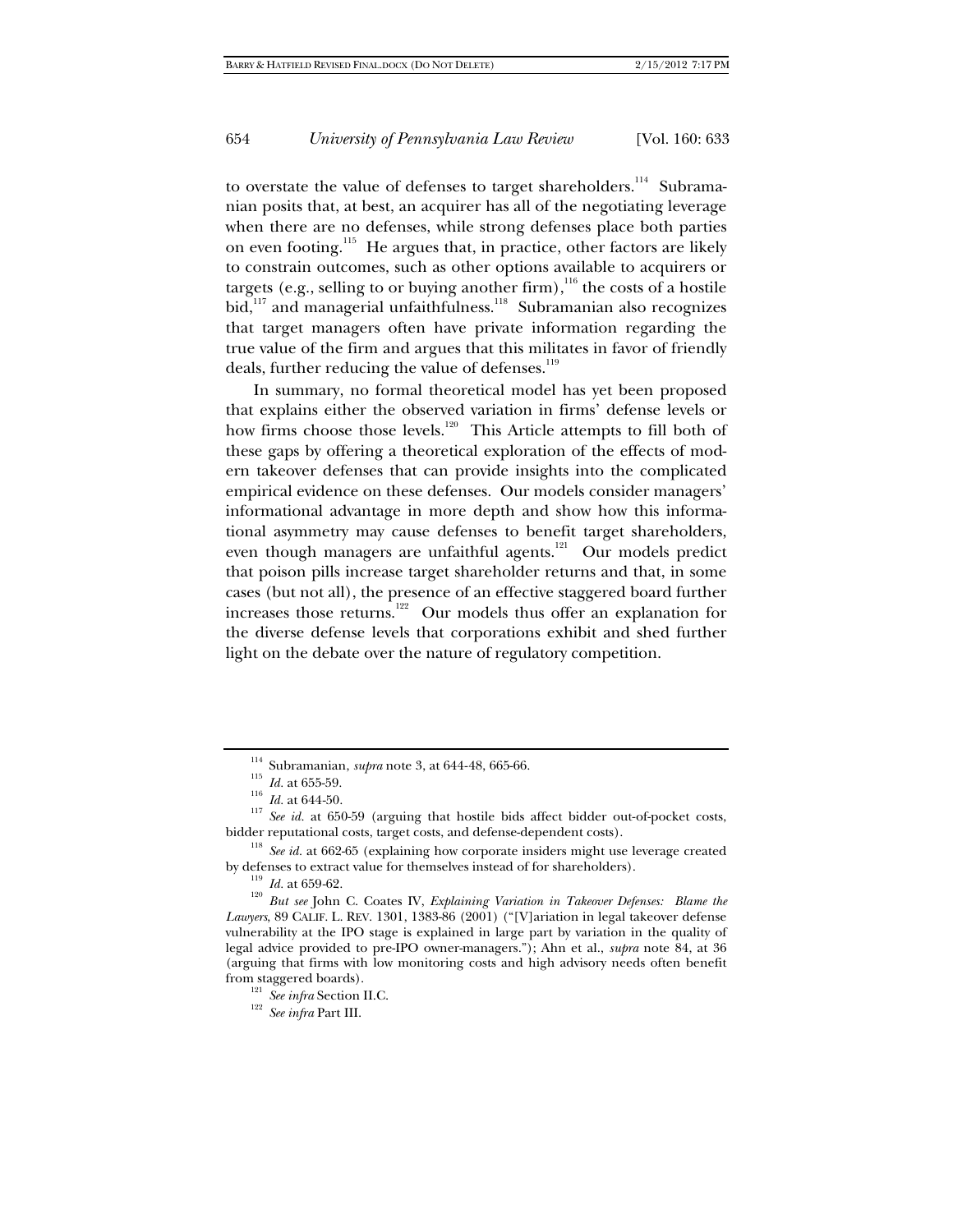to overstate the value of defenses to target shareholders.[114] Subramanian posits that, at best, an acquirer has all of the negotiating leverage when there are no defenses, while strong defenses place both parties on even footing.[115] He argues that, in practice, other factors are likely to constrain outcomes, such as other options available to acquirers or targets (e.g., selling to or buying another firm),[116] the costs of a hostile bid,[117] and managerial unfaithfulness.[118] Subramanian also recognizes that target managers often have private information regarding the true value of the firm and argues that this militates in favor of friendly deals, further reducing the value of defenses.[119]

In summary, no formal theoretical model has yet been proposed that explains either the observed variation in firms' defense levels or how firms choose those levels.[120] This Article attempts to fill both of these gaps by offering a theoretical exploration of the effects of modern takeover defenses that can provide insights into the complicated empirical evidence on these defenses. Our models consider managers' informational advantage in more depth and show how this informational asymmetry may cause defenses to benefit target shareholders, even though managers are unfaithful agents.[121] Our models predict that poison pills increase target shareholder returns and that, in some cases (but not all), the presence of an effective staggered board further increases those returns.[122] Our models thus offer an explanation for the diverse defense levels that corporations exhibit and shed further light on the debate over the nature of regulatory competition.

---

[114] Subramanian, *supra* note 3, at 644-48, 665-66.

[115] *Id.* at 655-59.

[116] *Id.* at 644-50.

[117] *See id.* at 650-59 (arguing that hostile bids affect bidder out-of-pocket costs, bidder reputational costs, target costs, and defense-dependent costs).

[118] *See id.* at 662-65 (explaining how corporate insiders might use leverage created by defenses to extract value for themselves instead of for shareholders).

[119] *Id.* at 659-62.

[120] *But see* John C. Coates IV, *Explaining Variation in Takeover Defenses: Blame the Lawyers*, 89 CALIF. L. REV. 1301, 1383-86 (2001) ("[V]ariation in legal takeover defense vulnerability at the IPO stage is explained in large part by variation in the quality of legal advice provided to pre-IPO owner-managers."); Ahn et al., *supra* note 84, at 36 (arguing that firms with low monitoring costs and high advisory needs often benefit from staggered boards).

[121] *See infra* Section II.C.

[122] *See infra* Part III.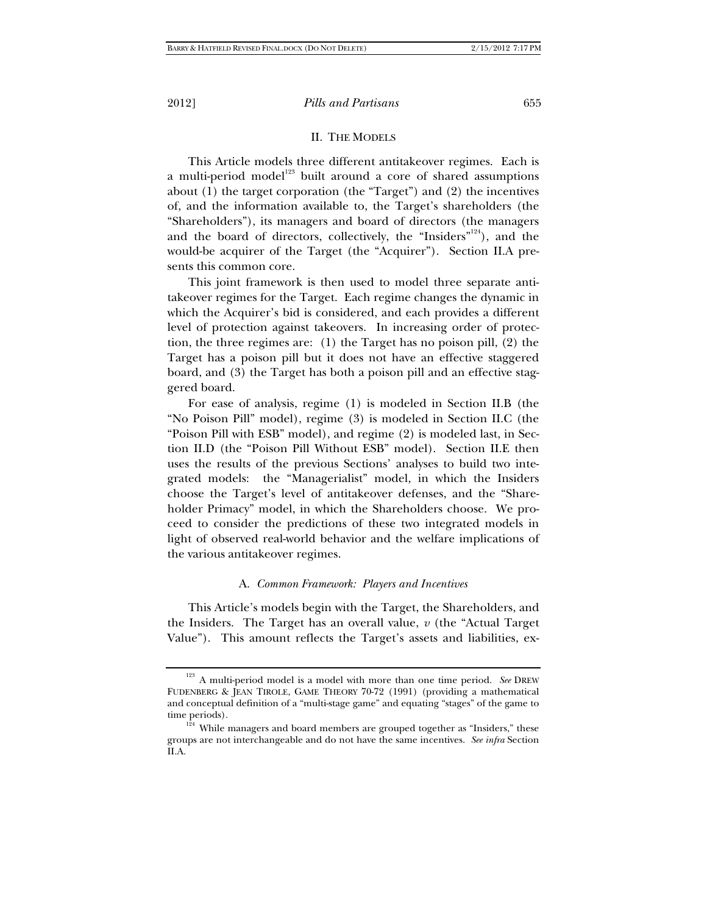## II. THE MODELS

This Article models three different antitakeover regimes. Each is a multi-period model[123] built around a core of shared assumptions about (1) the target corporation (the "Target") and (2) the incentives of, and the information available to, the Target's shareholders (the "Shareholders"), its managers and board of directors (the managers and the board of directors, collectively, the "Insiders"[124]), and the would-be acquirer of the Target (the "Acquirer"). Section II.A presents this common core.

This joint framework is then used to model three separate antitakeover regimes for the Target. Each regime changes the dynamic in which the Acquirer's bid is considered, and each provides a different level of protection against takeovers. In increasing order of protection, the three regimes are: (1) the Target has no poison pill, (2) the Target has a poison pill but it does not have an effective staggered board, and (3) the Target has both a poison pill and an effective staggered board.

For ease of analysis, regime (1) is modeled in Section II.B (the "No Poison Pill" model), regime (3) is modeled in Section II.C (the "Poison Pill with ESB" model), and regime (2) is modeled last, in Section II.D (the "Poison Pill Without ESB" model). Section II.E then uses the results of the previous Sections' analyses to build two integrated models: the "Managerialist" model, in which the Insiders choose the Target's level of antitakeover defenses, and the "Shareholder Primacy" model, in which the Shareholders choose. We proceed to consider the predictions of these two integrated models in light of observed real-world behavior and the welfare implications of the various antitakeover regimes.

### A. *Common Framework: Players and Incentives*

This Article's models begin with the Target, the Shareholders, and the Insiders. The Target has an overall value, $v$ (the "Actual Target Value"). This amount reflects the Target's assets and liabilities, ex-

---

[123] A multi-period model is a model with more than one time period. *See* DREW FUDENBERG & JEAN TIROLE, GAME THEORY 70-72 (1991) (providing a mathematical and conceptual definition of a "multi-stage game" and equating "stages" of the game to time periods).

[124] While managers and board members are grouped together as "Insiders," these groups are not interchangeable and do not have the same incentives. *See infra* Section II.A.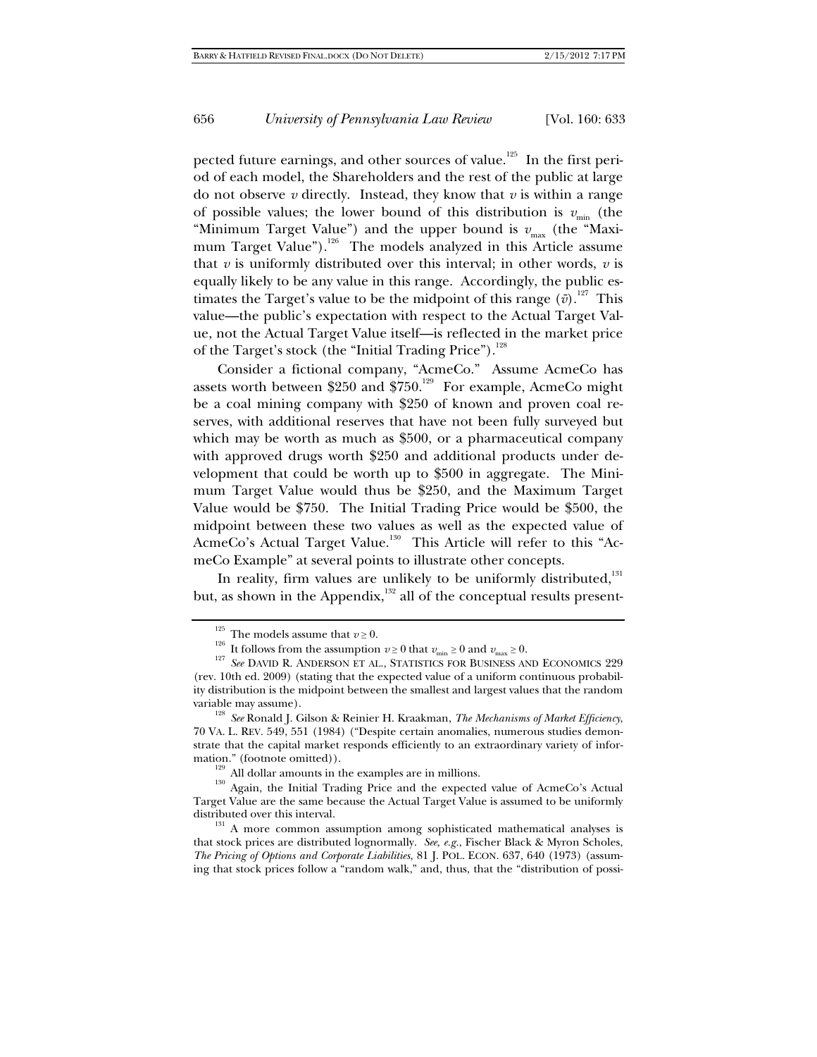pected future earnings, and other sources of value.[125] In the first period of each model, the Shareholders and the rest of the public at large do not observe $v$ directly. Instead, they know that $v$ is within a range of possible values; the lower bound of this distribution is $v_{min}$ (the "Minimum Target Value") and the upper bound is $v_{max}$ (the "Maximum Target Value").[126] The models analyzed in this Article assume that $v$ is uniformly distributed over this interval; in other words, $v$ is equally likely to be any value in this range. Accordingly, the public estimates the Target's value to be the midpoint of this range ($\bar{v}$).[127] This value—the public's expectation with respect to the Actual Target Value, not the Actual Target Value itself—is reflected in the market price of the Target's stock (the "Initial Trading Price").[128]

Consider a fictional company, "AcmeCo." Assume AcmeCo has assets worth between $250 and $750.[129] For example, AcmeCo might be a coal mining company with $250 of known and proven coal reserves, with additional reserves that have not been fully surveyed but which may be worth as much as $500, or a pharmaceutical company with approved drugs worth $250 and additional products under development that could be worth up to $500 in aggregate. The Minimum Target Value would thus be $250, and the Maximum Target Value would be $750. The Initial Trading Price would be $500, the midpoint between these two values as well as the expected value of AcmeCo's Actual Target Value.[130] This Article will refer to this "AcmeCo Example" at several points to illustrate other concepts.

In reality, firm values are unlikely to be uniformly distributed,[131] but, as shown in the Appendix,[132] all of the conceptual results present-

---

[125] The models assume that $v \geq 0$.

[126] It follows from the assumption $v \geq 0$ that $v_{min} \geq 0$ and $v_{max} \geq 0$.

[127] *See* DAVID R. ANDERSON ET AL., STATISTICS FOR BUSINESS AND ECONOMICS 229 (rev. 10th ed. 2009) (stating that the expected value of a uniform continuous probability distribution is the midpoint between the smallest and largest values that the random variable may assume).

[128] *See* Ronald J. Gilson & Reinier H. Kraakman, *The Mechanisms of Market Efficiency*, 70 VA. L. REV. 549, 551 (1984) ("Despite certain anomalies, numerous studies demonstrate that the capital market responds efficiently to an extraordinary variety of information." (footnote omitted)).

[129] All dollar amounts in the examples are in millions.

[130] Again, the Initial Trading Price and the expected value of AcmeCo's Actual Target Value are the same because the Actual Target Value is assumed to be uniformly distributed over this interval.

[131] A more common assumption among sophisticated mathematical analyses is that stock prices are distributed lognormally. *See, e.g.*, Fischer Black & Myron Scholes, *The Pricing of Options and Corporate Liabilities*, 81 J. POL. ECON. 637, 640 (1973) (assuming that stock prices follow a "random walk," and, thus, that the "distribution of possi-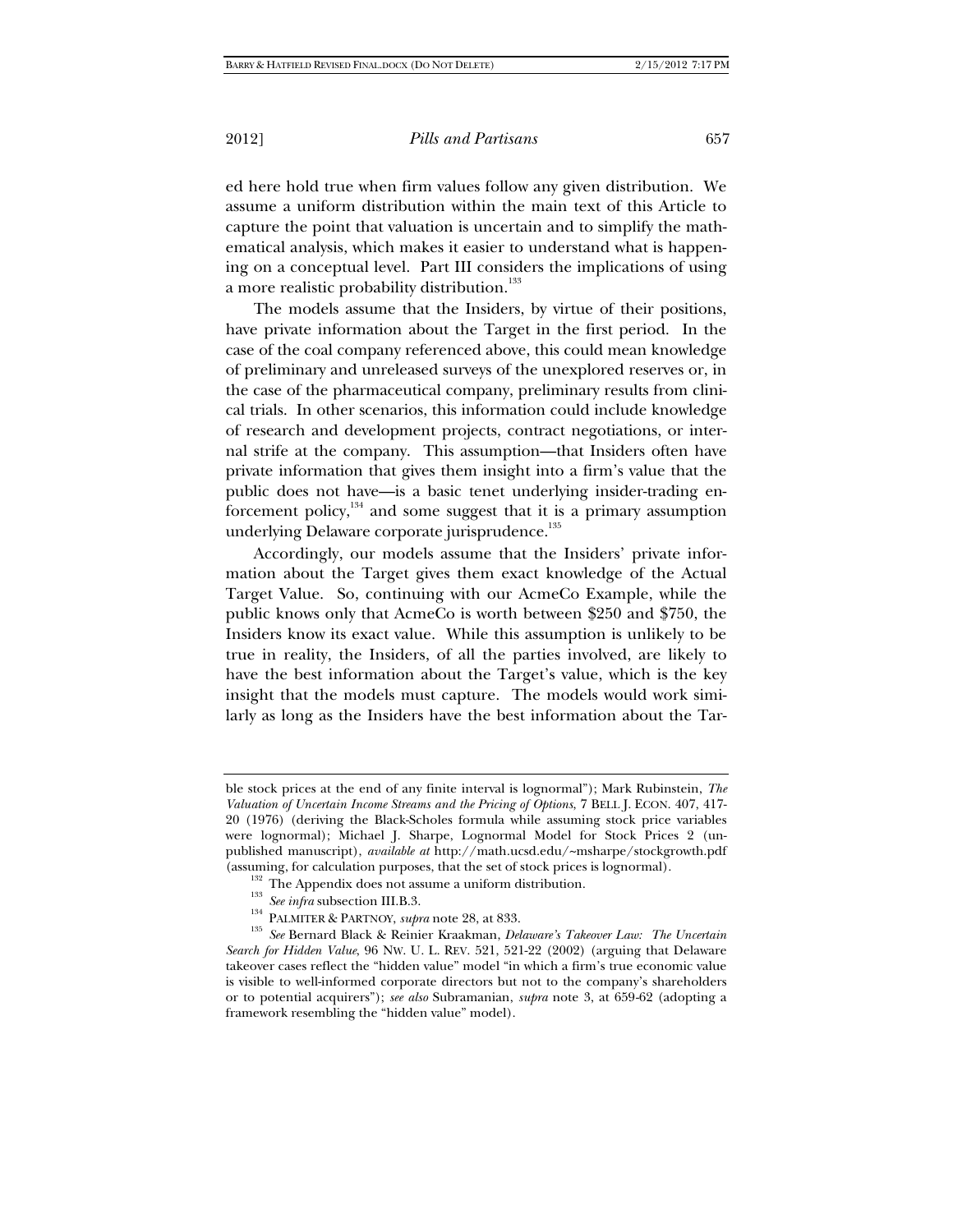ed here hold true when firm values follow any given distribution. We assume a uniform distribution within the main text of this Article to capture the point that valuation is uncertain and to simplify the mathematical analysis, which makes it easier to understand what is happening on a conceptual level. Part III considers the implications of using a more realistic probability distribution.[133]

The models assume that the Insiders, by virtue of their positions, have private information about the Target in the first period. In the case of the coal company referenced above, this could mean knowledge of preliminary and unreleased surveys of the unexplored reserves or, in the case of the pharmaceutical company, preliminary results from clinical trials. In other scenarios, this information could include knowledge of research and development projects, contract negotiations, or internal strife at the company. This assumption—that Insiders often have private information that gives them insight into a firm's value that the public does not have—is a basic tenet underlying insider-trading enforcement policy,[134] and some suggest that it is a primary assumption underlying Delaware corporate jurisprudence.[135]

Accordingly, our models assume that the Insiders' private information about the Target gives them exact knowledge of the Actual Target Value. So, continuing with our AcmeCo Example, while the public knows only that AcmeCo is worth between \$250 and \$750, the Insiders know its exact value. While this assumption is unlikely to be true in reality, the Insiders, of all the parties involved, are likely to have the best information about the Target's value, which is the key insight that the models must capture. The models would work similarly as long as the Insiders have the best information about the Tar-

---

ble stock prices at the end of any finite interval is lognormal"); Mark Rubinstein, *The Valuation of Uncertain Income Streams and the Pricing of Options*, 7 BELL J. ECON. 407, 417-20 (1976) (deriving the Black-Scholes formula while assuming stock price variables were lognormal); Michael J. Sharpe, Lognormal Model for Stock Prices 2 (unpublished manuscript), *available at* http://math.ucsd.edu/~msharpe/stockgrowth.pdf (assuming, for calculation purposes, that the set of stock prices is lognormal).

[132] The Appendix does not assume a uniform distribution.

[133] *See infra* subsection III.B.3.

[134] PALMITER & PARTNOY, *supra* note 28, at 833.

[135] *See* Bernard Black & Reinier Kraakman, *Delaware's Takeover Law: The Uncertain Search for Hidden Value*, 96 NW. U. L. REV. 521, 521-22 (2002) (arguing that Delaware takeover cases reflect the "hidden value" model "in which a firm's true economic value is visible to well-informed corporate directors but not to the company's shareholders or to potential acquirers"); *see also* Subramanian, *supra* note 3, at 659-62 (adopting a framework resembling the "hidden value" model).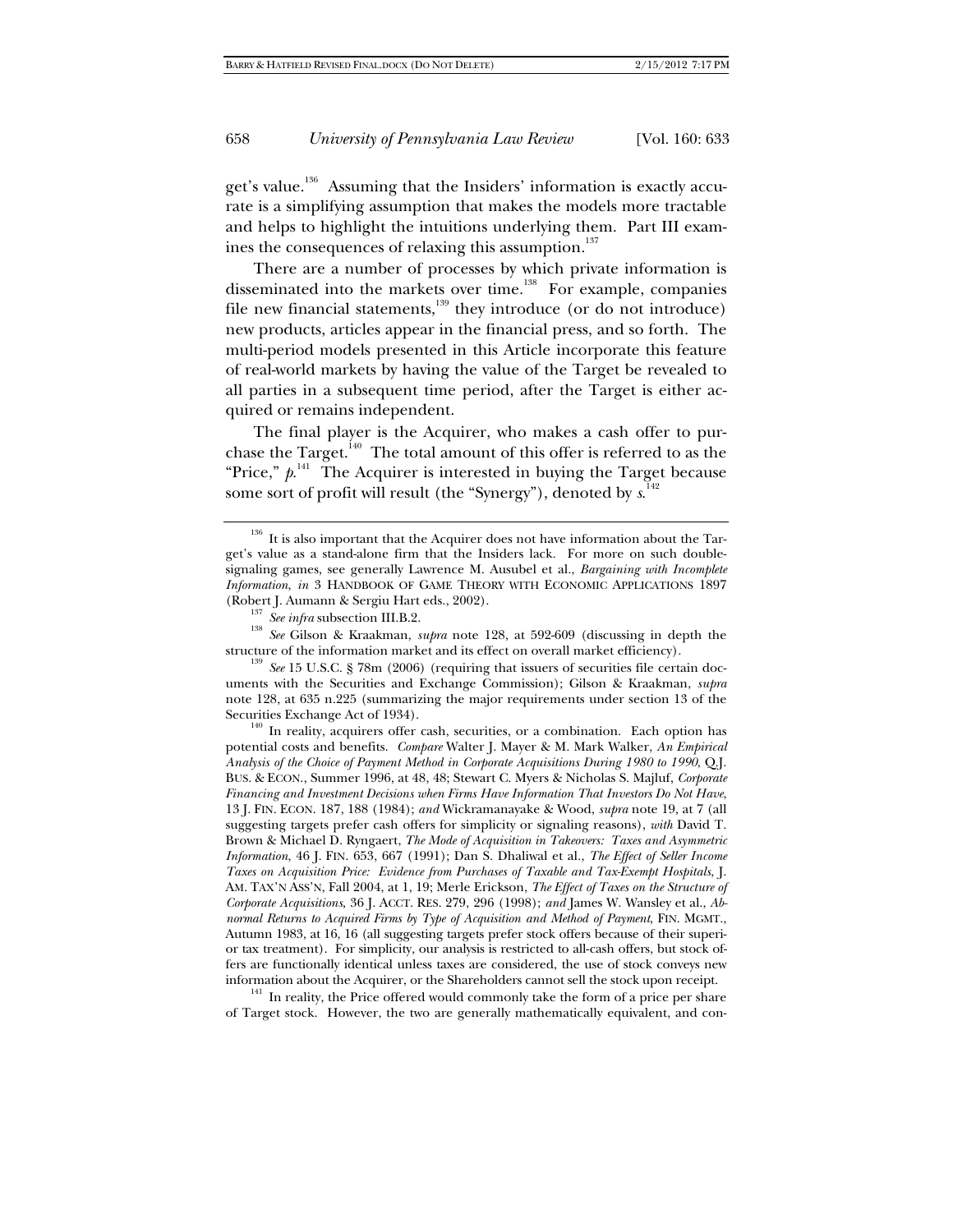get's value.[136] Assuming that the Insiders' information is exactly accurate is a simplifying assumption that makes the models more tractable and helps to highlight the intuitions underlying them. Part III examines the consequences of relaxing this assumption.[137]

There are a number of processes by which private information is disseminated into the markets over time.[138] For example, companies file new financial statements,[139] they introduce (or do not introduce) new products, articles appear in the financial press, and so forth. The multi-period models presented in this Article incorporate this feature of real-world markets by having the value of the Target be revealed to all parties in a subsequent time period, after the Target is either acquired or remains independent.

The final player is the Acquirer, who makes a cash offer to purchase the Target.[140] The total amount of this offer is referred to as the "Price," $p$.[141] The Acquirer is interested in buying the Target because some sort of profit will result (the "Synergy"), denoted by $s$.[142]

---

[136] It is also important that the Acquirer does not have information about the Target's value as a stand-alone firm that the Insiders lack. For more on such double-signaling games, see generally Lawrence M. Ausubel et al., *Bargaining with Incomplete Information*, *in* 3 HANDBOOK OF GAME THEORY WITH ECONOMIC APPLICATIONS 1897 (Robert J. Aumann & Sergiu Hart eds., 2002).

[137] *See infra* subsection III.B.2.

[138] *See* Gilson & Kraakman, *supra* note 128, at 592-609 (discussing in depth the structure of the information market and its effect on overall market efficiency).

[139] *See* 15 U.S.C. § 78m (2006) (requiring that issuers of securities file certain documents with the Securities and Exchange Commission); Gilson & Kraakman, *supra* note 128, at 635 n.225 (summarizing the major requirements under section 13 of the Securities Exchange Act of 1934).

[140] In reality, acquirers offer cash, securities, or a combination. Each option has potential costs and benefits. *Compare* Walter J. Mayer & M. Mark Walker, *An Empirical Analysis of the Choice of Payment Method in Corporate Acquisitions During 1980 to 1990*, Q.J. BUS. & ECON., Summer 1996, at 48, 48; Stewart C. Myers & Nicholas S. Majluf, *Corporate Financing and Investment Decisions when Firms Have Information That Investors Do Not Have*, 13 J. FIN. ECON. 187, 188 (1984); *and* Wickramanayake & Wood, *supra* note 19, at 7 (all suggesting targets prefer cash offers for simplicity or signaling reasons), *with* David T. Brown & Michael D. Ryngaert, *The Mode of Acquisition in Takeovers: Taxes and Asymmetric Information*, 46 J. FIN. 653, 667 (1991); Dan S. Dhaliwal et al., *The Effect of Seller Income Taxes on Acquisition Price: Evidence from Purchases of Taxable and Tax-Exempt Hospitals*, J. AM. TAX'N ASS'N, Fall 2004, at 1, 19; Merle Erickson, *The Effect of Taxes on the Structure of Corporate Acquisitions*, 36 J. ACCT. RES. 279, 296 (1998); *and* James W. Wansley et al., *Abnormal Returns to Acquired Firms by Type of Acquisition and Method of Payment*, FIN. MGMT., Autumn 1983, at 16, 16 (all suggesting targets prefer stock offers because of their superior tax treatment). For simplicity, our analysis is restricted to all-cash offers, but stock offers are functionally identical unless taxes are considered, the use of stock conveys new information about the Acquirer, or the Shareholders cannot sell the stock upon receipt.

[141] In reality, the Price offered would commonly take the form of a price per share of Target stock. However, the two are generally mathematically equivalent, and con-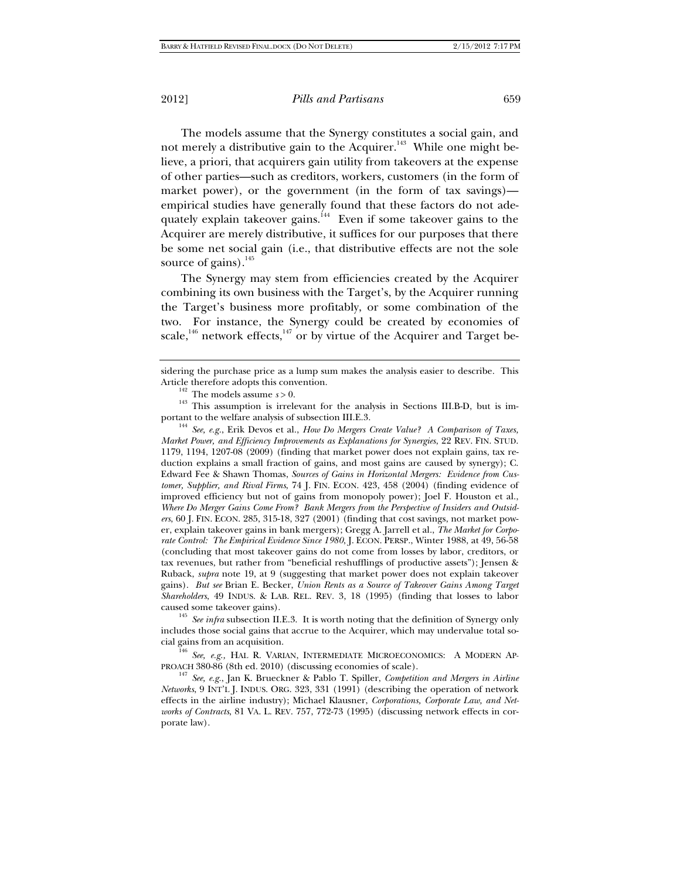The models assume that the Synergy constitutes a social gain, and not merely a distributive gain to the Acquirer.[143] While one might believe, a priori, that acquirers gain utility from takeovers at the expense of other parties—such as creditors, workers, customers (in the form of market power), or the government (in the form of tax savings)—empirical studies have generally found that these factors do not adequately explain takeover gains.[144] Even if some takeover gains to the Acquirer are merely distributive, it suffices for our purposes that there be some net social gain (i.e., that distributive effects are not the sole source of gains).[145]

The Synergy may stem from efficiencies created by the Acquirer combining its own business with the Target's, by the Acquirer running the Target's business more profitably, or some combination of the two. For instance, the Synergy could be created by economies of scale,[146] network effects,[147] or by virtue of the Acquirer and Target be-

---

sidering the purchase price as a lump sum makes the analysis easier to describe. This Article therefore adopts this convention.

[142] The models assume $s > 0$.

[143] This assumption is irrelevant for the analysis in Sections III.B-D, but is important to the welfare analysis of subsection III.E.3.

[144] *See, e.g.*, Erik Devos et al., *How Do Mergers Create Value? A Comparison of Taxes, Market Power, and Efficiency Improvements as Explanations for Synergies*, 22 REV. FIN. STUD. 1179, 1194, 1207-08 (2009) (finding that market power does not explain gains, tax reduction explains a small fraction of gains, and most gains are caused by synergy); C. Edward Fee & Shawn Thomas, *Sources of Gains in Horizontal Mergers: Evidence from Customer, Supplier, and Rival Firms*, 74 J. FIN. ECON. 423, 458 (2004) (finding evidence of improved efficiency but not of gains from monopoly power); Joel F. Houston et al., *Where Do Merger Gains Come From? Bank Mergers from the Perspective of Insiders and Outsiders*, 60 J. FIN. ECON. 285, 315-18, 327 (2001) (finding that cost savings, not market power, explain takeover gains in bank mergers); Gregg A. Jarrell et al., *The Market for Corporate Control: The Empirical Evidence Since 1980*, J. ECON. PERSP., Winter 1988, at 49, 56-58 (concluding that most takeover gains do not come from losses by labor, creditors, or tax revenues, but rather from "beneficial reshufflings of productive assets"); Jensen & Ruback, *supra* note 19, at 9 (suggesting that market power does not explain takeover gains). *But see* Brian E. Becker, *Union Rents as a Source of Takeover Gains Among Target Shareholders*, 49 INDUS. & LAB. REL. REV. 3, 18 (1995) (finding that losses to labor caused some takeover gains).

[145] *See infra* subsection II.E.3. It is worth noting that the definition of Synergy only includes those social gains that accrue to the Acquirer, which may undervalue total social gains from an acquisition.

[146] *See, e.g.*, HAL R. VARIAN, INTERMEDIATE MICROECONOMICS: A MODERN APPROACH 380-86 (8th ed. 2010) (discussing economies of scale).

[147] *See, e.g.*, Jan K. Brueckner & Pablo T. Spiller, *Competition and Mergers in Airline Networks*, 9 INT'L J. INDUS. ORG. 323, 331 (1991) (describing the operation of network effects in the airline industry); Michael Klausner, *Corporations, Corporate Law, and Networks of Contracts*, 81 VA. L. REV. 757, 772-73 (1995) (discussing network effects in corporate law).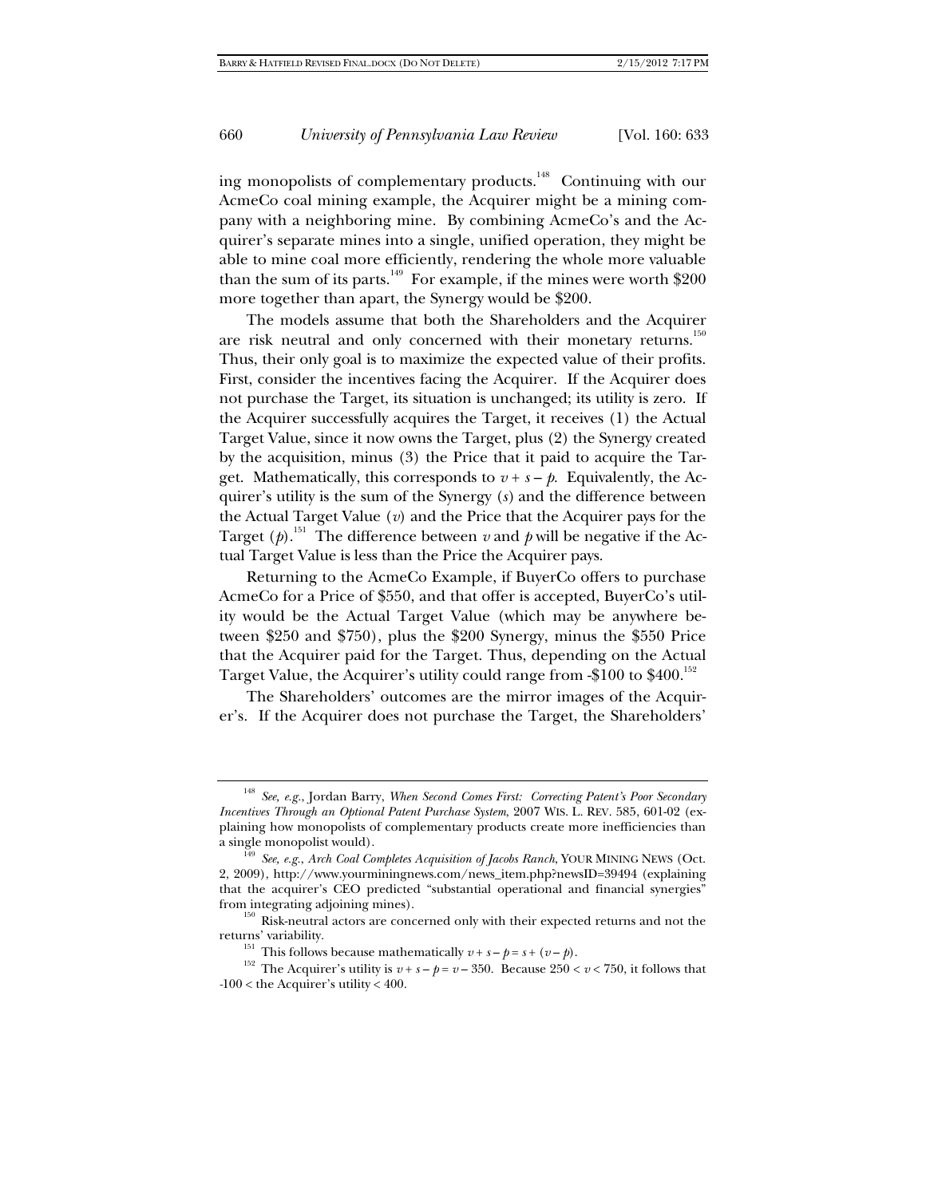ing monopolists of complementary products.[148] Continuing with our AcmeCo coal mining example, the Acquirer might be a mining company with a neighboring mine. By combining AcmeCo's and the Acquirer's separate mines into a single, unified operation, they might be able to mine coal more efficiently, rendering the whole more valuable than the sum of its parts.[149] For example, if the mines were worth \$200 more together than apart, the Synergy would be \$200.

The models assume that both the Shareholders and the Acquirer are risk neutral and only concerned with their monetary returns.[150] Thus, their only goal is to maximize the expected value of their profits. First, consider the incentives facing the Acquirer. If the Acquirer does not purchase the Target, its situation is unchanged; its utility is zero. If the Acquirer successfully acquires the Target, it receives (1) the Actual Target Value, since it now owns the Target, plus (2) the Synergy created by the acquisition, minus (3) the Price that it paid to acquire the Target. Mathematically, this corresponds to $v + s - p$. Equivalently, the Acquirer's utility is the sum of the Synergy ($s$) and the difference between the Actual Target Value ($v$) and the Price that the Acquirer pays for the Target ($p$).[151] The difference between $v$ and $p$ will be negative if the Actual Target Value is less than the Price the Acquirer pays.

Returning to the AcmeCo Example, if BuyerCo offers to purchase AcmeCo for a Price of \$550, and that offer is accepted, BuyerCo's utility would be the Actual Target Value (which may be anywhere between \$250 and \$750), plus the \$200 Synergy, minus the \$550 Price that the Acquirer paid for the Target. Thus, depending on the Actual Target Value, the Acquirer's utility could range from -\$100 to \$400.[152]

The Shareholders' outcomes are the mirror images of the Acquirer's. If the Acquirer does not purchase the Target, the Shareholders'

---

[148] *See, e.g.*, Jordan Barry, *When Second Comes First: Correcting Patent's Poor Secondary Incentives Through an Optional Patent Purchase System*, 2007 WIS. L. REV. 585, 601-02 (explaining how monopolists of complementary products create more inefficiencies than a single monopolist would).

[149] *See, e.g.*, *Arch Coal Completes Acquisition of Jacobs Ranch*, YOUR MINING NEWS (Oct. 2, 2009), http://www.yourminingnews.com/news_item.php?newsID=39494 (explaining that the acquirer's CEO predicted "substantial operational and financial synergies" from integrating adjoining mines).

[150] Risk-neutral actors are concerned only with their expected returns and not the returns' variability.

[151] This follows because mathematically $v + s - p = s + (v - p)$.

[152] The Acquirer's utility is $v + s - p = v - 350$. Because $250 < v < 750$, it follows that $-100 <$ the Acquirer's utility $< 400$.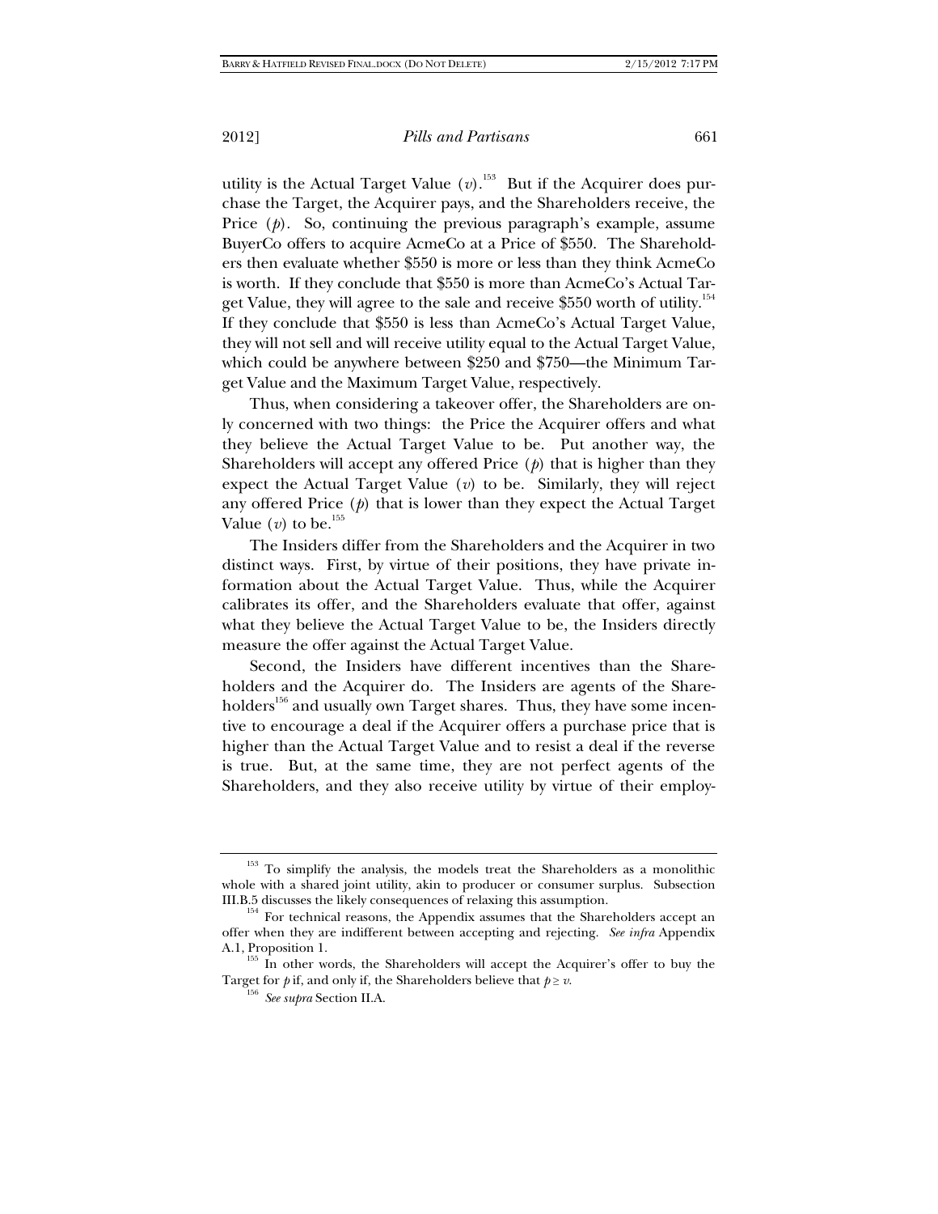utility is the Actual Target Value ($v$).[153] But if the Acquirer does purchase the Target, the Acquirer pays, and the Shareholders receive, the Price ($p$). So, continuing the previous paragraph's example, assume BuyerCo offers to acquire AcmeCo at a Price of $550. The Shareholders then evaluate whether $550 is more or less than they think AcmeCo is worth. If they conclude that $550 is more than AcmeCo's Actual Target Value, they will agree to the sale and receive $550 worth of utility.[154] If they conclude that $550 is less than AcmeCo's Actual Target Value, they will not sell and will receive utility equal to the Actual Target Value, which could be anywhere between $250 and $750—the Minimum Target Value and the Maximum Target Value, respectively.

Thus, when considering a takeover offer, the Shareholders are only concerned with two things: the Price the Acquirer offers and what they believe the Actual Target Value to be. Put another way, the Shareholders will accept any offered Price ($p$) that is higher than they expect the Actual Target Value ($v$) to be. Similarly, they will reject any offered Price ($p$) that is lower than they expect the Actual Target Value ($v$) to be.[155]

The Insiders differ from the Shareholders and the Acquirer in two distinct ways. First, by virtue of their positions, they have private information about the Actual Target Value. Thus, while the Acquirer calibrates its offer, and the Shareholders evaluate that offer, against what they believe the Actual Target Value to be, the Insiders directly measure the offer against the Actual Target Value.

Second, the Insiders have different incentives than the Shareholders and the Acquirer do. The Insiders are agents of the Shareholders[156] and usually own Target shares. Thus, they have some incentive to encourage a deal if the Acquirer offers a purchase price that is higher than the Actual Target Value and to resist a deal if the reverse is true. But, at the same time, they are not perfect agents of the Shareholders, and they also receive utility by virtue of their employ-

---

[153] To simplify the analysis, the models treat the Shareholders as a monolithic whole with a shared joint utility, akin to producer or consumer surplus. Subsection III.B.5 discusses the likely consequences of relaxing this assumption.

[154] For technical reasons, the Appendix assumes that the Shareholders accept an offer when they are indifferent between accepting and rejecting. *See infra* Appendix A.1, Proposition 1.

[155] In other words, the Shareholders will accept the Acquirer's offer to buy the Target for $p$ if, and only if, the Shareholders believe that $p \geq v$.

[156] *See supra* Section II.A.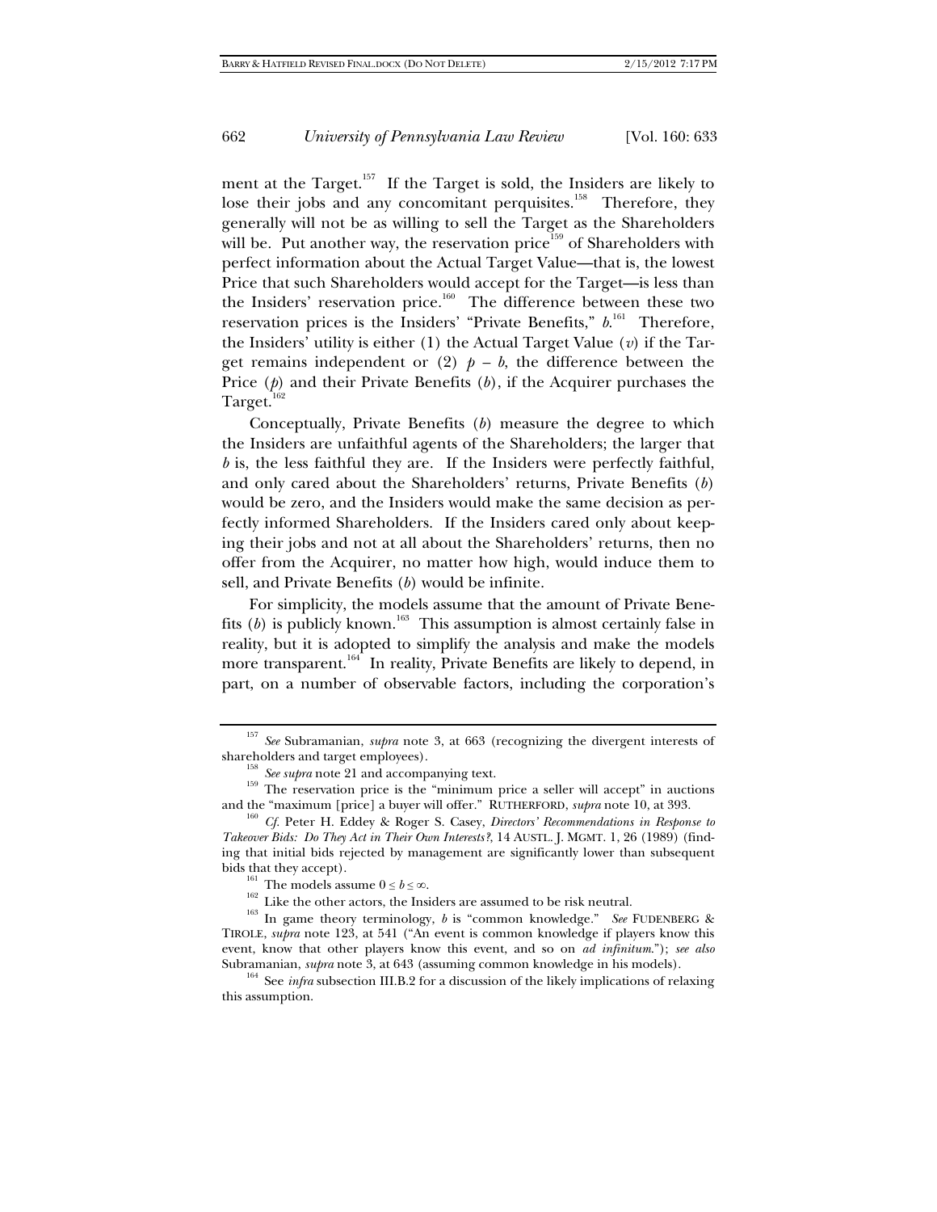ment at the Target.[157] If the Target is sold, the Insiders are likely to lose their jobs and any concomitant perquisites.[158] Therefore, they generally will not be as willing to sell the Target as the Shareholders will be. Put another way, the reservation price[159] of Shareholders with perfect information about the Actual Target Value—that is, the lowest Price that such Shareholders would accept for the Target—is less than the Insiders' reservation price.[160] The difference between these two reservation prices is the Insiders' "Private Benefits," $b$.[161] Therefore, the Insiders' utility is either (1) the Actual Target Value ($v$) if the Target remains independent or (2) $p - b$, the difference between the Price ($p$) and their Private Benefits ($b$), if the Acquirer purchases the Target.[162]

Conceptually, Private Benefits ($b$) measure the degree to which the Insiders are unfaithful agents of the Shareholders; the larger that $b$ is, the less faithful they are. If the Insiders were perfectly faithful, and only cared about the Shareholders' returns, Private Benefits ($b$) would be zero, and the Insiders would make the same decision as perfectly informed Shareholders. If the Insiders cared only about keeping their jobs and not at all about the Shareholders' returns, then no offer from the Acquirer, no matter how high, would induce them to sell, and Private Benefits ($b$) would be infinite.

For simplicity, the models assume that the amount of Private Benefits ($b$) is publicly known.[163] This assumption is almost certainly false in reality, but it is adopted to simplify the analysis and make the models more transparent.[164] In reality, Private Benefits are likely to depend, in part, on a number of observable factors, including the corporation's

---

[157] *See* Subramanian, *supra* note 3, at 663 (recognizing the divergent interests of shareholders and target employees).

[158] *See supra* note 21 and accompanying text.

[159] The reservation price is the "minimum price a seller will accept" in auctions and the "maximum [price] a buyer will offer." RUTHERFORD, *supra* note 10, at 393.

[160] *Cf.* Peter H. Eddey & Roger S. Casey, *Directors' Recommendations in Response to Takeover Bids: Do They Act in Their Own Interests?*, 14 AUSTL. J. MGMT. 1, 26 (1989) (finding that initial bids rejected by management are significantly lower than subsequent bids that they accept).

[161] The models assume $0 \leq b \leq \infty$.

[162] Like the other actors, the Insiders are assumed to be risk neutral.

[163] In game theory terminology, $b$ is "common knowledge." *See* FUDENBERG & TIROLE, *supra* note 123, at 541 ("An event is common knowledge if players know this event, know that other players know this event, and so on *ad infinitum*."); *see also* Subramanian, *supra* note 3, at 643 (assuming common knowledge in his models).

[164] See *infra* subsection III.B.2 for a discussion of the likely implications of relaxing this assumption.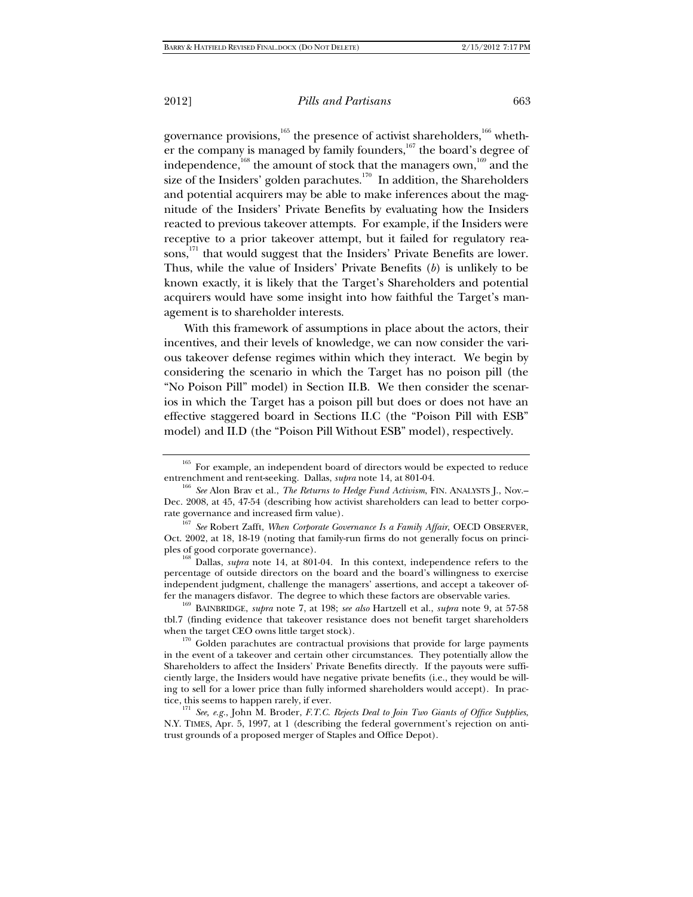governance provisions,[165] the presence of activist shareholders,[166] whether the company is managed by family founders,[167] the board's degree of independence,[168] the amount of stock that the managers own,[169] and the size of the Insiders' golden parachutes.[170] In addition, the Shareholders and potential acquirers may be able to make inferences about the magnitude of the Insiders' Private Benefits by evaluating how the Insiders reacted to previous takeover attempts. For example, if the Insiders were receptive to a prior takeover attempt, but it failed for regulatory reasons,[171] that would suggest that the Insiders' Private Benefits are lower. Thus, while the value of Insiders' Private Benefits ($b$) is unlikely to be known exactly, it is likely that the Target's Shareholders and potential acquirers would have some insight into how faithful the Target's management is to shareholder interests.

With this framework of assumptions in place about the actors, their incentives, and their levels of knowledge, we can now consider the various takeover defense regimes within which they interact. We begin by considering the scenario in which the Target has no poison pill (the "No Poison Pill" model) in Section II.B. We then consider the scenarios in which the Target has a poison pill but does or does not have an effective staggered board in Sections II.C (the "Poison Pill with ESB" model) and II.D (the "Poison Pill Without ESB" model), respectively.

---

[165] For example, an independent board of directors would be expected to reduce entrenchment and rent-seeking. Dallas, *supra* note 14, at 801-04.

[166] *See* Alon Brav et al., *The Returns to Hedge Fund Activism*, FIN. ANALYSTS J., Nov.–Dec. 2008, at 45, 47-54 (describing how activist shareholders can lead to better corporate governance and increased firm value).

[167] *See* Robert Zafft, *When Corporate Governance Is a Family Affair*, OECD OBSERVER, Oct. 2002, at 18, 18-19 (noting that family-run firms do not generally focus on principles of good corporate governance).

[168] Dallas, *supra* note 14, at 801-04. In this context, independence refers to the percentage of outside directors on the board and the board's willingness to exercise independent judgment, challenge the managers' assertions, and accept a takeover offer the managers disfavor. The degree to which these factors are observable varies.

[169] BAINBRIDGE, *supra* note 7, at 198; *see also* Hartzell et al., *supra* note 9, at 57-58 tbl.7 (finding evidence that takeover resistance does not benefit target shareholders when the target CEO owns little target stock).

[170] Golden parachutes are contractual provisions that provide for large payments in the event of a takeover and certain other circumstances. They potentially allow the Shareholders to affect the Insiders' Private Benefits directly. If the payouts were sufficiently large, the Insiders would have negative private benefits (i.e., they would be willing to sell for a lower price than fully informed shareholders would accept). In practice, this seems to happen rarely, if ever.

[171] *See, e.g.*, John M. Broder, *F.T.C. Rejects Deal to Join Two Giants of Office Supplies*, N.Y. TIMES, Apr. 5, 1997, at 1 (describing the federal government's rejection on antitrust grounds of a proposed merger of Staples and Office Depot).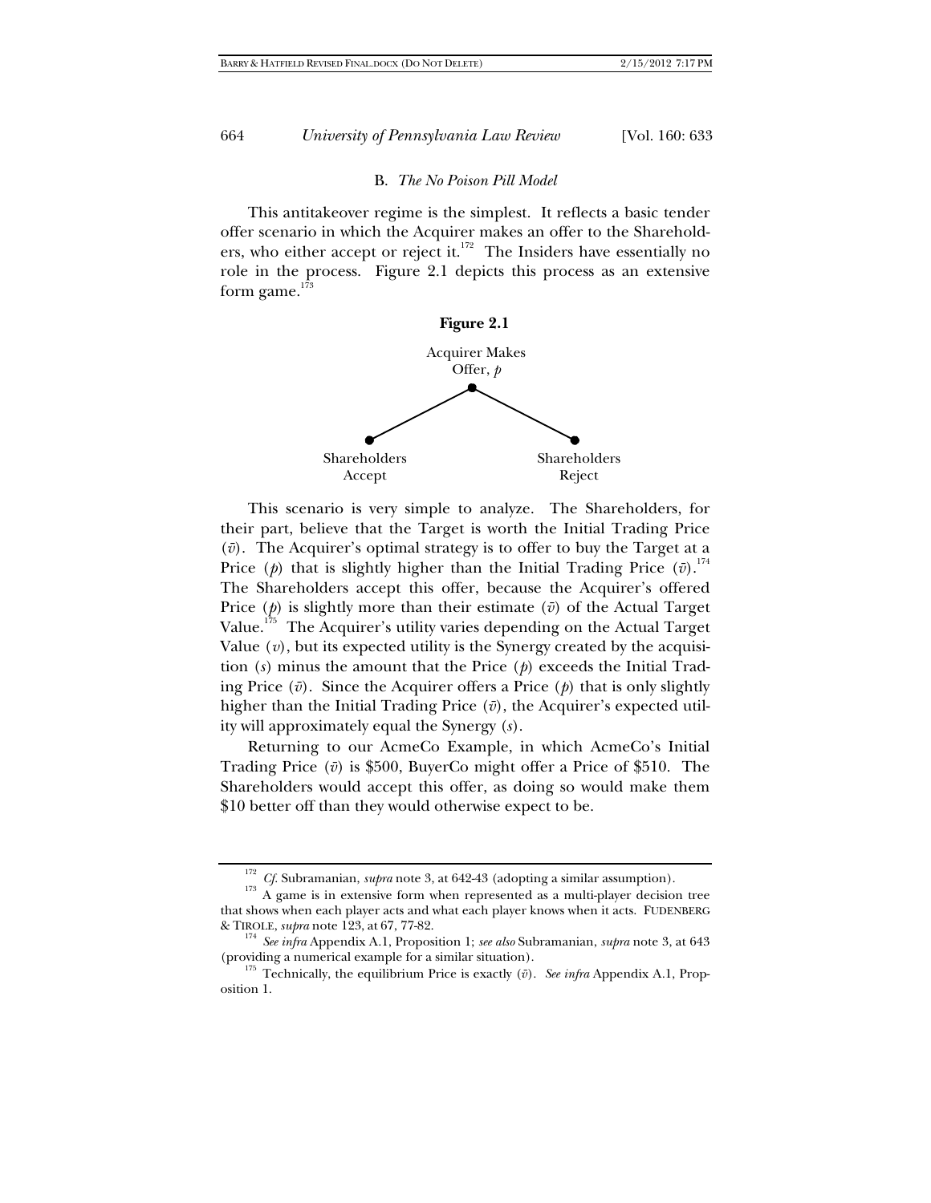## B. *The No Poison Pill Model*

This antitakeover regime is the simplest. It reflects a basic tender offer scenario in which the Acquirer makes an offer to the Shareholders, who either accept or reject it.[172] The Insiders have essentially no role in the process. Figure 2.1 depicts this process as an extensive form game.[173]

**Figure 2.1**

Acquirer Makes Offer, *p*

Shareholders Accept | Shareholders Reject

This scenario is very simple to analyze. The Shareholders, for their part, believe that the Target is worth the Initial Trading Price ($\bar{v}$). The Acquirer's optimal strategy is to offer to buy the Target at a Price ($p$) that is slightly higher than the Initial Trading Price ($\bar{v}$).[174] The Shareholders accept this offer, because the Acquirer's offered Price ($p$) is slightly more than their estimate ($\bar{v}$) of the Actual Target Value.[175] The Acquirer's utility varies depending on the Actual Target Value ($v$), but its expected utility is the Synergy created by the acquisition ($s$) minus the amount that the Price ($p$) exceeds the Initial Trading Price ($\bar{v}$). Since the Acquirer offers a Price ($p$) that is only slightly higher than the Initial Trading Price ($\bar{v}$), the Acquirer's expected utility will approximately equal the Synergy ($s$).

Returning to our AcmeCo Example, in which AcmeCo's Initial Trading Price ($\bar{v}$) is \$500, BuyerCo might offer a Price of \$510. The Shareholders would accept this offer, as doing so would make them \$10 better off than they would otherwise expect to be.

---

[172] *Cf.* Subramanian, *supra* note 3, at 642-43 (adopting a similar assumption).

[173] A game is in extensive form when represented as a multi-player decision tree that shows when each player acts and what each player knows when it acts. FUDENBERG & TIROLE, *supra* note 123, at 67, 77-82.

[174] *See infra* Appendix A.1, Proposition 1; *see also* Subramanian, *supra* note 3, at 643 (providing a numerical example for a similar situation).

[175] Technically, the equilibrium Price is exactly ($\bar{v}$). *See infra* Appendix A.1, Proposition 1.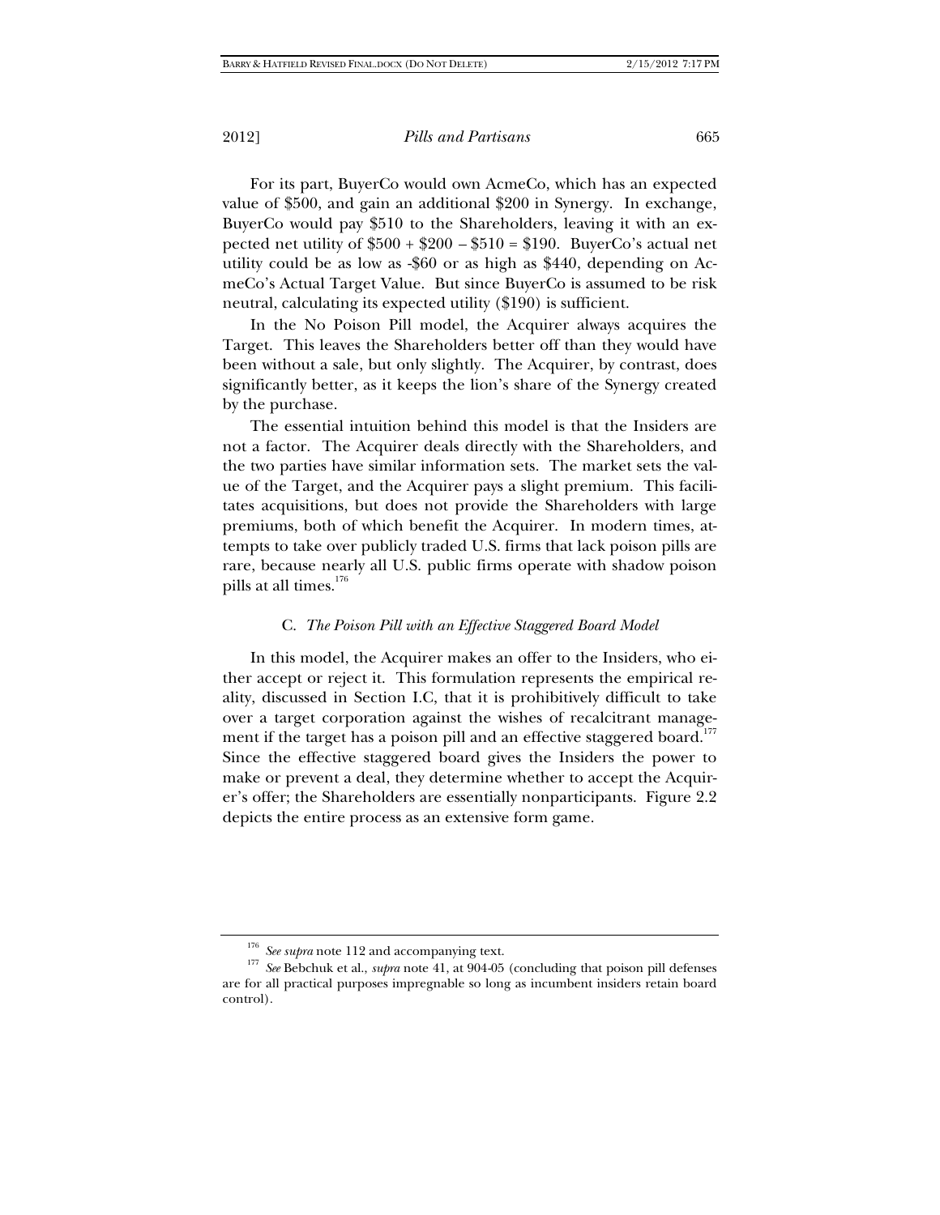For its part, BuyerCo would own AcmeCo, which has an expected value of \$500, and gain an additional \$200 in Synergy. In exchange, BuyerCo would pay \$510 to the Shareholders, leaving it with an expected net utility of \$500 + \$200 – \$510 = \$190. BuyerCo's actual net utility could be as low as -\$60 or as high as \$440, depending on AcmeCo's Actual Target Value. But since BuyerCo is assumed to be risk neutral, calculating its expected utility (\$190) is sufficient.

In the No Poison Pill model, the Acquirer always acquires the Target. This leaves the Shareholders better off than they would have been without a sale, but only slightly. The Acquirer, by contrast, does significantly better, as it keeps the lion's share of the Synergy created by the purchase.

The essential intuition behind this model is that the Insiders are not a factor. The Acquirer deals directly with the Shareholders, and the two parties have similar information sets. The market sets the value of the Target, and the Acquirer pays a slight premium. This facilitates acquisitions, but does not provide the Shareholders with large premiums, both of which benefit the Acquirer. In modern times, attempts to take over publicly traded U.S. firms that lack poison pills are rare, because nearly all U.S. public firms operate with shadow poison pills at all times.[176]

### C. *The Poison Pill with an Effective Staggered Board Model*

In this model, the Acquirer makes an offer to the Insiders, who either accept or reject it. This formulation represents the empirical reality, discussed in Section I.C, that it is prohibitively difficult to take over a target corporation against the wishes of recalcitrant management if the target has a poison pill and an effective staggered board.[177] Since the effective staggered board gives the Insiders the power to make or prevent a deal, they determine whether to accept the Acquirer's offer; the Shareholders are essentially nonparticipants. Figure 2.2 depicts the entire process as an extensive form game.

---

[176] *See supra* note 112 and accompanying text.

[177] *See* Bebchuk et al., *supra* note 41, at 904-05 (concluding that poison pill defenses are for all practical purposes impregnable so long as incumbent insiders retain board control).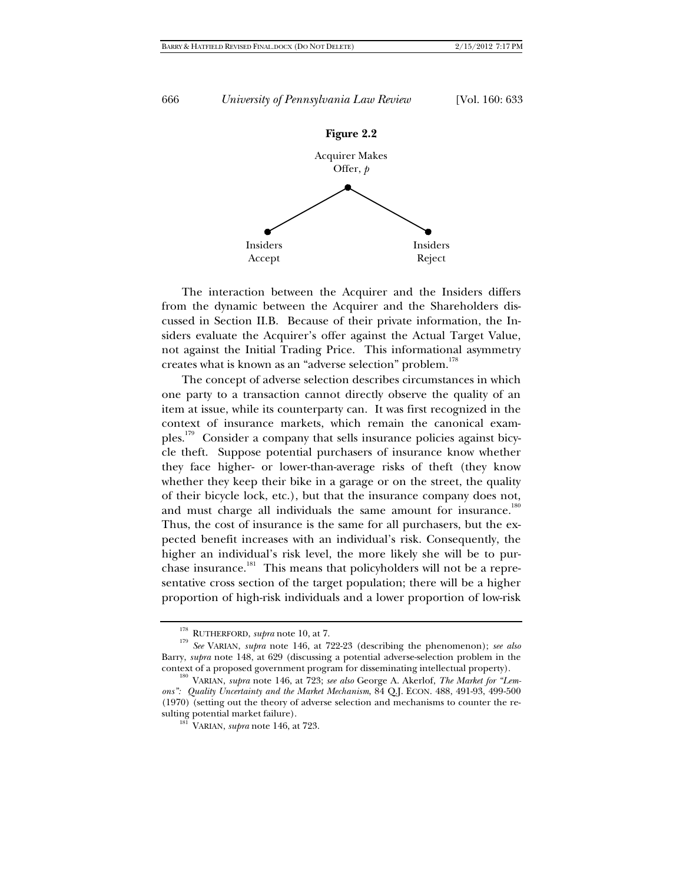**Figure 2.2**

Acquirer Makes Offer, *p*

Insiders Accept

Insiders Reject

The interaction between the Acquirer and the Insiders differs from the dynamic between the Acquirer and the Shareholders discussed in Section II.B. Because of their private information, the Insiders evaluate the Acquirer's offer against the Actual Target Value, not against the Initial Trading Price. This informational asymmetry creates what is known as an "adverse selection" problem.[178]

The concept of adverse selection describes circumstances in which one party to a transaction cannot directly observe the quality of an item at issue, while its counterparty can. It was first recognized in the context of insurance markets, which remain the canonical examples.[179] Consider a company that sells insurance policies against bicycle theft. Suppose potential purchasers of insurance know whether they face higher- or lower-than-average risks of theft (they know whether they keep their bike in a garage or on the street, the quality of their bicycle lock, etc.), but that the insurance company does not, and must charge all individuals the same amount for insurance.[180] Thus, the cost of insurance is the same for all purchasers, but the expected benefit increases with an individual's risk. Consequently, the higher an individual's risk level, the more likely she will be to purchase insurance.[181] This means that policyholders will not be a representative cross section of the target population; there will be a higher proportion of high-risk individuals and a lower proportion of low-risk

---

[178] RUTHERFORD, *supra* note 10, at 7.

[179] *See* VARIAN, *supra* note 146, at 722-23 (describing the phenomenon); *see also* Barry, *supra* note 148, at 629 (discussing a potential adverse-selection problem in the context of a proposed government program for disseminating intellectual property).

[180] VARIAN, *supra* note 146, at 723; *see also* George A. Akerlof, *The Market for "Lemons": Quality Uncertainty and the Market Mechanism*, 84 Q.J. ECON. 488, 491-93, 499-500 (1970) (setting out the theory of adverse selection and mechanisms to counter the resulting potential market failure).

[181] VARIAN, *supra* note 146, at 723.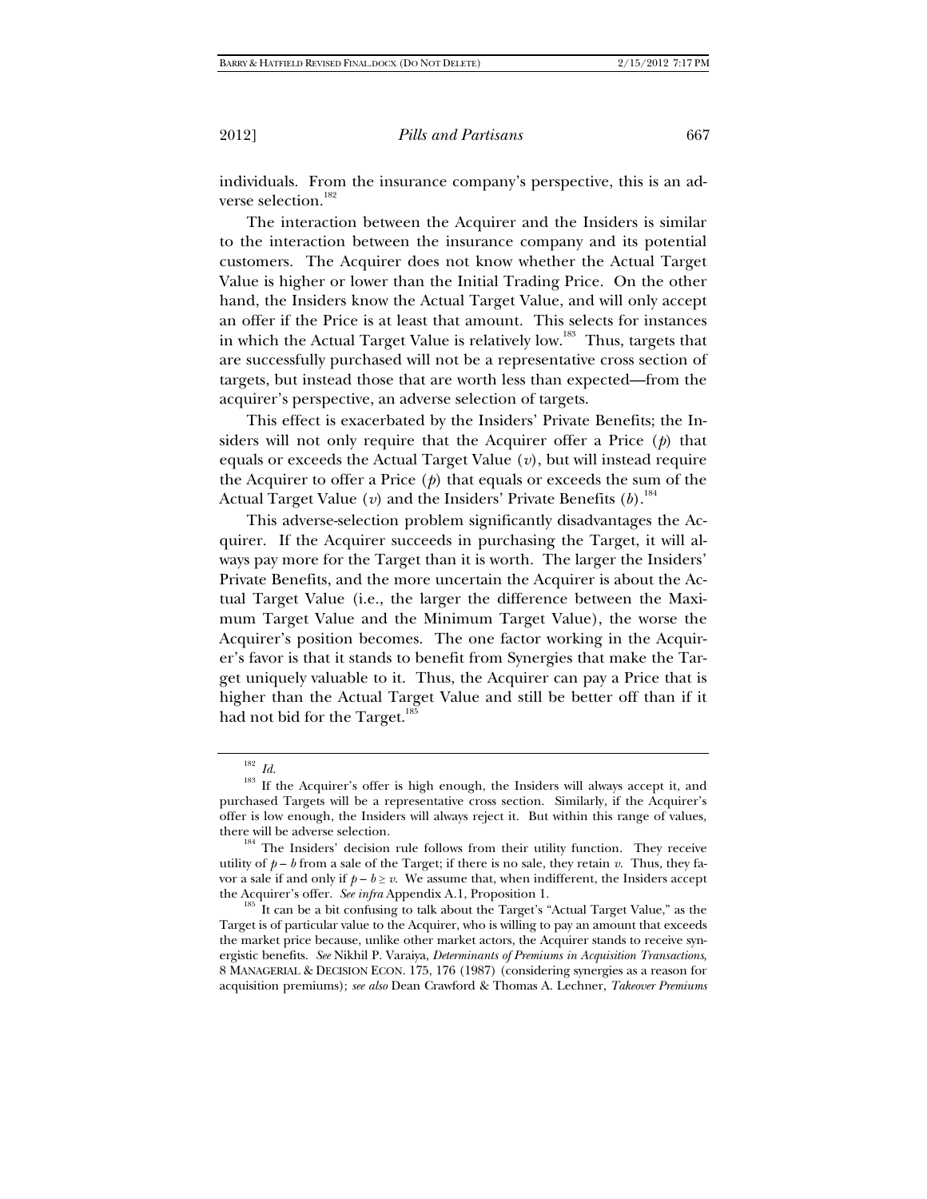individuals. From the insurance company's perspective, this is an adverse selection.[182]

The interaction between the Acquirer and the Insiders is similar to the interaction between the insurance company and its potential customers. The Acquirer does not know whether the Actual Target Value is higher or lower than the Initial Trading Price. On the other hand, the Insiders know the Actual Target Value, and will only accept an offer if the Price is at least that amount. This selects for instances in which the Actual Target Value is relatively low.[183] Thus, targets that are successfully purchased will not be a representative cross section of targets, but instead those that are worth less than expected—from the acquirer's perspective, an adverse selection of targets.

This effect is exacerbated by the Insiders' Private Benefits; the Insiders will not only require that the Acquirer offer a Price ($p$) that equals or exceeds the Actual Target Value ($v$), but will instead require the Acquirer to offer a Price ($p$) that equals or exceeds the sum of the Actual Target Value ($v$) and the Insiders' Private Benefits ($b$).[184]

This adverse-selection problem significantly disadvantages the Acquirer. If the Acquirer succeeds in purchasing the Target, it will always pay more for the Target than it is worth. The larger the Insiders' Private Benefits, and the more uncertain the Acquirer is about the Actual Target Value (i.e., the larger the difference between the Maximum Target Value and the Minimum Target Value), the worse the Acquirer's position becomes. The one factor working in the Acquirer's favor is that it stands to benefit from Synergies that make the Target uniquely valuable to it. Thus, the Acquirer can pay a Price that is higher than the Actual Target Value and still be better off than if it had not bid for the Target.[185]

---

[182] *Id.*

[183] If the Acquirer's offer is high enough, the Insiders will always accept it, and purchased Targets will be a representative cross section. Similarly, if the Acquirer's offer is low enough, the Insiders will always reject it. But within this range of values, there will be adverse selection.

[184] The Insiders' decision rule follows from their utility function. They receive utility of $p - b$ from a sale of the Target; if there is no sale, they retain $v$. Thus, they favor a sale if and only if $p - b \geq v$. We assume that, when indifferent, the Insiders accept the Acquirer's offer. *See infra* Appendix A.1, Proposition 1.

[185] It can be a bit confusing to talk about the Target's "Actual Target Value," as the Target is of particular value to the Acquirer, who is willing to pay an amount that exceeds the market price because, unlike other market actors, the Acquirer stands to receive synergistic benefits. *See* Nikhil P. Varaiya, *Determinants of Premiums in Acquisition Transactions*, 8 MANAGERIAL & DECISION ECON. 175, 176 (1987) (considering synergies as a reason for acquisition premiums); *see also* Dean Crawford & Thomas A. Lechner, *Takeover Premiums*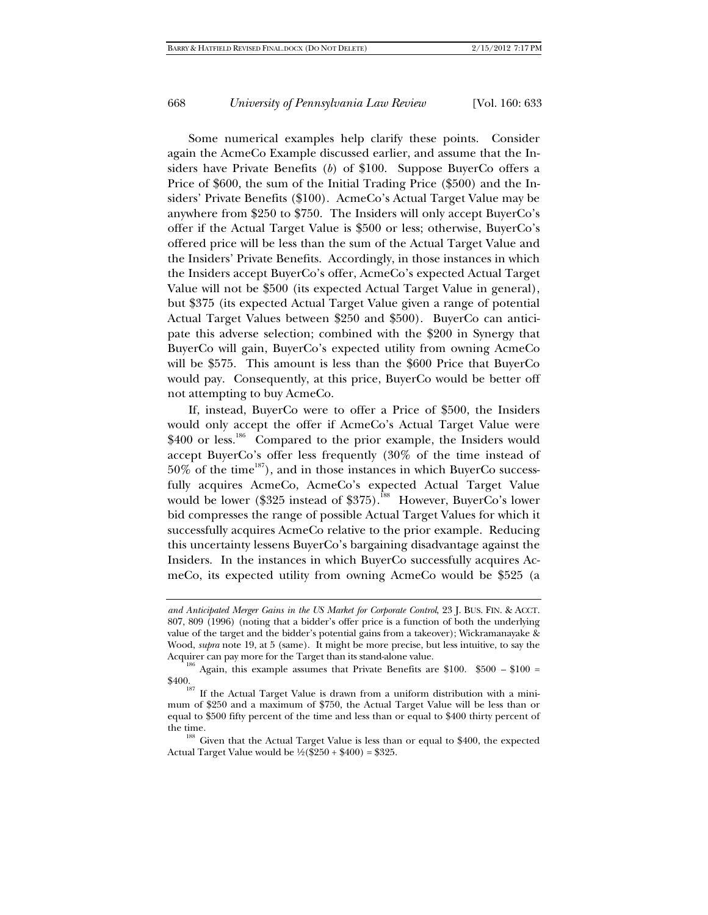Some numerical examples help clarify these points. Consider again the AcmeCo Example discussed earlier, and assume that the Insiders have Private Benefits (*b*) of $100. Suppose BuyerCo offers a Price of $600, the sum of the Initial Trading Price ($500) and the Insiders' Private Benefits ($100). AcmeCo's Actual Target Value may be anywhere from $250 to $750. The Insiders will only accept BuyerCo's offer if the Actual Target Value is $500 or less; otherwise, BuyerCo's offered price will be less than the sum of the Actual Target Value and the Insiders' Private Benefits. Accordingly, in those instances in which the Insiders accept BuyerCo's offer, AcmeCo's expected Actual Target Value will not be $500 (its expected Actual Target Value in general), but $375 (its expected Actual Target Value given a range of potential Actual Target Values between $250 and $500). BuyerCo can anticipate this adverse selection; combined with the $200 in Synergy that BuyerCo will gain, BuyerCo's expected utility from owning AcmeCo will be $575. This amount is less than the $600 Price that BuyerCo would pay. Consequently, at this price, BuyerCo would be better off not attempting to buy AcmeCo.

If, instead, BuyerCo were to offer a Price of $500, the Insiders would only accept the offer if AcmeCo's Actual Target Value were $400 or less.[186] Compared to the prior example, the Insiders would accept BuyerCo's offer less frequently (30% of the time instead of 50% of the time[187]), and in those instances in which BuyerCo successfully acquires AcmeCo, AcmeCo's expected Actual Target Value would be lower ($325 instead of $375).[188] However, BuyerCo's lower bid compresses the range of possible Actual Target Values for which it successfully acquires AcmeCo relative to the prior example. Reducing this uncertainty lessens BuyerCo's bargaining disadvantage against the Insiders. In the instances in which BuyerCo successfully acquires AcmeCo, its expected utility from owning AcmeCo would be $525 (a

---

*and Anticipated Merger Gains in the US Market for Corporate Control*, 23 J. BUS. FIN. & ACCT. 807, 809 (1996) (noting that a bidder's offer price is a function of both the underlying value of the target and the bidder's potential gains from a takeover); Wickramanayake & Wood, *supra* note 19, at 5 (same). It might be more precise, but less intuitive, to say the Acquirer can pay more for the Target than its stand-alone value.

[186] Again, this example assumes that Private Benefits are $100. $500 – $100 = $400.

[187] If the Actual Target Value is drawn from a uniform distribution with a minimum of $250 and a maximum of $750, the Actual Target Value will be less than or equal to $500 fifty percent of the time and less than or equal to $400 thirty percent of the time.

[188] Given that the Actual Target Value is less than or equal to $400, the expected Actual Target Value would be ½($250 + $400) = $325.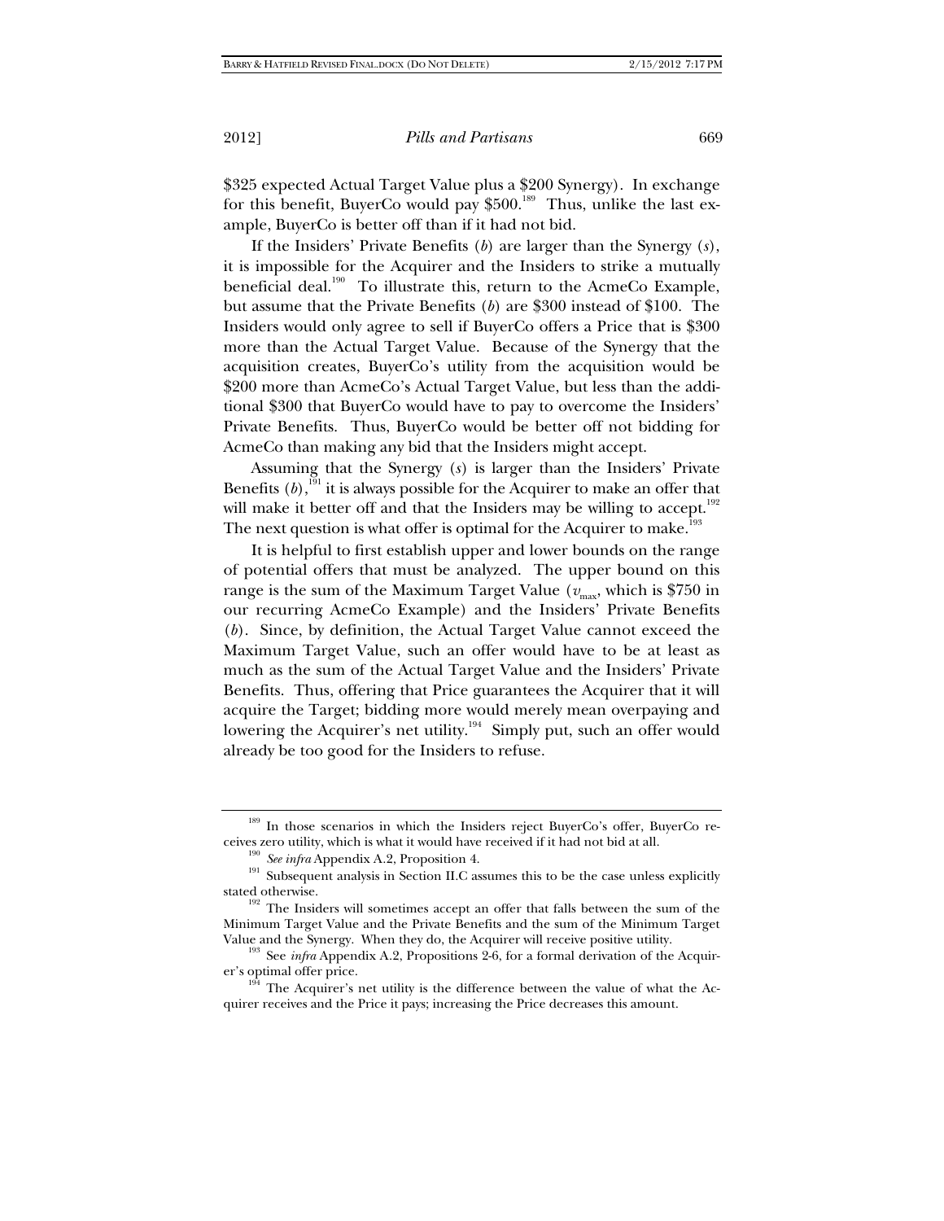$325 expected Actual Target Value plus a $200 Synergy). In exchange for this benefit, BuyerCo would pay $500.[189] Thus, unlike the last example, BuyerCo is better off than if it had not bid.

If the Insiders' Private Benefits (*b*) are larger than the Synergy (*s*), it is impossible for the Acquirer and the Insiders to strike a mutually beneficial deal.[190] To illustrate this, return to the AcmeCo Example, but assume that the Private Benefits (*b*) are $300 instead of $100. The Insiders would only agree to sell if BuyerCo offers a Price that is $300 more than the Actual Target Value. Because of the Synergy that the acquisition creates, BuyerCo's utility from the acquisition would be $200 more than AcmeCo's Actual Target Value, but less than the additional $300 that BuyerCo would have to pay to overcome the Insiders' Private Benefits. Thus, BuyerCo would be better off not bidding for AcmeCo than making any bid that the Insiders might accept.

Assuming that the Synergy (*s*) is larger than the Insiders' Private Benefits (*b*),[191] it is always possible for the Acquirer to make an offer that will make it better off and that the Insiders may be willing to accept.[192] The next question is what offer is optimal for the Acquirer to make.[193]

It is helpful to first establish upper and lower bounds on the range of potential offers that must be analyzed. The upper bound on this range is the sum of the Maximum Target Value ($v_{max}$, which is $750 in our recurring AcmeCo Example) and the Insiders' Private Benefits (*b*). Since, by definition, the Actual Target Value cannot exceed the Maximum Target Value, such an offer would have to be at least as much as the sum of the Actual Target Value and the Insiders' Private Benefits. Thus, offering that Price guarantees the Acquirer that it will acquire the Target; bidding more would merely mean overpaying and lowering the Acquirer's net utility.[194] Simply put, such an offer would already be too good for the Insiders to refuse.

---

[189] In those scenarios in which the Insiders reject BuyerCo's offer, BuyerCo receives zero utility, which is what it would have received if it had not bid at all.

[190] *See infra* Appendix A.2, Proposition 4.

[191] Subsequent analysis in Section II.C assumes this to be the case unless explicitly stated otherwise.

[192] The Insiders will sometimes accept an offer that falls between the sum of the Minimum Target Value and the Private Benefits and the sum of the Minimum Target Value and the Synergy. When they do, the Acquirer will receive positive utility.

[193] See *infra* Appendix A.2, Propositions 2-6, for a formal derivation of the Acquirer's optimal offer price.

[194] The Acquirer's net utility is the difference between the value of what the Acquirer receives and the Price it pays; increasing the Price decreases this amount.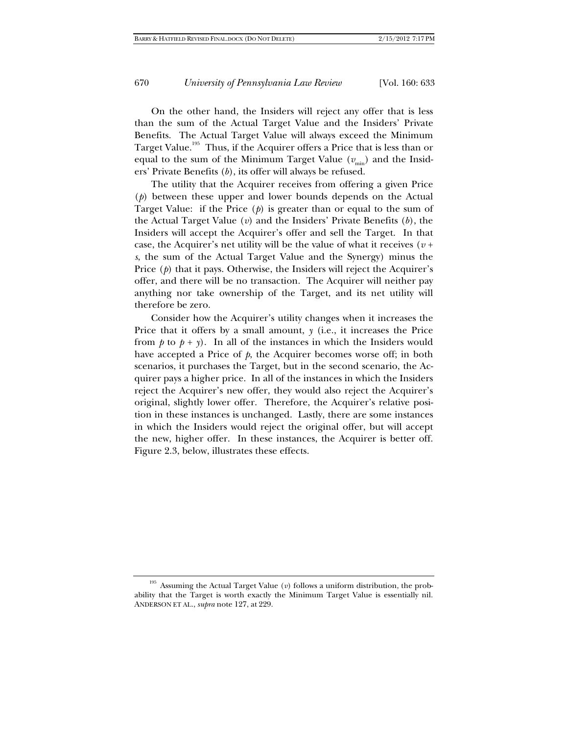On the other hand, the Insiders will reject any offer that is less than the sum of the Actual Target Value and the Insiders' Private Benefits. The Actual Target Value will always exceed the Minimum Target Value.[195] Thus, if the Acquirer offers a Price that is less than or equal to the sum of the Minimum Target Value ($v_{min}$) and the Insiders' Private Benefits ($b$), its offer will always be refused.

The utility that the Acquirer receives from offering a given Price ($p$) between these upper and lower bounds depends on the Actual Target Value: if the Price ($p$) is greater than or equal to the sum of the Actual Target Value ($v$) and the Insiders' Private Benefits ($b$), the Insiders will accept the Acquirer's offer and sell the Target. In that case, the Acquirer's net utility will be the value of what it receives ($v + s$, the sum of the Actual Target Value and the Synergy) minus the Price ($p$) that it pays. Otherwise, the Insiders will reject the Acquirer's offer, and there will be no transaction. The Acquirer will neither pay anything nor take ownership of the Target, and its net utility will therefore be zero.

Consider how the Acquirer's utility changes when it increases the Price that it offers by a small amount, $y$ (i.e., it increases the Price from $p$ to $p + y$). In all of the instances in which the Insiders would have accepted a Price of $p$, the Acquirer becomes worse off; in both scenarios, it purchases the Target, but in the second scenario, the Acquirer pays a higher price. In all of the instances in which the Insiders reject the Acquirer's new offer, they would also reject the Acquirer's original, slightly lower offer. Therefore, the Acquirer's relative position in these instances is unchanged. Lastly, there are some instances in which the Insiders would reject the original offer, but will accept the new, higher offer. In these instances, the Acquirer is better off. Figure 2.3, below, illustrates these effects.

[195] Assuming the Actual Target Value ($v$) follows a uniform distribution, the probability that the Target is worth exactly the Minimum Target Value is essentially nil. ANDERSON ET AL., *supra* note 127, at 229.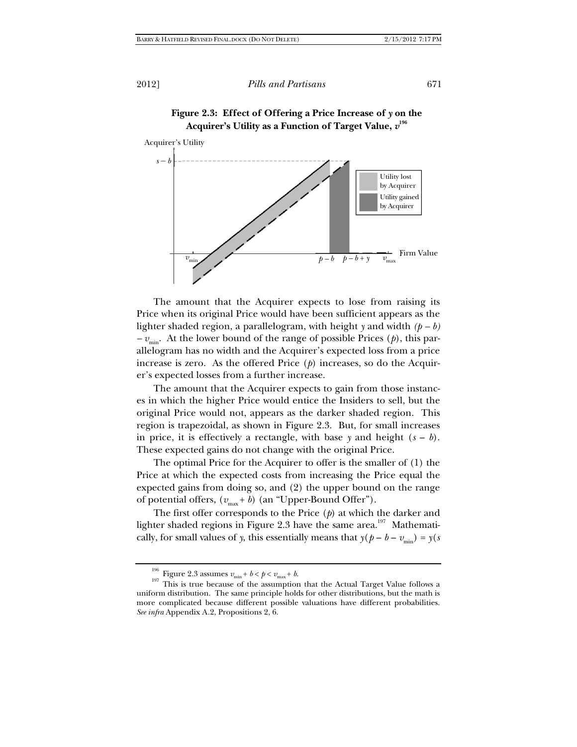**Figure 2.3: Effect of Offering a Price Increase of $y$ on the Acquirer's Utility as a Function of Target Value, $v$**[196]

The amount that the Acquirer expects to lose from raising its Price when its original Price would have been sufficient appears as the lighter shaded region, a parallelogram, with height $y$ and width $(p - b) - v_{min}$. At the lower bound of the range of possible Prices ($p$), this parallelogram has no width and the Acquirer's expected loss from a price increase is zero. As the offered Price ($p$) increases, so do the Acquirer's expected losses from a further increase.

The amount that the Acquirer expects to gain from those instances in which the higher Price would entice the Insiders to sell, but the original Price would not, appears as the darker shaded region. This region is trapezoidal, as shown in Figure 2.3. But, for small increases in price, it is effectively a rectangle, with base $y$ and height $(s - b)$. These expected gains do not change with the original Price.

The optimal Price for the Acquirer to offer is the smaller of (1) the Price at which the expected costs from increasing the Price equal the expected gains from doing so, and (2) the upper bound on the range of potential offers, $(v_{max} + b)$ (an "Upper-Bound Offer").

The first offer corresponds to the Price ($p$) at which the darker and lighter shaded regions in Figure 2.3 have the same area.[197] Mathematically, for small values of $y$, this essentially means that $y(p - b - v_{min}) = y(s$

---

[196] Figure 2.3 assumes $v_{min} + b < p < v_{max} + b$.

[197] This is true because of the assumption that the Actual Target Value follows a uniform distribution. The same principle holds for other distributions, but the math is more complicated because different possible valuations have different probabilities. *See infra* Appendix A.2, Propositions 2, 6.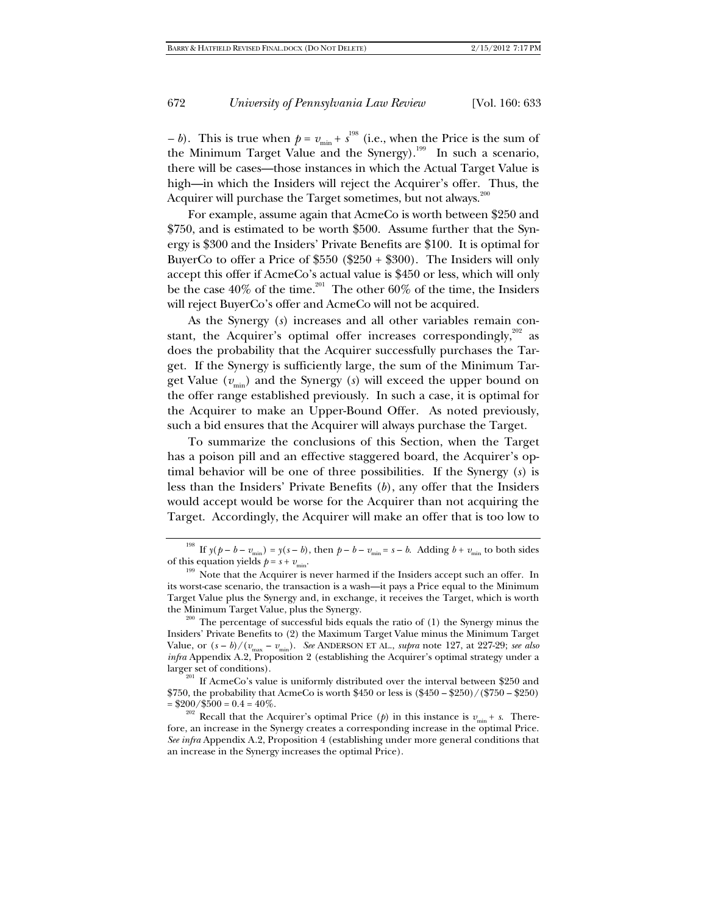$- b$). This is true when $p = v_{min} + s$[198] (i.e., when the Price is the sum of the Minimum Target Value and the Synergy).[199] In such a scenario, there will be cases—those instances in which the Actual Target Value is high—in which the Insiders will reject the Acquirer's offer. Thus, the Acquirer will purchase the Target sometimes, but not always.[200]

For example, assume again that AcmeCo is worth between \$250 and \$750, and is estimated to be worth \$500. Assume further that the Synergy is \$300 and the Insiders' Private Benefits are \$100. It is optimal for BuyerCo to offer a Price of \$550 (\$250 + \$300). The Insiders will only accept this offer if AcmeCo's actual value is \$450 or less, which will only be the case 40% of the time.[201] The other 60% of the time, the Insiders will reject BuyerCo's offer and AcmeCo will not be acquired.

As the Synergy ($s$) increases and all other variables remain constant, the Acquirer's optimal offer increases correspondingly,[202] as does the probability that the Acquirer successfully purchases the Target. If the Synergy is sufficiently large, the sum of the Minimum Target Value ($v_{min}$) and the Synergy ($s$) will exceed the upper bound on the offer range established previously. In such a case, it is optimal for the Acquirer to make an Upper-Bound Offer. As noted previously, such a bid ensures that the Acquirer will always purchase the Target.

To summarize the conclusions of this Section, when the Target has a poison pill and an effective staggered board, the Acquirer's optimal behavior will be one of three possibilities. If the Synergy ($s$) is less than the Insiders' Private Benefits ($b$), any offer that the Insiders would accept would be worse for the Acquirer than not acquiring the Target. Accordingly, the Acquirer will make an offer that is too low to

---

[198] If $y(p - b - v_{min}) = y(s - b)$, then $p - b - v_{min} = s - b$. Adding $b + v_{min}$ to both sides of this equation yields $p = s + v_{min}$.

[199] Note that the Acquirer is never harmed if the Insiders accept such an offer. In its worst-case scenario, the transaction is a wash—it pays a Price equal to the Minimum Target Value plus the Synergy and, in exchange, it receives the Target, which is worth the Minimum Target Value, plus the Synergy.

[200] The percentage of successful bids equals the ratio of (1) the Synergy minus the Insiders' Private Benefits to (2) the Maximum Target Value minus the Minimum Target Value, or $(s - b)/(v_{max} - v_{min})$. *See* ANDERSON ET AL., *supra* note 127, at 227-29; *see also infra* Appendix A.2, Proposition 2 (establishing the Acquirer's optimal strategy under a larger set of conditions).

[201] If AcmeCo's value is uniformly distributed over the interval between \$250 and \$750, the probability that AcmeCo is worth \$450 or less is (\$450 – \$250)/(\$750 – \$250) = \$200/\$500 = 0.4 = 40%.

[202] Recall that the Acquirer's optimal Price ($p$) in this instance is $v_{min} + s$. Therefore, an increase in the Synergy creates a corresponding increase in the optimal Price. *See infra* Appendix A.2, Proposition 4 (establishing under more general conditions that an increase in the Synergy increases the optimal Price).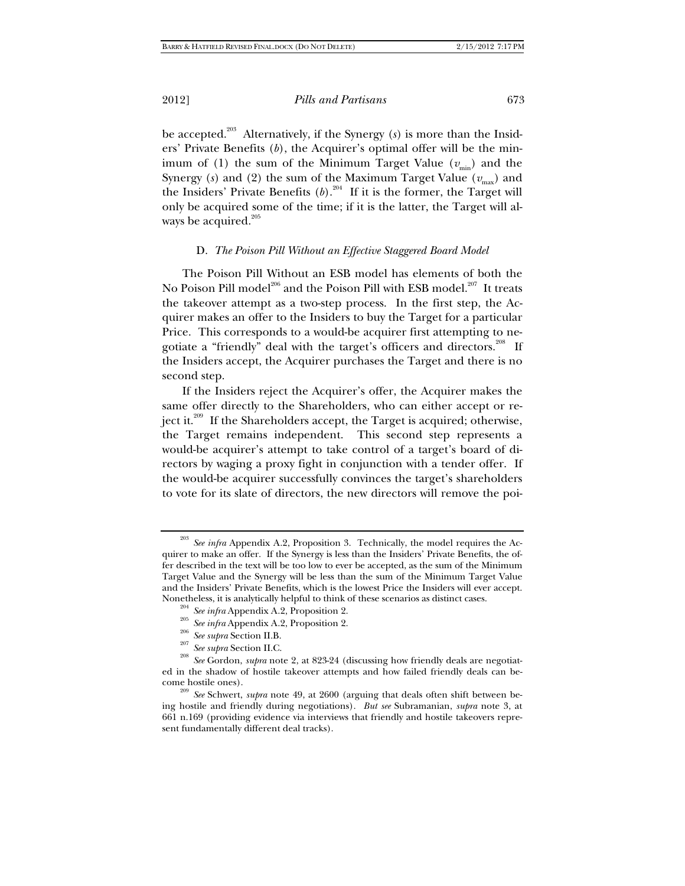be accepted.[203] Alternatively, if the Synergy (*s*) is more than the Insiders' Private Benefits (*b*), the Acquirer's optimal offer will be the minimum of (1) the sum of the Minimum Target Value ($v_{min}$) and the Synergy (*s*) and (2) the sum of the Maximum Target Value ($v_{max}$) and the Insiders' Private Benefits (*b*).[204] If it is the former, the Target will only be acquired some of the time; if it is the latter, the Target will always be acquired.[205]

### D. *The Poison Pill Without an Effective Staggered Board Model*

The Poison Pill Without an ESB model has elements of both the No Poison Pill model[206] and the Poison Pill with ESB model.[207] It treats the takeover attempt as a two-step process. In the first step, the Acquirer makes an offer to the Insiders to buy the Target for a particular Price. This corresponds to a would-be acquirer first attempting to negotiate a "friendly" deal with the target's officers and directors.[208] If the Insiders accept, the Acquirer purchases the Target and there is no second step.

If the Insiders reject the Acquirer's offer, the Acquirer makes the same offer directly to the Shareholders, who can either accept or reject it.[209] If the Shareholders accept, the Target is acquired; otherwise, the Target remains independent. This second step represents a would-be acquirer's attempt to take control of a target's board of directors by waging a proxy fight in conjunction with a tender offer. If the would-be acquirer successfully convinces the target's shareholders to vote for its slate of directors, the new directors will remove the poi-

---

[203] *See infra* Appendix A.2, Proposition 3. Technically, the model requires the Acquirer to make an offer. If the Synergy is less than the Insiders' Private Benefits, the offer described in the text will be too low to ever be accepted, as the sum of the Minimum Target Value and the Synergy will be less than the sum of the Minimum Target Value and the Insiders' Private Benefits, which is the lowest Price the Insiders will ever accept. Nonetheless, it is analytically helpful to think of these scenarios as distinct cases.

[204] *See infra* Appendix A.2, Proposition 2.

[205] *See infra* Appendix A.2, Proposition 2.

[206] *See supra* Section II.B.

[207] *See supra* Section II.C.

[208] *See* Gordon, *supra* note 2, at 823-24 (discussing how friendly deals are negotiated in the shadow of hostile takeover attempts and how failed friendly deals can become hostile ones).

[209] *See* Schwert, *supra* note 49, at 2600 (arguing that deals often shift between being hostile and friendly during negotiations). *But see* Subramanian, *supra* note 3, at 661 n.169 (providing evidence via interviews that friendly and hostile takeovers represent fundamentally different deal tracks).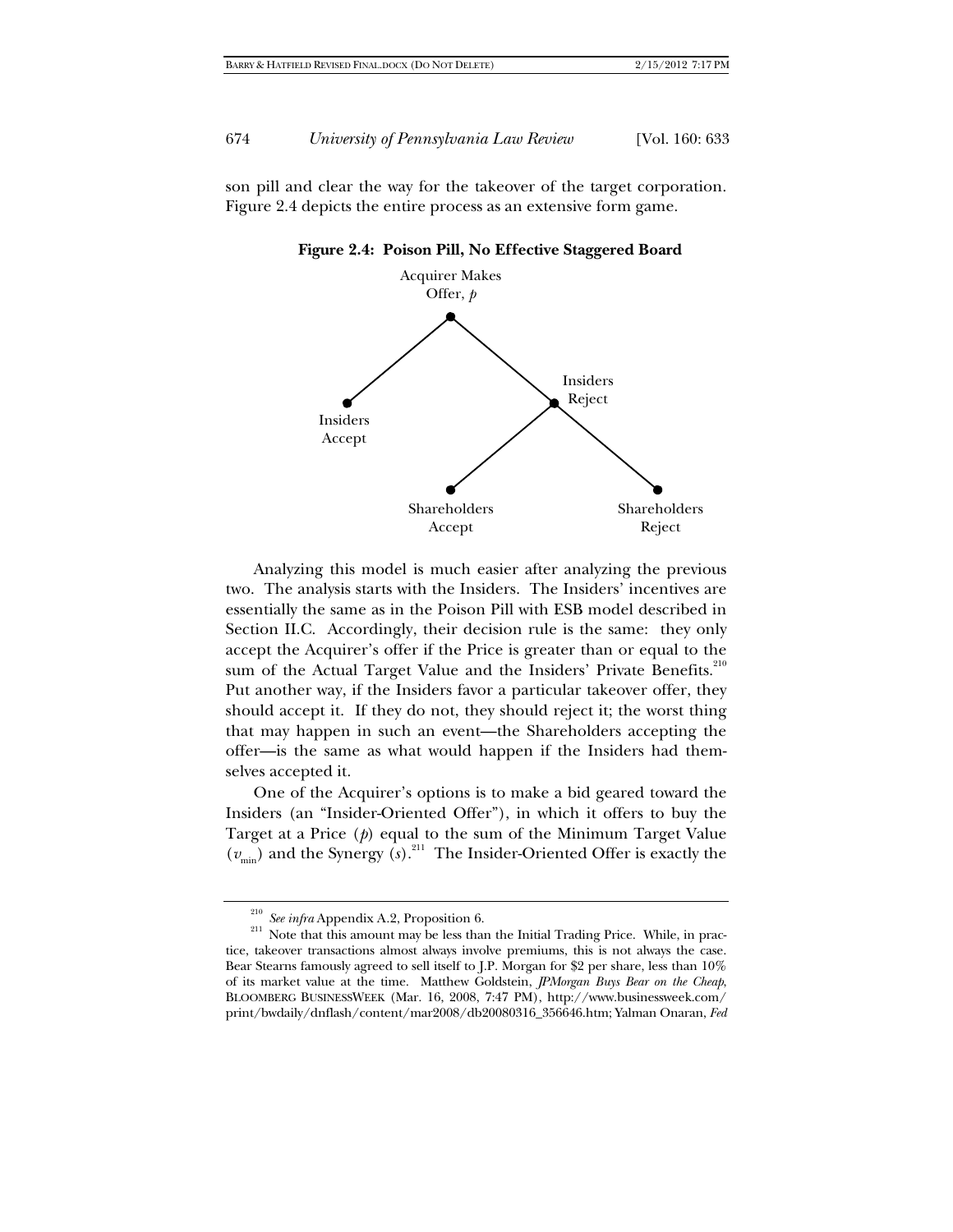son pill and clear the way for the takeover of the target corporation. Figure 2.4 depicts the entire process as an extensive form game.

**Figure 2.4: Poison Pill, No Effective Staggered Board**

Acquirer Makes Offer, $p$

Insiders Accept

Insiders Reject

Shareholders Accept

Shareholders Reject

Analyzing this model is much easier after analyzing the previous two. The analysis starts with the Insiders. The Insiders' incentives are essentially the same as in the Poison Pill with ESB model described in Section II.C. Accordingly, their decision rule is the same: they only accept the Acquirer's offer if the Price is greater than or equal to the sum of the Actual Target Value and the Insiders' Private Benefits.[210] Put another way, if the Insiders favor a particular takeover offer, they should accept it. If they do not, they should reject it; the worst thing that may happen in such an event—the Shareholders accepting the offer—is the same as what would happen if the Insiders had themselves accepted it.

One of the Acquirer's options is to make a bid geared toward the Insiders (an "Insider-Oriented Offer"), in which it offers to buy the Target at a Price ($p$) equal to the sum of the Minimum Target Value ($v_{min}$) and the Synergy ($s$).[211] The Insider-Oriented Offer is exactly the

---

[210] *See infra* Appendix A.2, Proposition 6.

[211] Note that this amount may be less than the Initial Trading Price. While, in practice, takeover transactions almost always involve premiums, this is not always the case. Bear Stearns famously agreed to sell itself to J.P. Morgan for $2 per share, less than 10% of its market value at the time. Matthew Goldstein, *JPMorgan Buys Bear on the Cheap*, BLOOMBERG BUSINESSWEEK (Mar. 16, 2008, 7:47 PM), http://www.businessweek.com/print/bwdaily/dnflash/content/mar2008/db20080316_356646.htm; Yalman Onaran, *Fed*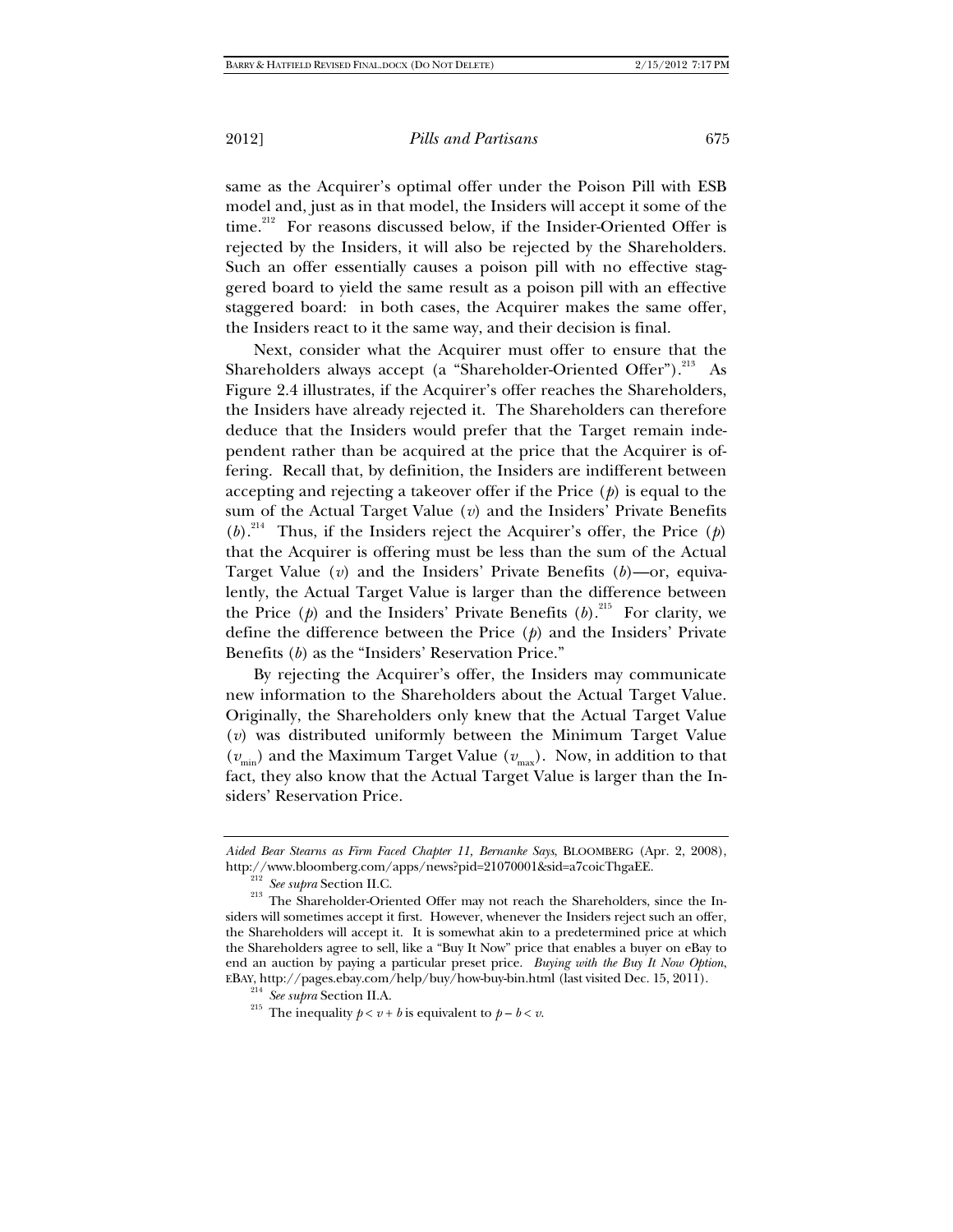same as the Acquirer's optimal offer under the Poison Pill with ESB model and, just as in that model, the Insiders will accept it some of the time.[212] For reasons discussed below, if the Insider-Oriented Offer is rejected by the Insiders, it will also be rejected by the Shareholders. Such an offer essentially causes a poison pill with no effective staggered board to yield the same result as a poison pill with an effective staggered board: in both cases, the Acquirer makes the same offer, the Insiders react to it the same way, and their decision is final.

Next, consider what the Acquirer must offer to ensure that the Shareholders always accept (a "Shareholder-Oriented Offer").[213] As Figure 2.4 illustrates, if the Acquirer's offer reaches the Shareholders, the Insiders have already rejected it. The Shareholders can therefore deduce that the Insiders would prefer that the Target remain independent rather than be acquired at the price that the Acquirer is offering. Recall that, by definition, the Insiders are indifferent between accepting and rejecting a takeover offer if the Price ($p$) is equal to the sum of the Actual Target Value ($v$) and the Insiders' Private Benefits ($b$).[214] Thus, if the Insiders reject the Acquirer's offer, the Price ($p$) that the Acquirer is offering must be less than the sum of the Actual Target Value ($v$) and the Insiders' Private Benefits ($b$)—or, equivalently, the Actual Target Value is larger than the difference between the Price ($p$) and the Insiders' Private Benefits ($b$).[215] For clarity, we define the difference between the Price ($p$) and the Insiders' Private Benefits ($b$) as the "Insiders' Reservation Price."

By rejecting the Acquirer's offer, the Insiders may communicate new information to the Shareholders about the Actual Target Value. Originally, the Shareholders only knew that the Actual Target Value ($v$) was distributed uniformly between the Minimum Target Value ($v_{min}$) and the Maximum Target Value ($v_{max}$). Now, in addition to that fact, they also know that the Actual Target Value is larger than the Insiders' Reservation Price.

---

*Aided Bear Stearns as Firm Faced Chapter 11, Bernanke Says*, BLOOMBERG (Apr. 2, 2008), http://www.bloomberg.com/apps/news?pid=21070001&sid=a7coicThgaEE.

[212] *See supra* Section II.C.

[213] The Shareholder-Oriented Offer may not reach the Shareholders, since the Insiders will sometimes accept it first. However, whenever the Insiders reject such an offer, the Shareholders will accept it. It is somewhat akin to a predetermined price at which the Shareholders agree to sell, like a "Buy It Now" price that enables a buyer on eBay to end an auction by paying a particular preset price. *Buying with the Buy It Now Option*, EBAY, http://pages.ebay.com/help/buy/how-buy-bin.html (last visited Dec. 15, 2011).

[214] *See supra* Section II.A.

[215] The inequality $p < v + b$ is equivalent to $p - b < v$.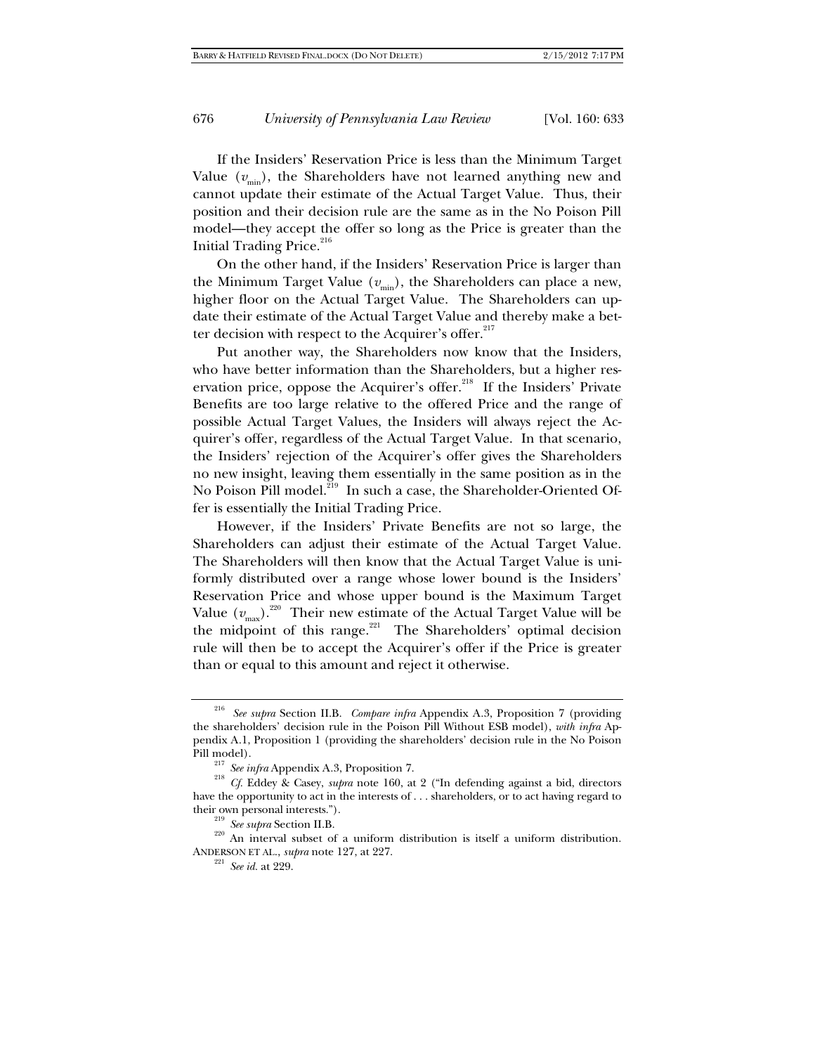If the Insiders' Reservation Price is less than the Minimum Target Value ($v_{min}$), the Shareholders have not learned anything new and cannot update their estimate of the Actual Target Value. Thus, their position and their decision rule are the same as in the No Poison Pill model—they accept the offer so long as the Price is greater than the Initial Trading Price.[216]

On the other hand, if the Insiders' Reservation Price is larger than the Minimum Target Value ($v_{min}$), the Shareholders can place a new, higher floor on the Actual Target Value. The Shareholders can update their estimate of the Actual Target Value and thereby make a better decision with respect to the Acquirer's offer.[217]

Put another way, the Shareholders now know that the Insiders, who have better information than the Shareholders, but a higher reservation price, oppose the Acquirer's offer.[218] If the Insiders' Private Benefits are too large relative to the offered Price and the range of possible Actual Target Values, the Insiders will always reject the Acquirer's offer, regardless of the Actual Target Value. In that scenario, the Insiders' rejection of the Acquirer's offer gives the Shareholders no new insight, leaving them essentially in the same position as in the No Poison Pill model.[219] In such a case, the Shareholder-Oriented Offer is essentially the Initial Trading Price.

However, if the Insiders' Private Benefits are not so large, the Shareholders can adjust their estimate of the Actual Target Value. The Shareholders will then know that the Actual Target Value is uniformly distributed over a range whose lower bound is the Insiders' Reservation Price and whose upper bound is the Maximum Target Value ($v_{max}$).[220] Their new estimate of the Actual Target Value will be the midpoint of this range.[221] The Shareholders' optimal decision rule will then be to accept the Acquirer's offer if the Price is greater than or equal to this amount and reject it otherwise.

---

[216] *See supra* Section II.B. *Compare infra* Appendix A.3, Proposition 7 (providing the shareholders' decision rule in the Poison Pill Without ESB model), *with infra* Appendix A.1, Proposition 1 (providing the shareholders' decision rule in the No Poison Pill model).

[217] *See infra* Appendix A.3, Proposition 7.

[218] *Cf.* Eddey & Casey, *supra* note 160, at 2 ("In defending against a bid, directors have the opportunity to act in the interests of . . . shareholders, or to act having regard to their own personal interests.").

[219] *See supra* Section II.B.

[220] An interval subset of a uniform distribution is itself a uniform distribution. ANDERSON ET AL., *supra* note 127, at 227.

[221] *See id.* at 229.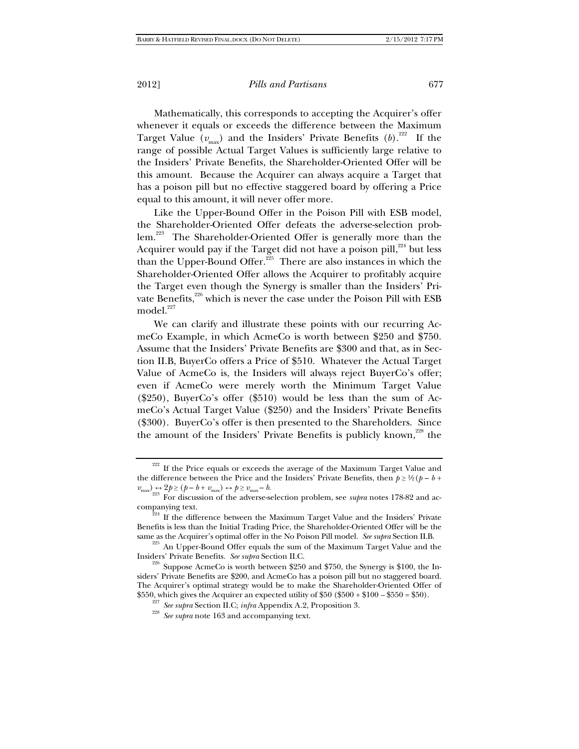Mathematically, this corresponds to accepting the Acquirer's offer whenever it equals or exceeds the difference between the Maximum Target Value ($v_{max}$) and the Insiders' Private Benefits ($b$).[222] If the range of possible Actual Target Values is sufficiently large relative to the Insiders' Private Benefits, the Shareholder-Oriented Offer will be this amount. Because the Acquirer can always acquire a Target that has a poison pill but no effective staggered board by offering a Price equal to this amount, it will never offer more.

Like the Upper-Bound Offer in the Poison Pill with ESB model, the Shareholder-Oriented Offer defeats the adverse-selection problem.[223] The Shareholder-Oriented Offer is generally more than the Acquirer would pay if the Target did not have a poison pill,[224] but less than the Upper-Bound Offer.[225] There are also instances in which the Shareholder-Oriented Offer allows the Acquirer to profitably acquire the Target even though the Synergy is smaller than the Insiders' Private Benefits,[226] which is never the case under the Poison Pill with ESB model.[227]

We can clarify and illustrate these points with our recurring AcmeCo Example, in which AcmeCo is worth between $250 and $750. Assume that the Insiders' Private Benefits are $300 and that, as in Section II.B, BuyerCo offers a Price of $510. Whatever the Actual Target Value of AcmeCo is, the Insiders will always reject BuyerCo's offer; even if AcmeCo were merely worth the Minimum Target Value ($250), BuyerCo's offer ($510) would be less than the sum of AcmeCo's Actual Target Value ($250) and the Insiders' Private Benefits ($300). BuyerCo's offer is then presented to the Shareholders. Since the amount of the Insiders' Private Benefits is publicly known,[228] the

---

[222] If the Price equals or exceeds the average of the Maximum Target Value and the difference between the Price and the Insiders' Private Benefits, then $p \geq \frac{1}{2}(p - b + v_{max}) \leftrightarrow 2p \geq (p - b + v_{max}) \leftrightarrow p \geq v_{max} - b$.

[223] For discussion of the adverse-selection problem, see *supra* notes 178-82 and accompanying text.

[224] If the difference between the Maximum Target Value and the Insiders' Private Benefits is less than the Initial Trading Price, the Shareholder-Oriented Offer will be the same as the Acquirer's optimal offer in the No Poison Pill model. *See supra* Section II.B.

[225] An Upper-Bound Offer equals the sum of the Maximum Target Value and the Insiders' Private Benefits. *See supra* Section II.C.

[226] Suppose AcmeCo is worth between $250 and $750, the Synergy is $100, the Insiders' Private Benefits are $200, and AcmeCo has a poison pill but no staggered board. The Acquirer's optimal strategy would be to make the Shareholder-Oriented Offer of $550, which gives the Acquirer an expected utility of $50 ($500 + $100 – $550 = $50).

[227] *See supra* Section II.C; *infra* Appendix A.2, Proposition 3.

[228] *See supra* note 163 and accompanying text.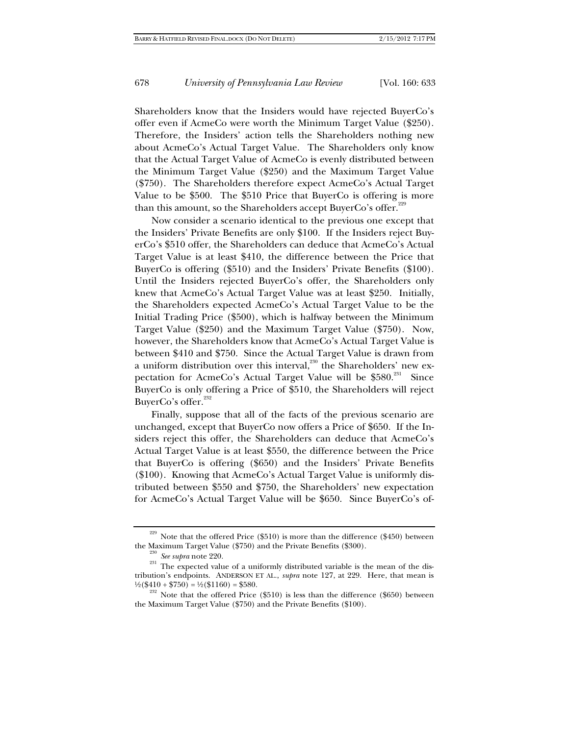Shareholders know that the Insiders would have rejected BuyerCo's offer even if AcmeCo were worth the Minimum Target Value ($250). Therefore, the Insiders' action tells the Shareholders nothing new about AcmeCo's Actual Target Value. The Shareholders only know that the Actual Target Value of AcmeCo is evenly distributed between the Minimum Target Value ($250) and the Maximum Target Value ($750). The Shareholders therefore expect AcmeCo's Actual Target Value to be $500. The $510 Price that BuyerCo is offering is more than this amount, so the Shareholders accept BuyerCo's offer.[229]

Now consider a scenario identical to the previous one except that the Insiders' Private Benefits are only $100. If the Insiders reject BuyerCo's $510 offer, the Shareholders can deduce that AcmeCo's Actual Target Value is at least $410, the difference between the Price that BuyerCo is offering ($510) and the Insiders' Private Benefits ($100). Until the Insiders rejected BuyerCo's offer, the Shareholders only knew that AcmeCo's Actual Target Value was at least $250. Initially, the Shareholders expected AcmeCo's Actual Target Value to be the Initial Trading Price ($500), which is halfway between the Minimum Target Value ($250) and the Maximum Target Value ($750). Now, however, the Shareholders know that AcmeCo's Actual Target Value is between $410 and $750. Since the Actual Target Value is drawn from a uniform distribution over this interval,[230] the Shareholders' new expectation for AcmeCo's Actual Target Value will be $580.[231] Since BuyerCo is only offering a Price of $510, the Shareholders will reject BuyerCo's offer.[232]

Finally, suppose that all of the facts of the previous scenario are unchanged, except that BuyerCo now offers a Price of $650. If the Insiders reject this offer, the Shareholders can deduce that AcmeCo's Actual Target Value is at least $550, the difference between the Price that BuyerCo is offering ($650) and the Insiders' Private Benefits ($100). Knowing that AcmeCo's Actual Target Value is uniformly distributed between $550 and $750, the Shareholders' new expectation for AcmeCo's Actual Target Value will be $650. Since BuyerCo's of-

---

[229] Note that the offered Price ($510) is more than the difference ($450) between the Maximum Target Value ($750) and the Private Benefits ($300).

[230] *See supra* note 220.

[231] The expected value of a uniformly distributed variable is the mean of the distribution's endpoints. ANDERSON ET AL., *supra* note 127, at 229. Here, that mean is ½($410 + $750) = ½($1160) = $580.

[232] Note that the offered Price ($510) is less than the difference ($650) between the Maximum Target Value ($750) and the Private Benefits ($100).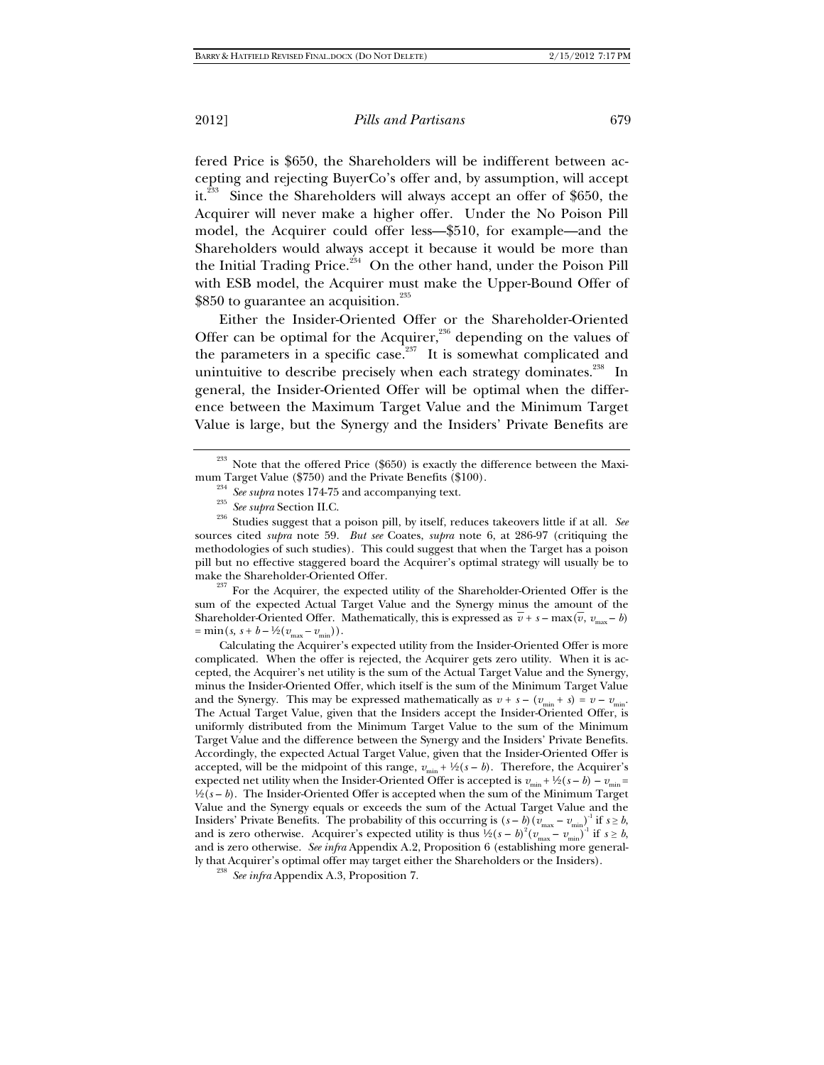fered Price is \$650, the Shareholders will be indifferent between accepting and rejecting BuyerCo's offer and, by assumption, will accept it.[233] Since the Shareholders will always accept an offer of \$650, the Acquirer will never make a higher offer. Under the No Poison Pill model, the Acquirer could offer less—\$510, for example—and the Shareholders would always accept it because it would be more than the Initial Trading Price.[234] On the other hand, under the Poison Pill with ESB model, the Acquirer must make the Upper-Bound Offer of \$850 to guarantee an acquisition.[235]

Either the Insider-Oriented Offer or the Shareholder-Oriented Offer can be optimal for the Acquirer,[236] depending on the values of the parameters in a specific case.[237] It is somewhat complicated and unintuitive to describe precisely when each strategy dominates.[238] In general, the Insider-Oriented Offer will be optimal when the difference between the Maximum Target Value and the Minimum Target Value is large, but the Synergy and the Insiders' Private Benefits are

---

[233] Note that the offered Price (\$650) is exactly the difference between the Maximum Target Value (\$750) and the Private Benefits (\$100).

[234] *See supra* notes 174-75 and accompanying text.

[235] *See supra* Section II.C.

[236] Studies suggest that a poison pill, by itself, reduces takeovers little if at all. *See* sources cited *supra* note 59. *But see* Coates, *supra* note 6, at 286-97 (critiquing the methodologies of such studies). This could suggest that when the Target has a poison pill but no effective staggered board the Acquirer's optimal strategy will usually be to make the Shareholder-Oriented Offer.

[237] For the Acquirer, the expected utility of the Shareholder-Oriented Offer is the sum of the expected Actual Target Value and the Synergy minus the amount of the Shareholder-Oriented Offer. Mathematically, this is expressed as $\bar{v} + s - \max(\bar{v}, v_{max} - b) = \min(s, s + b - ½(v_{max} - v_{min}))$.

Calculating the Acquirer's expected utility from the Insider-Oriented Offer is more complicated. When the offer is rejected, the Acquirer gets zero utility. When it is accepted, the Acquirer's net utility is the sum of the Actual Target Value and the Synergy, minus the Insider-Oriented Offer, which itself is the sum of the Minimum Target Value and the Synergy. This may be expressed mathematically as $v + s - (v_{min} + s) = v - v_{min}$. The Actual Target Value, given that the Insiders accept the Insider-Oriented Offer, is uniformly distributed from the Minimum Target Value to the sum of the Minimum Target Value and the difference between the Synergy and the Insiders' Private Benefits. Accordingly, the expected Actual Target Value, given that the Insider-Oriented Offer is accepted, will be the midpoint of this range, $v_{min} + ½(s - b)$. Therefore, the Acquirer's expected net utility when the Insider-Oriented Offer is accepted is $v_{min} + ½(s - b) - v_{min} = ½(s - b)$. The Insider-Oriented Offer is accepted when the sum of the Minimum Target Value and the Synergy equals or exceeds the sum of the Actual Target Value and the Insiders' Private Benefits. The probability of this occurring is $(s - b)(v_{max} - v_{min})^{-1}$ if $s \geq b$, and is zero otherwise. Acquirer's expected utility is thus $½(s - b)^2(v_{max} - v_{min})^{-1}$ if $s \geq b$, and is zero otherwise. *See infra* Appendix A.2, Proposition 6 (establishing more generally that Acquirer's optimal offer may target either the Shareholders or the Insiders).

[238] *See infra* Appendix A.3, Proposition 7.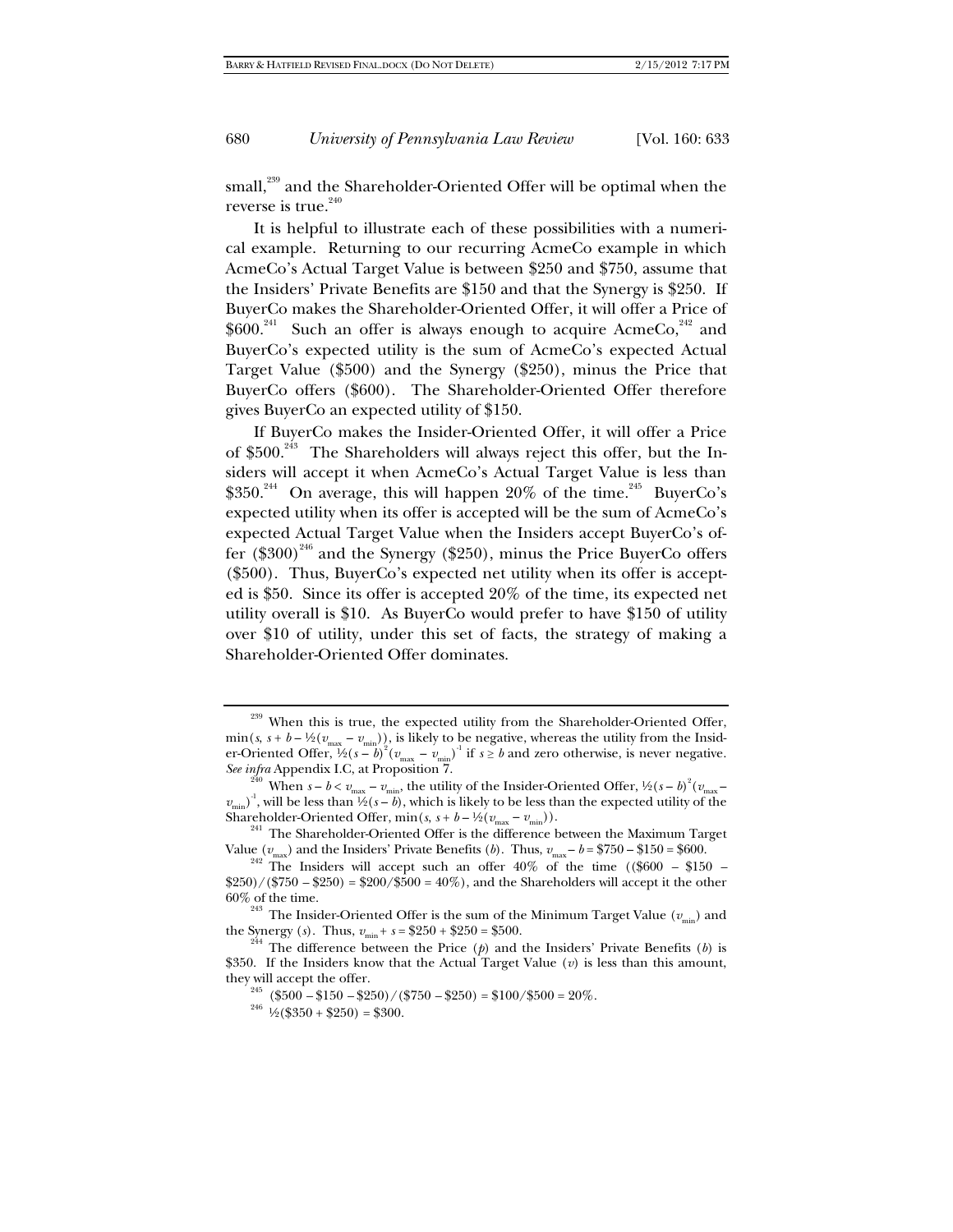small,[239] and the Shareholder-Oriented Offer will be optimal when the reverse is true.[240]

It is helpful to illustrate each of these possibilities with a numerical example. Returning to our recurring AcmeCo example in which AcmeCo's Actual Target Value is between $250 and $750, assume that the Insiders' Private Benefits are $150 and that the Synergy is $250. If BuyerCo makes the Shareholder-Oriented Offer, it will offer a Price of $600.[241] Such an offer is always enough to acquire AcmeCo,[242] and BuyerCo's expected utility is the sum of AcmeCo's expected Actual Target Value ($500) and the Synergy ($250), minus the Price that BuyerCo offers ($600). The Shareholder-Oriented Offer therefore gives BuyerCo an expected utility of $150.

If BuyerCo makes the Insider-Oriented Offer, it will offer a Price of $500.[243] The Shareholders will always reject this offer, but the Insiders will accept it when AcmeCo's Actual Target Value is less than $350.[244] On average, this will happen 20% of the time.[245] BuyerCo's expected utility when its offer is accepted will be the sum of AcmeCo's expected Actual Target Value when the Insiders accept BuyerCo's offer ($300)[246] and the Synergy ($250), minus the Price BuyerCo offers ($500). Thus, BuyerCo's expected net utility when its offer is accepted is $50. Since its offer is accepted 20% of the time, its expected net utility overall is $10. As BuyerCo would prefer to have $150 of utility over $10 of utility, under this set of facts, the strategy of making a Shareholder-Oriented Offer dominates.

---

[239] When this is true, the expected utility from the Shareholder-Oriented Offer, $\min(s, s + b - \frac{1}{2}(v_{max} - v_{min}))$, is likely to be negative, whereas the utility from the Insider-Oriented Offer, $\frac{1}{2}(s - b)^2(v_{max} - v_{min})^{-1}$ if $s \geq b$ and zero otherwise, is never negative. *See infra* Appendix I.C, at Proposition 7.

[240] When $s - b < v_{max} - v_{min}$, the utility of the Insider-Oriented Offer, $\frac{1}{2}(s - b)^2(v_{max} - v_{min})^{-1}$, will be less than $\frac{1}{2}(s - b)$, which is likely to be less than the expected utility of the Shareholder-Oriented Offer, $\min(s, s + b - \frac{1}{2}(v_{max} - v_{min}))$.

[241] The Shareholder-Oriented Offer is the difference between the Maximum Target Value ($v_{max}$) and the Insiders' Private Benefits ($b$). Thus, $v_{max} - b = \$750 - \$150 = \$600$.

[242] The Insiders will accept such an offer 40% of the time (($600 – $150 – $250)/($750 – $250) = $200/$500 = 40%), and the Shareholders will accept it the other 60% of the time.

[243] The Insider-Oriented Offer is the sum of the Minimum Target Value ($v_{min}$) and the Synergy ($s$). Thus, $v_{min} + s = \$250 + \$250 = \$500$.

[244] The difference between the Price ($p$) and the Insiders' Private Benefits ($b$) is $350. If the Insiders know that the Actual Target Value ($v$) is less than this amount, they will accept the offer.

[245] ($500 – $150 – $250)/($750 – $250) = $100/$500 = 20%.

[246] ½($350 + $250) = $300.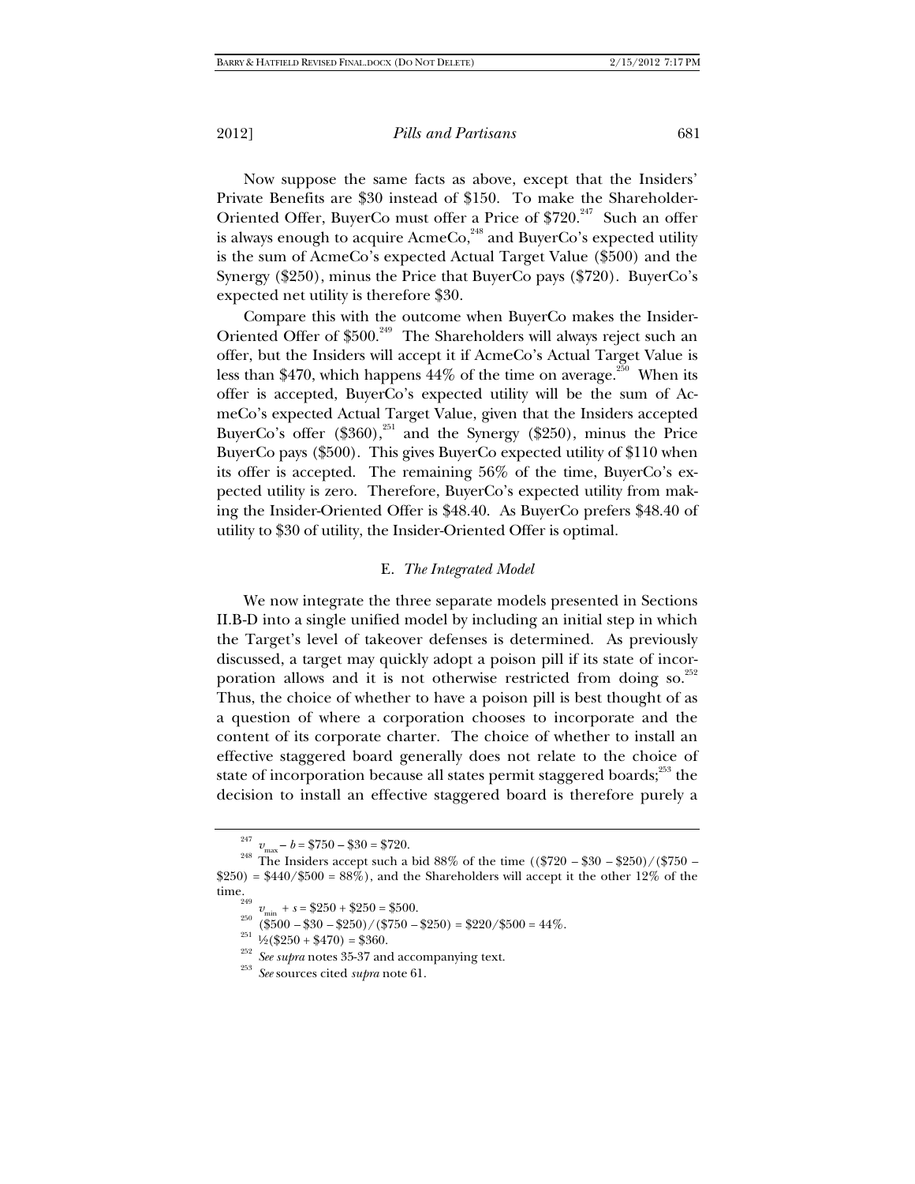Now suppose the same facts as above, except that the Insiders' Private Benefits are \$30 instead of \$150. To make the Shareholder-Oriented Offer, BuyerCo must offer a Price of \$720.[247] Such an offer is always enough to acquire AcmeCo,[248] and BuyerCo's expected utility is the sum of AcmeCo's expected Actual Target Value (\$500) and the Synergy (\$250), minus the Price that BuyerCo pays (\$720). BuyerCo's expected net utility is therefore \$30.

Compare this with the outcome when BuyerCo makes the Insider-Oriented Offer of \$500.[249] The Shareholders will always reject such an offer, but the Insiders will accept it if AcmeCo's Actual Target Value is less than \$470, which happens 44% of the time on average.[250] When its offer is accepted, BuyerCo's expected utility will be the sum of AcmeCo's expected Actual Target Value, given that the Insiders accepted BuyerCo's offer (\$360),[251] and the Synergy (\$250), minus the Price BuyerCo pays (\$500). This gives BuyerCo expected utility of \$110 when its offer is accepted. The remaining 56% of the time, BuyerCo's expected utility is zero. Therefore, BuyerCo's expected utility from making the Insider-Oriented Offer is \$48.40. As BuyerCo prefers \$48.40 of utility to \$30 of utility, the Insider-Oriented Offer is optimal.

### E. *The Integrated Model*

We now integrate the three separate models presented in Sections II.B-D into a single unified model by including an initial step in which the Target's level of takeover defenses is determined. As previously discussed, a target may quickly adopt a poison pill if its state of incorporation allows and it is not otherwise restricted from doing so.[252] Thus, the choice of whether to have a poison pill is best thought of as a question of where a corporation chooses to incorporate and the content of its corporate charter. The choice of whether to install an effective staggered board generally does not relate to the choice of state of incorporation because all states permit staggered boards;[253] the decision to install an effective staggered board is therefore purely a

---

[247] $v_{max} - b = \$750 - \$30 = \$720$.

[248] The Insiders accept such a bid 88% of the time $((\$720 - \$30 - \$250)/(\$750 - \$250) = \$440/\$500 = 88\%)$, and the Shareholders will accept it the other 12% of the time.

[249] $v_{min} + s = \$250 + \$250 = \$500$.

[250] $(\$500 - \$30 - \$250)/(\$750 - \$250) = \$220/\$500 = 44\%$.

[251] $\frac{1}{2}(\$250 + \$470) = \$360$.

[252] *See supra* notes 35-37 and accompanying text.

[253] *See* sources cited *supra* note 61.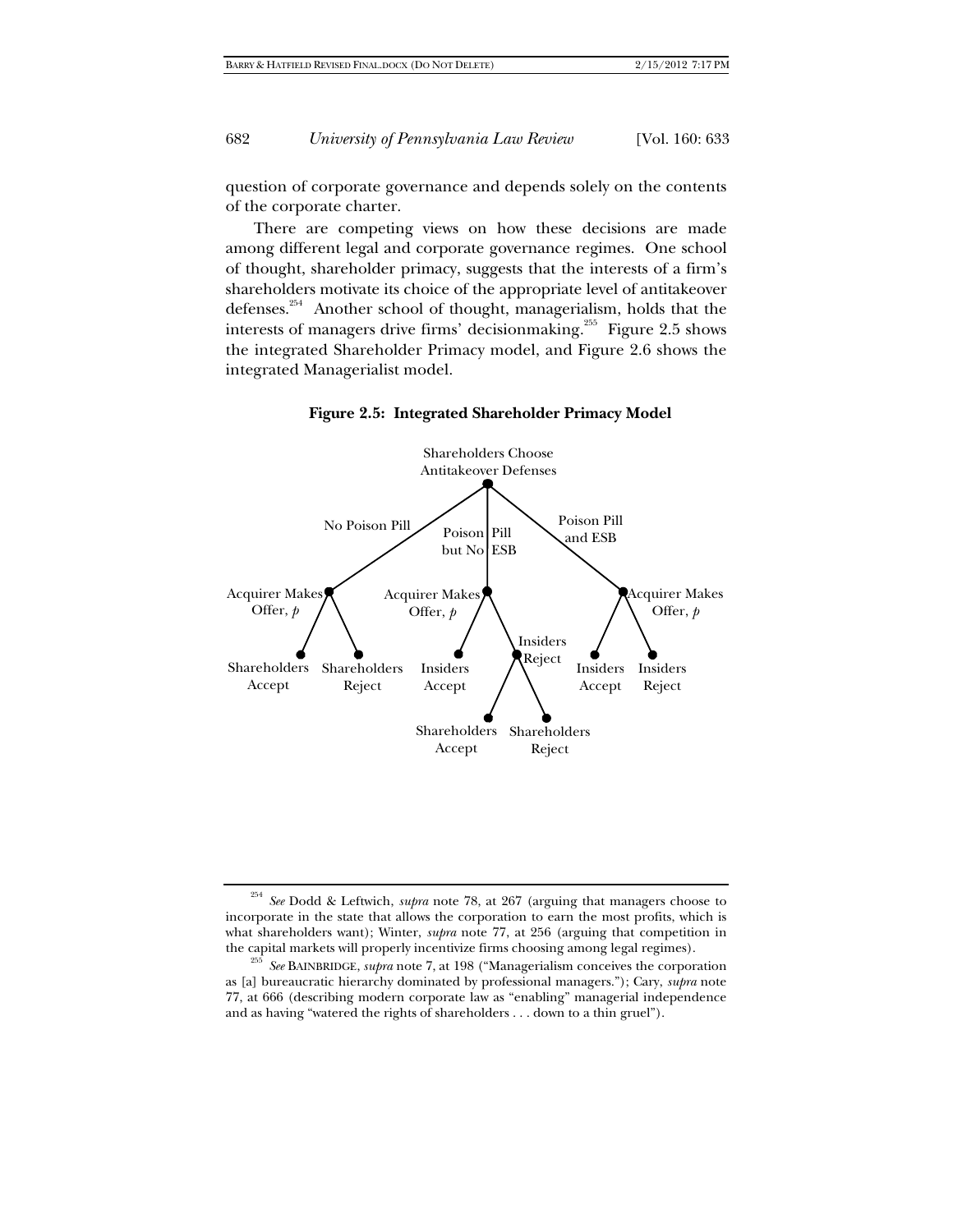question of corporate governance and depends solely on the contents of the corporate charter.

There are competing views on how these decisions are made among different legal and corporate governance regimes. One school of thought, shareholder primacy, suggests that the interests of a firm's shareholders motivate its choice of the appropriate level of antitakeover defenses.[254] Another school of thought, managerialism, holds that the interests of managers drive firms' decisionmaking.[255] Figure 2.5 shows the integrated Shareholder Primacy model, and Figure 2.6 shows the integrated Managerialist model.

**Figure 2.5: Integrated Shareholder Primacy Model**

Shareholders Choose Antitakeover Defenses

No Poison Pill | Poison Pill but No ESB | Poison Pill and ESB

Acquirer Makes Offer, *p* | Acquirer Makes Offer, *p* | Acquirer Makes Offer, *p*

Shareholders Accept | Shareholders Reject | Insiders Accept | Insiders Reject | Insiders Accept | Insiders Reject

Shareholders Accept | Shareholders Reject

---

[254] *See* Dodd & Leftwich, *supra* note 78, at 267 (arguing that managers choose to incorporate in the state that allows the corporation to earn the most profits, which is what shareholders want); Winter, *supra* note 77, at 256 (arguing that competition in the capital markets will properly incentivize firms choosing among legal regimes).

[255] *See* BAINBRIDGE, *supra* note 7, at 198 ("Managerialism conceives the corporation as [a] bureaucratic hierarchy dominated by professional managers."); Cary, *supra* note 77, at 666 (describing modern corporate law as "enabling" managerial independence and as having "watered the rights of shareholders . . . down to a thin gruel").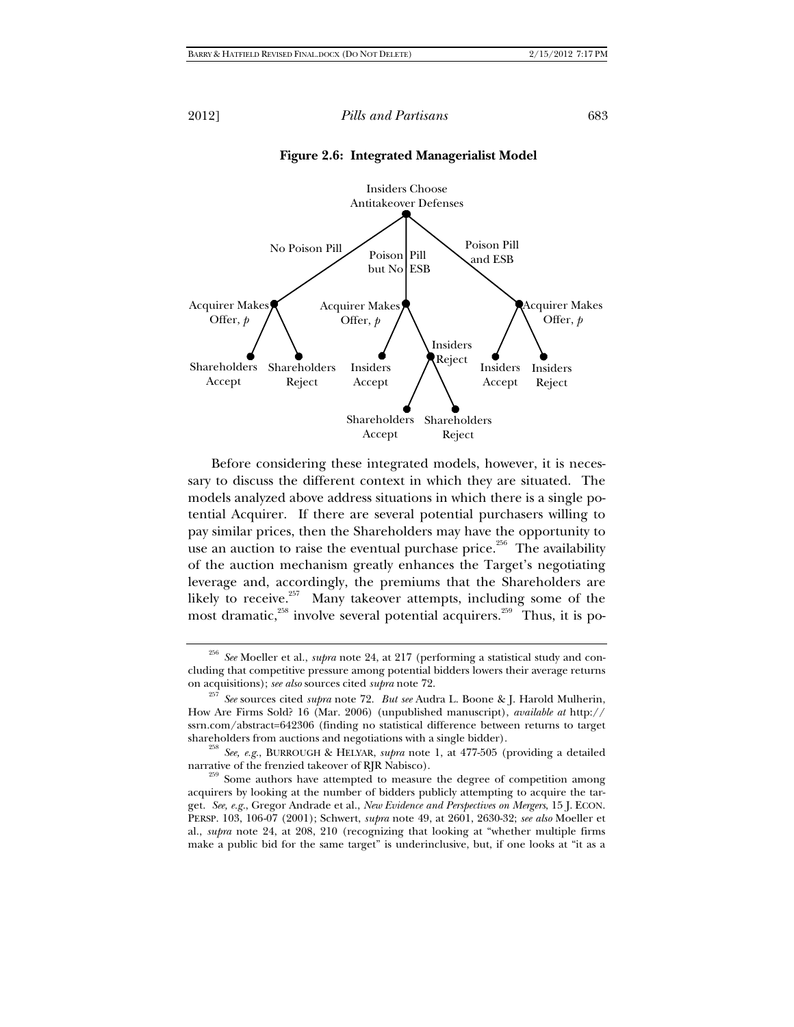**Figure 2.6: Integrated Managerialist Model**

Insiders Choose Antitakeover Defenses

- No Poison Pill → Acquirer Makes Offer, $p$
  - Shareholders Accept
  - Shareholders Reject
- Poison Pill but No ESB → Acquirer Makes Offer, $p$
  - Insiders Accept
  - Insiders Reject
    - Shareholders Accept
    - Shareholders Reject
- Poison Pill and ESB → Acquirer Makes Offer, $p$
  - Insiders Accept
  - Insiders Reject

Before considering these integrated models, however, it is necessary to discuss the different context in which they are situated. The models analyzed above address situations in which there is a single potential Acquirer. If there are several potential purchasers willing to pay similar prices, then the Shareholders may have the opportunity to use an auction to raise the eventual purchase price.[256] The availability of the auction mechanism greatly enhances the Target's negotiating leverage and, accordingly, the premiums that the Shareholders are likely to receive.[257] Many takeover attempts, including some of the most dramatic,[258] involve several potential acquirers.[259] Thus, it is po-

---

[256] *See* Moeller et al., *supra* note 24, at 217 (performing a statistical study and concluding that competitive pressure among potential bidders lowers their average returns on acquisitions); *see also* sources cited *supra* note 72.

[257] *See* sources cited *supra* note 72. *But see* Audra L. Boone & J. Harold Mulherin, How Are Firms Sold? 16 (Mar. 2006) (unpublished manuscript), *available at* http://ssrn.com/abstract=642306 (finding no statistical difference between returns to target shareholders from auctions and negotiations with a single bidder).

[258] *See, e.g.*, BURROUGH & HELYAR, *supra* note 1, at 477-505 (providing a detailed narrative of the frenzied takeover of RJR Nabisco).

[259] Some authors have attempted to measure the degree of competition among acquirers by looking at the number of bidders publicly attempting to acquire the target. *See, e.g.*, Gregor Andrade et al., *New Evidence and Perspectives on Mergers*, 15 J. ECON. PERSP. 103, 106-07 (2001); Schwert, *supra* note 49, at 2601, 2630-32; *see also* Moeller et al., *supra* note 24, at 208, 210 (recognizing that looking at "whether multiple firms make a public bid for the same target" is underinclusive, but, if one looks at "it as a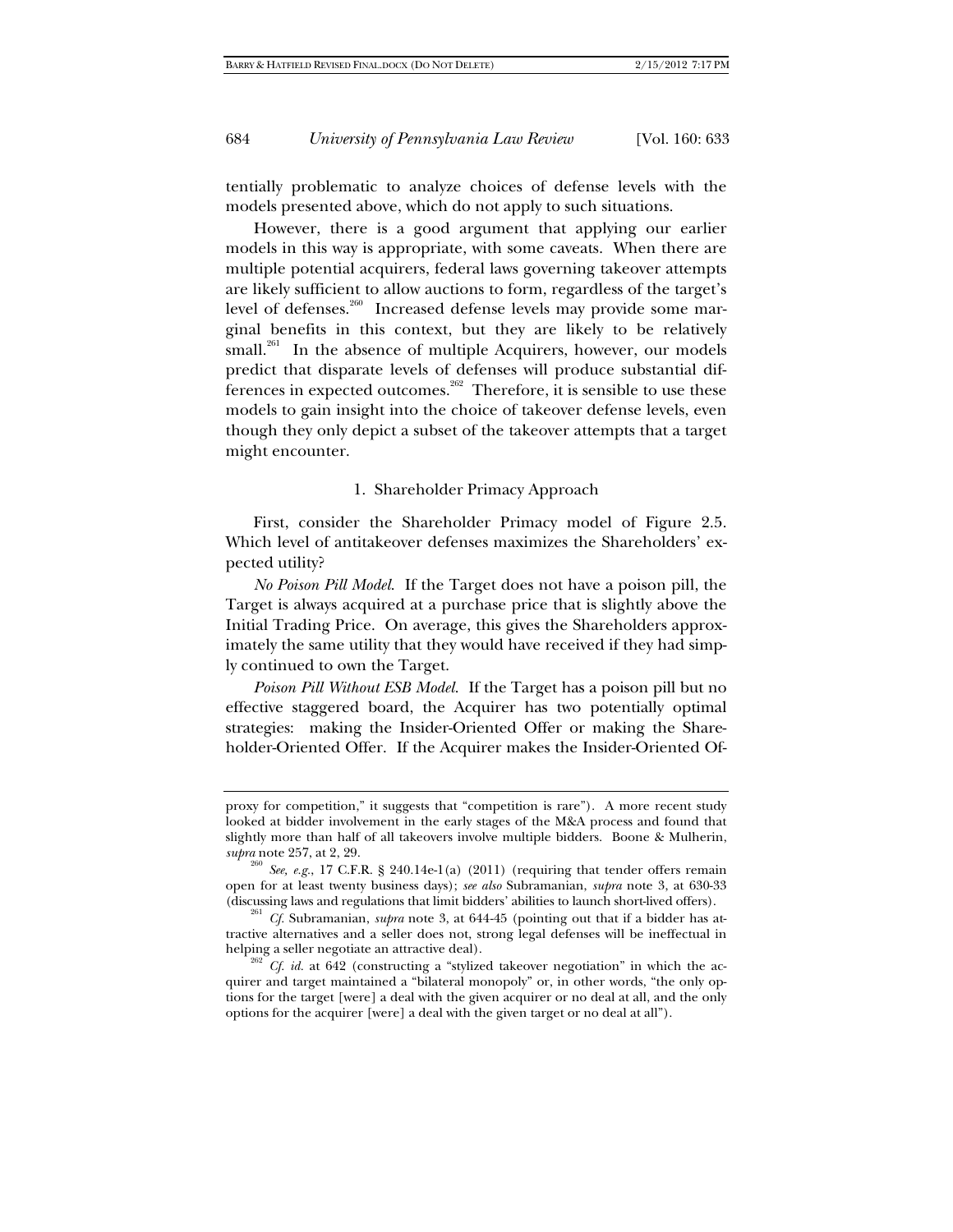tentially problematic to analyze choices of defense levels with the models presented above, which do not apply to such situations.

However, there is a good argument that applying our earlier models in this way is appropriate, with some caveats. When there are multiple potential acquirers, federal laws governing takeover attempts are likely sufficient to allow auctions to form, regardless of the target's level of defenses.[260] Increased defense levels may provide some marginal benefits in this context, but they are likely to be relatively small.[261] In the absence of multiple Acquirers, however, our models predict that disparate levels of defenses will produce substantial differences in expected outcomes.[262] Therefore, it is sensible to use these models to gain insight into the choice of takeover defense levels, even though they only depict a subset of the takeover attempts that a target might encounter.

### 1. Shareholder Primacy Approach

First, consider the Shareholder Primacy model of Figure 2.5. Which level of antitakeover defenses maximizes the Shareholders' expected utility?

*No Poison Pill Model*. If the Target does not have a poison pill, the Target is always acquired at a purchase price that is slightly above the Initial Trading Price. On average, this gives the Shareholders approximately the same utility that they would have received if they had simply continued to own the Target.

*Poison Pill Without ESB Model*. If the Target has a poison pill but no effective staggered board, the Acquirer has two potentially optimal strategies: making the Insider-Oriented Offer or making the Shareholder-Oriented Offer. If the Acquirer makes the Insider-Oriented Of-

---

proxy for competition," it suggests that "competition is rare"). A more recent study looked at bidder involvement in the early stages of the M&A process and found that slightly more than half of all takeovers involve multiple bidders. Boone & Mulherin, *supra* note 257, at 2, 29.

[260] *See, e.g.*, 17 C.F.R. § 240.14e-1(a) (2011) (requiring that tender offers remain open for at least twenty business days); *see also* Subramanian, *supra* note 3, at 630-33 (discussing laws and regulations that limit bidders' abilities to launch short-lived offers).

[261] *Cf.* Subramanian, *supra* note 3, at 644-45 (pointing out that if a bidder has attractive alternatives and a seller does not, strong legal defenses will be ineffectual in helping a seller negotiate an attractive deal).

[262] *Cf. id.* at 642 (constructing a "stylized takeover negotiation" in which the acquirer and target maintained a "bilateral monopoly" or, in other words, "the only options for the target [were] a deal with the given acquirer or no deal at all, and the only options for the acquirer [were] a deal with the given target or no deal at all").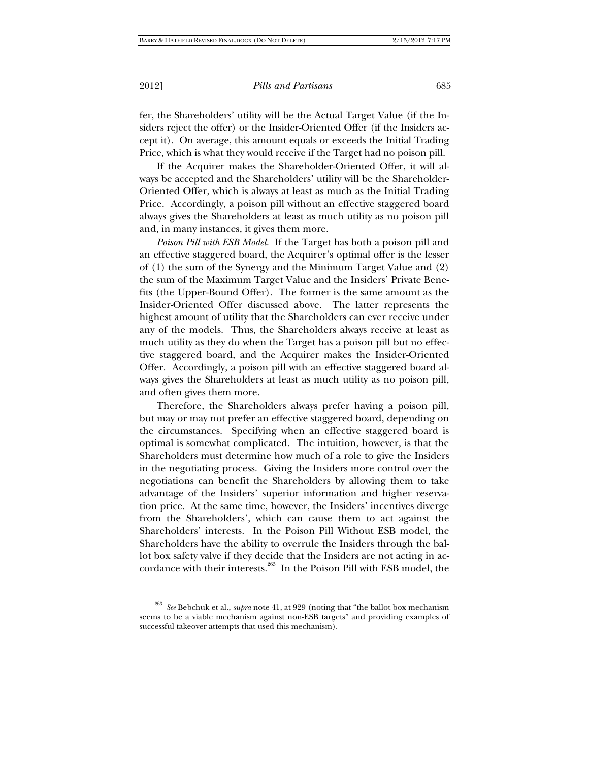fer, the Shareholders' utility will be the Actual Target Value (if the Insiders reject the offer) or the Insider-Oriented Offer (if the Insiders accept it). On average, this amount equals or exceeds the Initial Trading Price, which is what they would receive if the Target had no poison pill.

If the Acquirer makes the Shareholder-Oriented Offer, it will always be accepted and the Shareholders' utility will be the Shareholder-Oriented Offer, which is always at least as much as the Initial Trading Price. Accordingly, a poison pill without an effective staggered board always gives the Shareholders at least as much utility as no poison pill and, in many instances, it gives them more.

*Poison Pill with ESB Model.* If the Target has both a poison pill and an effective staggered board, the Acquirer's optimal offer is the lesser of (1) the sum of the Synergy and the Minimum Target Value and (2) the sum of the Maximum Target Value and the Insiders' Private Benefits (the Upper-Bound Offer). The former is the same amount as the Insider-Oriented Offer discussed above. The latter represents the highest amount of utility that the Shareholders can ever receive under any of the models. Thus, the Shareholders always receive at least as much utility as they do when the Target has a poison pill but no effective staggered board, and the Acquirer makes the Insider-Oriented Offer. Accordingly, a poison pill with an effective staggered board always gives the Shareholders at least as much utility as no poison pill, and often gives them more.

Therefore, the Shareholders always prefer having a poison pill, but may or may not prefer an effective staggered board, depending on the circumstances. Specifying when an effective staggered board is optimal is somewhat complicated. The intuition, however, is that the Shareholders must determine how much of a role to give the Insiders in the negotiating process. Giving the Insiders more control over the negotiations can benefit the Shareholders by allowing them to take advantage of the Insiders' superior information and higher reservation price. At the same time, however, the Insiders' incentives diverge from the Shareholders', which can cause them to act against the Shareholders' interests. In the Poison Pill Without ESB model, the Shareholders have the ability to overrule the Insiders through the ballot box safety valve if they decide that the Insiders are not acting in accordance with their interests.[263] In the Poison Pill with ESB model, the

[263] *See* Bebchuk et al., *supra* note 41, at 929 (noting that "the ballot box mechanism seems to be a viable mechanism against non-ESB targets" and providing examples of successful takeover attempts that used this mechanism).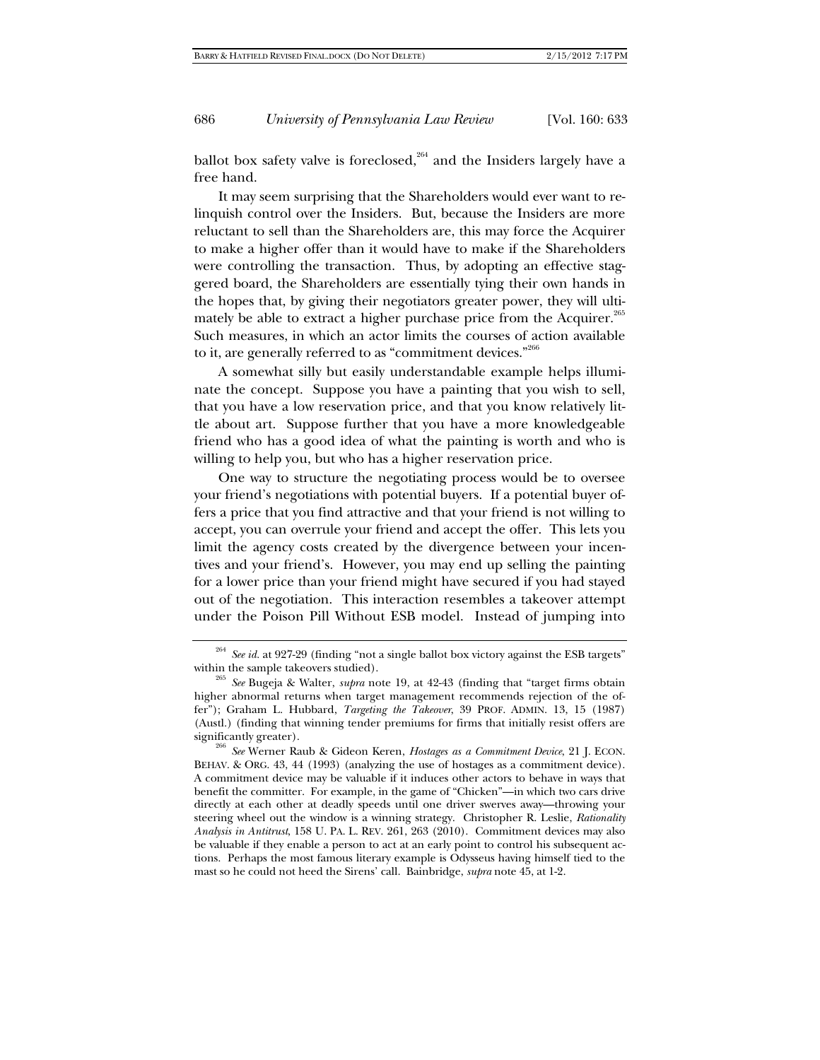ballot box safety valve is foreclosed,[264] and the Insiders largely have a free hand.

It may seem surprising that the Shareholders would ever want to relinquish control over the Insiders. But, because the Insiders are more reluctant to sell than the Shareholders are, this may force the Acquirer to make a higher offer than it would have to make if the Shareholders were controlling the transaction. Thus, by adopting an effective staggered board, the Shareholders are essentially tying their own hands in the hopes that, by giving their negotiators greater power, they will ultimately be able to extract a higher purchase price from the Acquirer.[265] Such measures, in which an actor limits the courses of action available to it, are generally referred to as "commitment devices."[266]

A somewhat silly but easily understandable example helps illuminate the concept. Suppose you have a painting that you wish to sell, that you have a low reservation price, and that you know relatively little about art. Suppose further that you have a more knowledgeable friend who has a good idea of what the painting is worth and who is willing to help you, but who has a higher reservation price.

One way to structure the negotiating process would be to oversee your friend's negotiations with potential buyers. If a potential buyer offers a price that you find attractive and that your friend is not willing to accept, you can overrule your friend and accept the offer. This lets you limit the agency costs created by the divergence between your incentives and your friend's. However, you may end up selling the painting for a lower price than your friend might have secured if you had stayed out of the negotiation. This interaction resembles a takeover attempt under the Poison Pill Without ESB model. Instead of jumping into

---

[264] *See id.* at 927-29 (finding "not a single ballot box victory against the ESB targets" within the sample takeovers studied).

[265] *See* Bugeja & Walter, *supra* note 19, at 42-43 (finding that "target firms obtain higher abnormal returns when target management recommends rejection of the offer"); Graham L. Hubbard, *Targeting the Takeover*, 39 PROF. ADMIN. 13, 15 (1987) (Austl.) (finding that winning tender premiums for firms that initially resist offers are significantly greater).

[266] *See* Werner Raub & Gideon Keren, *Hostages as a Commitment Device*, 21 J. ECON. BEHAV. & ORG. 43, 44 (1993) (analyzing the use of hostages as a commitment device). A commitment device may be valuable if it induces other actors to behave in ways that benefit the committer. For example, in the game of "Chicken"—in which two cars drive directly at each other at deadly speeds until one driver swerves away—throwing your steering wheel out the window is a winning strategy. Christopher R. Leslie, *Rationality Analysis in Antitrust*, 158 U. PA. L. REV. 261, 263 (2010). Commitment devices may also be valuable if they enable a person to act at an early point to control his subsequent actions. Perhaps the most famous literary example is Odysseus having himself tied to the mast so he could not heed the Sirens' call. Bainbridge, *supra* note 45, at 1-2.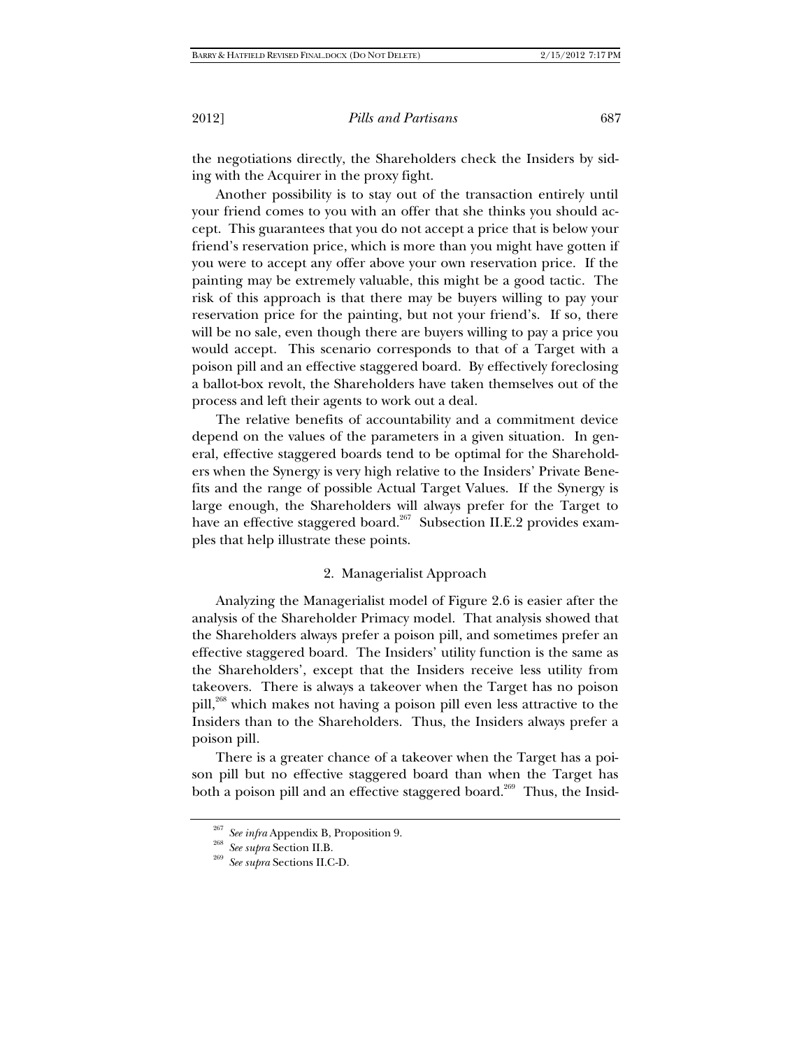the negotiations directly, the Shareholders check the Insiders by siding with the Acquirer in the proxy fight.

Another possibility is to stay out of the transaction entirely until your friend comes to you with an offer that she thinks you should accept. This guarantees that you do not accept a price that is below your friend's reservation price, which is more than you might have gotten if you were to accept any offer above your own reservation price. If the painting may be extremely valuable, this might be a good tactic. The risk of this approach is that there may be buyers willing to pay your reservation price for the painting, but not your friend's. If so, there will be no sale, even though there are buyers willing to pay a price you would accept. This scenario corresponds to that of a Target with a poison pill and an effective staggered board. By effectively foreclosing a ballot-box revolt, the Shareholders have taken themselves out of the process and left their agents to work out a deal.

The relative benefits of accountability and a commitment device depend on the values of the parameters in a given situation. In general, effective staggered boards tend to be optimal for the Shareholders when the Synergy is very high relative to the Insiders' Private Benefits and the range of possible Actual Target Values. If the Synergy is large enough, the Shareholders will always prefer for the Target to have an effective staggered board.[267] Subsection II.E.2 provides examples that help illustrate these points.

### 2. Managerialist Approach

Analyzing the Managerialist model of Figure 2.6 is easier after the analysis of the Shareholder Primacy model. That analysis showed that the Shareholders always prefer a poison pill, and sometimes prefer an effective staggered board. The Insiders' utility function is the same as the Shareholders', except that the Insiders receive less utility from takeovers. There is always a takeover when the Target has no poison pill,[268] which makes not having a poison pill even less attractive to the Insiders than to the Shareholders. Thus, the Insiders always prefer a poison pill.

There is a greater chance of a takeover when the Target has a poison pill but no effective staggered board than when the Target has both a poison pill and an effective staggered board.[269] Thus, the Insid-

---

[267] *See infra* Appendix B, Proposition 9.

[268] *See supra* Section II.B.

[269] *See supra* Sections II.C-D.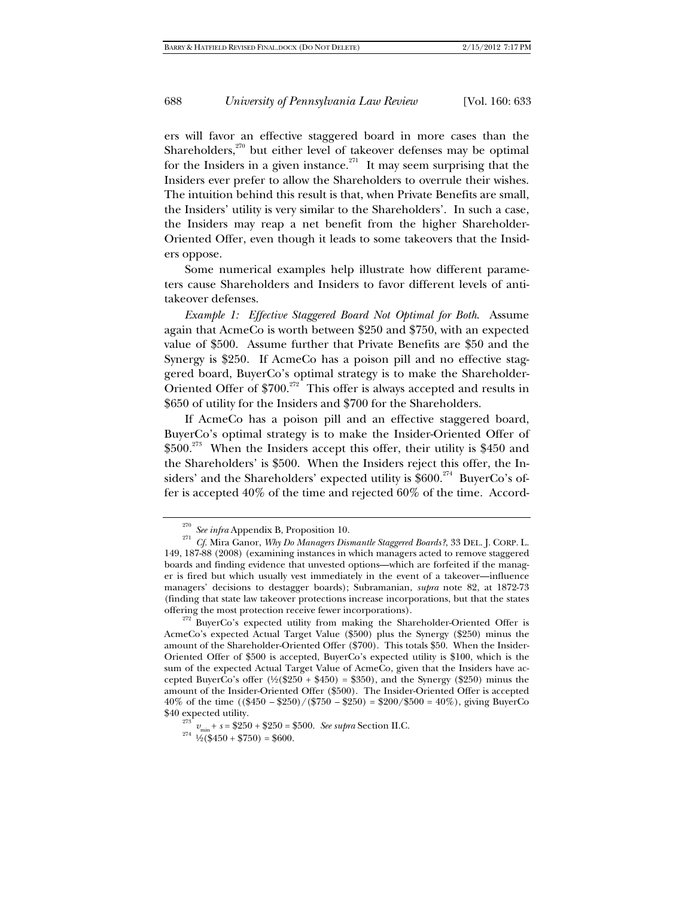ers will favor an effective staggered board in more cases than the Shareholders,[270] but either level of takeover defenses may be optimal for the Insiders in a given instance.[271] It may seem surprising that the Insiders ever prefer to allow the Shareholders to overrule their wishes. The intuition behind this result is that, when Private Benefits are small, the Insiders' utility is very similar to the Shareholders'. In such a case, the Insiders may reap a net benefit from the higher Shareholder-Oriented Offer, even though it leads to some takeovers that the Insiders oppose.

Some numerical examples help illustrate how different parameters cause Shareholders and Insiders to favor different levels of antitakeover defenses.

*Example 1: Effective Staggered Board Not Optimal for Both.* Assume again that AcmeCo is worth between $250 and $750, with an expected value of $500. Assume further that Private Benefits are $50 and the Synergy is $250. If AcmeCo has a poison pill and no effective staggered board, BuyerCo's optimal strategy is to make the Shareholder-Oriented Offer of $700.[272] This offer is always accepted and results in $650 of utility for the Insiders and $700 for the Shareholders.

If AcmeCo has a poison pill and an effective staggered board, BuyerCo's optimal strategy is to make the Insider-Oriented Offer of $500.[273] When the Insiders accept this offer, their utility is $450 and the Shareholders' is $500. When the Insiders reject this offer, the Insiders' and the Shareholders' expected utility is $600.[274] BuyerCo's offer is accepted 40% of the time and rejected 60% of the time. Accord-

---

[270] *See infra* Appendix B, Proposition 10.

[271] *Cf.* Mira Ganor, *Why Do Managers Dismantle Staggered Boards?*, 33 DEL. J. CORP. L. 149, 187-88 (2008) (examining instances in which managers acted to remove staggered boards and finding evidence that unvested options—which are forfeited if the manager is fired but which usually vest immediately in the event of a takeover—influence managers' decisions to destagger boards); Subramanian, *supra* note 82, at 1872-73 (finding that state law takeover protections increase incorporations, but that the states offering the most protection receive fewer incorporations).

[272] BuyerCo's expected utility from making the Shareholder-Oriented Offer is AcmeCo's expected Actual Target Value ($500) plus the Synergy ($250) minus the amount of the Shareholder-Oriented Offer ($700). This totals $50. When the Insider-Oriented Offer of $500 is accepted, BuyerCo's expected utility is $100, which is the sum of the expected Actual Target Value of AcmeCo, given that the Insiders have accepted BuyerCo's offer (½($250 + $450) = $350), and the Synergy ($250) minus the amount of the Insider-Oriented Offer ($500). The Insider-Oriented Offer is accepted 40% of the time (($450 – $250)/($750 – $250) = $200/$500 = 40%), giving BuyerCo $40 expected utility.

[273] $v_{\min} + s$ = $250 + $250 = $500. *See supra* Section II.C.

[274] ½($450 + $750) = $600.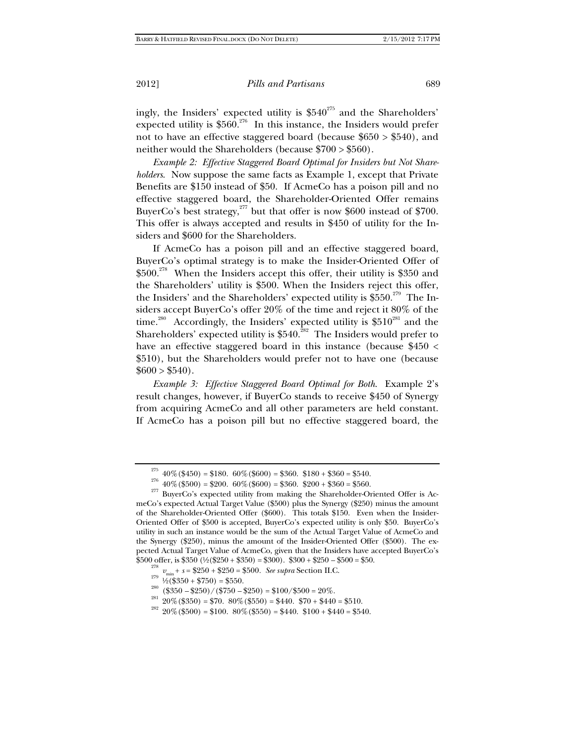ingly, the Insiders' expected utility is \$540[275] and the Shareholders' expected utility is \$560.[276] In this instance, the Insiders would prefer not to have an effective staggered board (because \$650 > \$540), and neither would the Shareholders (because \$700 > \$560).

*Example 2: Effective Staggered Board Optimal for Insiders but Not Shareholders.* Now suppose the same facts as Example 1, except that Private Benefits are \$150 instead of \$50. If AcmeCo has a poison pill and no effective staggered board, the Shareholder-Oriented Offer remains BuyerCo's best strategy,[277] but that offer is now \$600 instead of \$700. This offer is always accepted and results in \$450 of utility for the Insiders and \$600 for the Shareholders.

If AcmeCo has a poison pill and an effective staggered board, BuyerCo's optimal strategy is to make the Insider-Oriented Offer of \$500.[278] When the Insiders accept this offer, their utility is \$350 and the Shareholders' utility is \$500. When the Insiders reject this offer, the Insiders' and the Shareholders' expected utility is \$550.[279] The Insiders accept BuyerCo's offer 20% of the time and reject it 80% of the time.[280] Accordingly, the Insiders' expected utility is \$510[281] and the Shareholders' expected utility is \$540.[282] The Insiders would prefer to have an effective staggered board in this instance (because \$450 < \$510), but the Shareholders would prefer not to have one (because \$600 > \$540).

*Example 3: Effective Staggered Board Optimal for Both.* Example 2's result changes, however, if BuyerCo stands to receive \$450 of Synergy from acquiring AcmeCo and all other parameters are held constant. If AcmeCo has a poison pill but no effective staggered board, the

---

[275] 40%(\$450) = \$180. 60%(\$600) = \$360. \$180 + \$360 = \$540.

[276] 40%(\$500) = \$200. 60%(\$600) = \$360. \$200 + \$360 = \$560.

[277] BuyerCo's expected utility from making the Shareholder-Oriented Offer is AcmeCo's expected Actual Target Value (\$500) plus the Synergy (\$250) minus the amount of the Shareholder-Oriented Offer (\$600). This totals \$150. Even when the Insider-Oriented Offer of \$500 is accepted, BuyerCo's expected utility is only \$50. BuyerCo's utility in such an instance would be the sum of the Actual Target Value of AcmeCo and the Synergy (\$250), minus the amount of the Insider-Oriented Offer (\$500). The expected Actual Target Value of AcmeCo, given that the Insiders have accepted BuyerCo's \$500 offer, is \$350 (½(\$250 + \$350) = \$300). \$300 + \$250 – \$500 = \$50.

[278] $v_{min} + s$ = \$250 + \$250 = \$500. *See supra* Section II.C.

[279] ½(\$350 + \$750) = \$550.

[280] (\$350 – \$250)/(\$750 – \$250) = \$100/\$500 = 20%.

[281] 20%(\$350) = \$70. 80%(\$550) = \$440. \$70 + \$440 = \$510.

[282] 20%(\$500) = \$100. 80%(\$550) = \$440. \$100 + \$440 = \$540.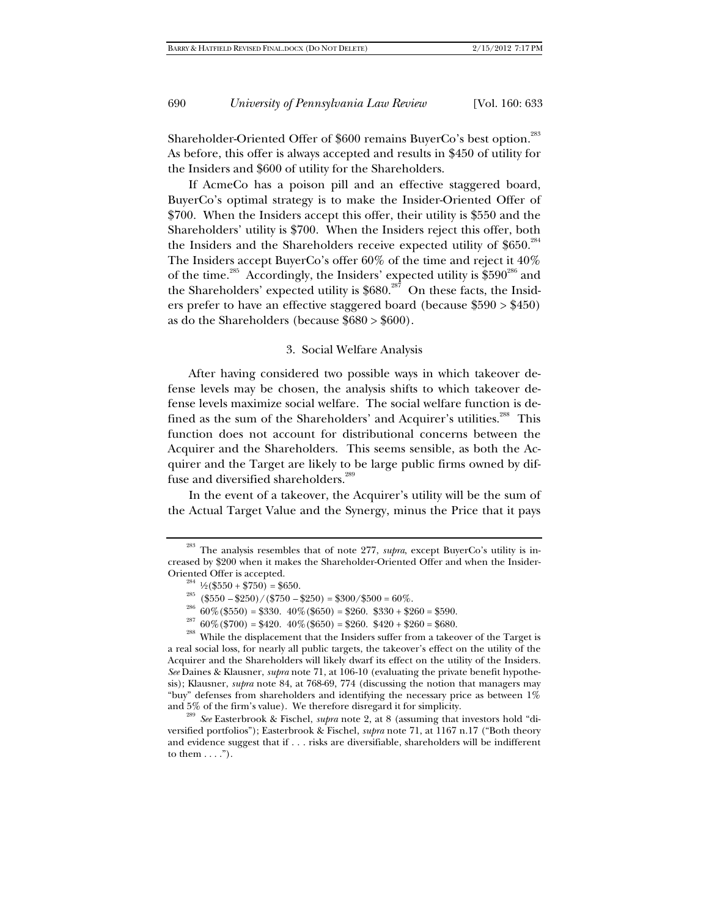Shareholder-Oriented Offer of $600 remains BuyerCo's best option.[283] As before, this offer is always accepted and results in $450 of utility for the Insiders and $600 of utility for the Shareholders.

If AcmeCo has a poison pill and an effective staggered board, BuyerCo's optimal strategy is to make the Insider-Oriented Offer of $700. When the Insiders accept this offer, their utility is $550 and the Shareholders' utility is $700. When the Insiders reject this offer, both the Insiders and the Shareholders receive expected utility of $650.[284] The Insiders accept BuyerCo's offer 60% of the time and reject it 40% of the time.[285] Accordingly, the Insiders' expected utility is $590[286] and the Shareholders' expected utility is $680.[287] On these facts, the Insiders prefer to have an effective staggered board (because $590 > $450) as do the Shareholders (because $680 > $600).

### 3. Social Welfare Analysis

After having considered two possible ways in which takeover defense levels may be chosen, the analysis shifts to which takeover defense levels maximize social welfare. The social welfare function is defined as the sum of the Shareholders' and Acquirer's utilities.[288] This function does not account for distributional concerns between the Acquirer and the Shareholders. This seems sensible, as both the Acquirer and the Target are likely to be large public firms owned by diffuse and diversified shareholders.[289]

In the event of a takeover, the Acquirer's utility will be the sum of the Actual Target Value and the Synergy, minus the Price that it pays

---

[283] The analysis resembles that of note 277, *supra*, except BuyerCo's utility is increased by $200 when it makes the Shareholder-Oriented Offer and when the Insider-Oriented Offer is accepted.

[284] ½($550 + $750) = $650.

[285] ($550 – $250) / ($750 – $250) = $300/$500 = 60%.

[286] 60% ($550) = $330. 40% ($650) = $260. $330 + $260 = $590.

[287] 60% ($700) = $420. 40% ($650) = $260. $420 + $260 = $680.

[288] While the displacement that the Insiders suffer from a takeover of the Target is a real social loss, for nearly all public targets, the takeover's effect on the utility of the Acquirer and the Shareholders will likely dwarf its effect on the utility of the Insiders. *See* Daines & Klausner, *supra* note 71, at 106-10 (evaluating the private benefit hypothesis); Klausner, *supra* note 84, at 768-69, 774 (discussing the notion that managers may "buy" defenses from shareholders and identifying the necessary price as between 1% and 5% of the firm's value). We therefore disregard it for simplicity.

[289] *See* Easterbrook & Fischel, *supra* note 2, at 8 (assuming that investors hold "diversified portfolios"); Easterbrook & Fischel, *supra* note 71, at 1167 n.17 ("Both theory and evidence suggest that if . . . risks are diversifiable, shareholders will be indifferent to them . . . .").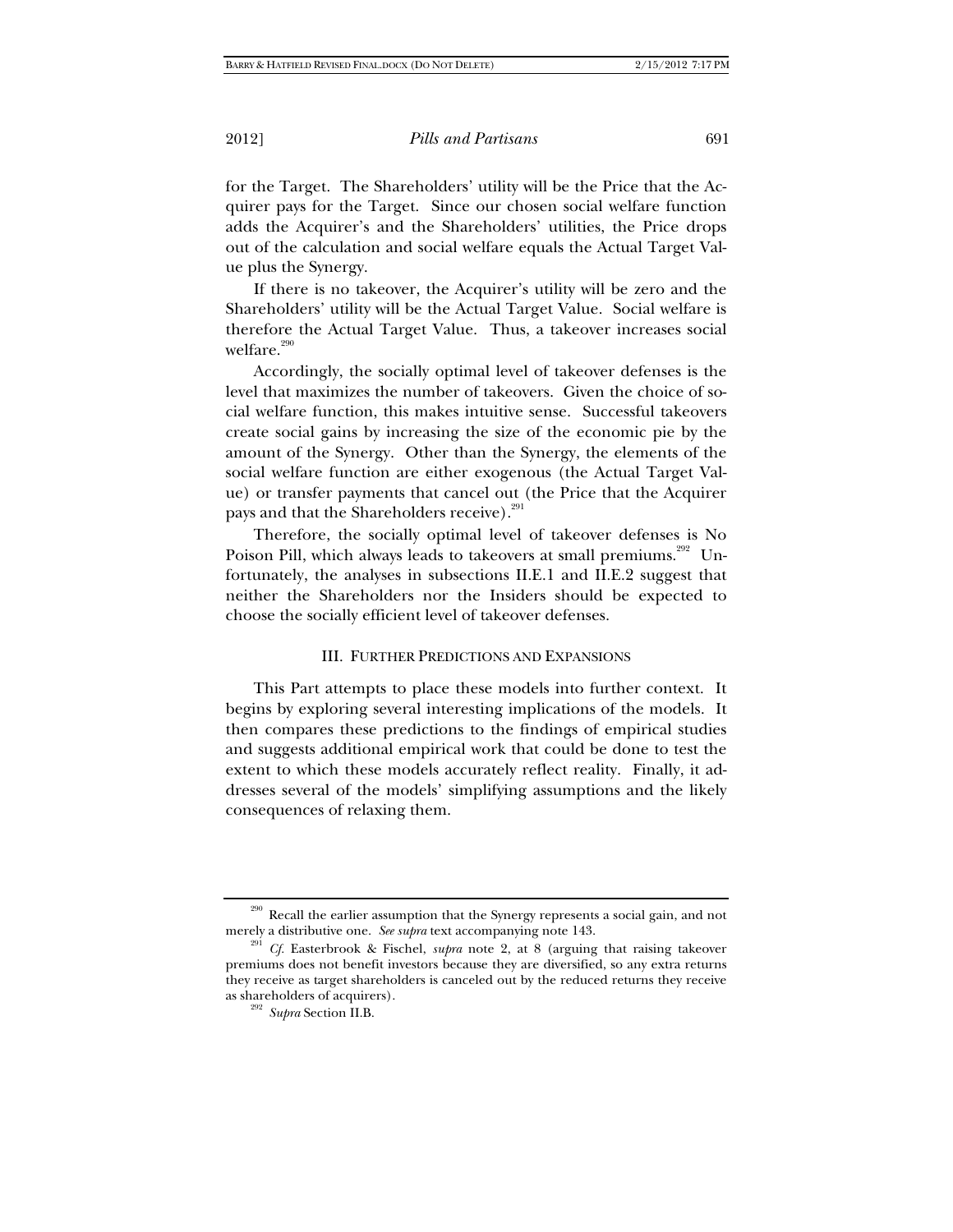for the Target. The Shareholders' utility will be the Price that the Acquirer pays for the Target. Since our chosen social welfare function adds the Acquirer's and the Shareholders' utilities, the Price drops out of the calculation and social welfare equals the Actual Target Value plus the Synergy.

If there is no takeover, the Acquirer's utility will be zero and the Shareholders' utility will be the Actual Target Value. Social welfare is therefore the Actual Target Value. Thus, a takeover increases social welfare.[290]

Accordingly, the socially optimal level of takeover defenses is the level that maximizes the number of takeovers. Given the choice of social welfare function, this makes intuitive sense. Successful takeovers create social gains by increasing the size of the economic pie by the amount of the Synergy. Other than the Synergy, the elements of the social welfare function are either exogenous (the Actual Target Value) or transfer payments that cancel out (the Price that the Acquirer pays and that the Shareholders receive).[291]

Therefore, the socially optimal level of takeover defenses is No Poison Pill, which always leads to takeovers at small premiums.[292] Unfortunately, the analyses in subsections II.E.1 and II.E.2 suggest that neither the Shareholders nor the Insiders should be expected to choose the socially efficient level of takeover defenses.

## III. FURTHER PREDICTIONS AND EXPANSIONS

This Part attempts to place these models into further context. It begins by exploring several interesting implications of the models. It then compares these predictions to the findings of empirical studies and suggests additional empirical work that could be done to test the extent to which these models accurately reflect reality. Finally, it addresses several of the models' simplifying assumptions and the likely consequences of relaxing them.

---

[290] Recall the earlier assumption that the Synergy represents a social gain, and not merely a distributive one. *See supra* text accompanying note 143.

[291] *Cf.* Easterbrook & Fischel, *supra* note 2, at 8 (arguing that raising takeover premiums does not benefit investors because they are diversified, so any extra returns they receive as target shareholders is canceled out by the reduced returns they receive as shareholders of acquirers).

[292] *Supra* Section II.B.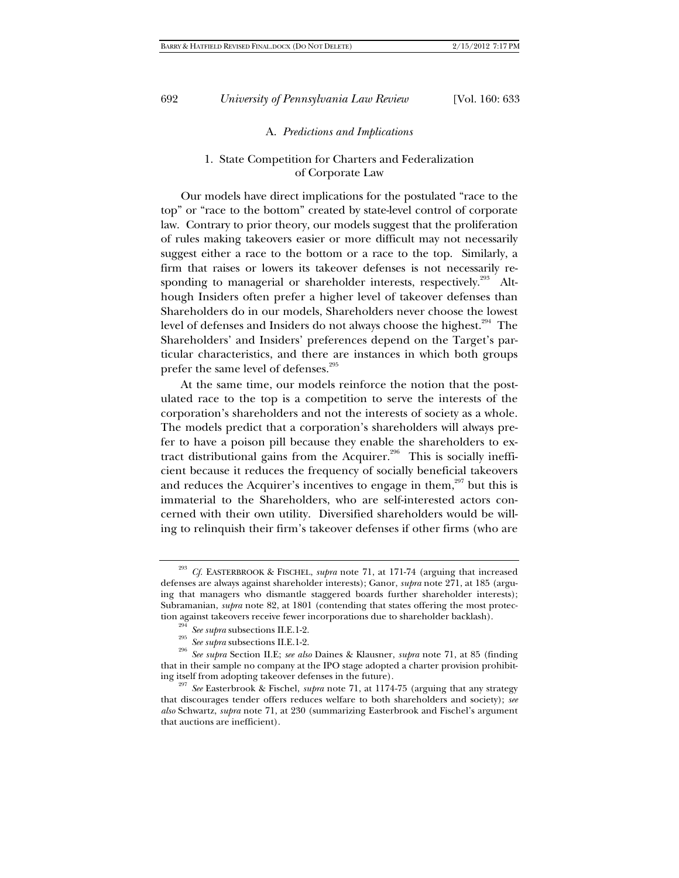### A. *Predictions and Implications*

#### 1. State Competition for Charters and Federalization of Corporate Law

Our models have direct implications for the postulated "race to the top" or "race to the bottom" created by state-level control of corporate law. Contrary to prior theory, our models suggest that the proliferation of rules making takeovers easier or more difficult may not necessarily suggest either a race to the bottom or a race to the top. Similarly, a firm that raises or lowers its takeover defenses is not necessarily responding to managerial or shareholder interests, respectively.[293] Although Insiders often prefer a higher level of takeover defenses than Shareholders do in our models, Shareholders never choose the lowest level of defenses and Insiders do not always choose the highest.[294] The Shareholders' and Insiders' preferences depend on the Target's particular characteristics, and there are instances in which both groups prefer the same level of defenses.[295]

At the same time, our models reinforce the notion that the postulated race to the top is a competition to serve the interests of the corporation's shareholders and not the interests of society as a whole. The models predict that a corporation's shareholders will always prefer to have a poison pill because they enable the shareholders to extract distributional gains from the Acquirer.[296] This is socially inefficient because it reduces the frequency of socially beneficial takeovers and reduces the Acquirer's incentives to engage in them,[297] but this is immaterial to the Shareholders, who are self-interested actors concerned with their own utility. Diversified shareholders would be willing to relinquish their firm's takeover defenses if other firms (who are

---

[293] *Cf.* EASTERBROOK & FISCHEL, *supra* note 71, at 171-74 (arguing that increased defenses are always against shareholder interests); Ganor, *supra* note 271, at 185 (arguing that managers who dismantle staggered boards further shareholder interests); Subramanian, *supra* note 82, at 1801 (contending that states offering the most protection against takeovers receive fewer incorporations due to shareholder backlash).

[294] *See supra* subsections II.E.1-2.

[295] *See supra* subsections II.E.1-2.

[296] *See supra* Section II.E; *see also* Daines & Klausner, *supra* note 71, at 85 (finding that in their sample no company at the IPO stage adopted a charter provision prohibiting itself from adopting takeover defenses in the future).

[297] *See* Easterbrook & Fischel, *supra* note 71, at 1174-75 (arguing that any strategy that discourages tender offers reduces welfare to both shareholders and society); *see also* Schwartz, *supra* note 71, at 230 (summarizing Easterbrook and Fischel's argument that auctions are inefficient).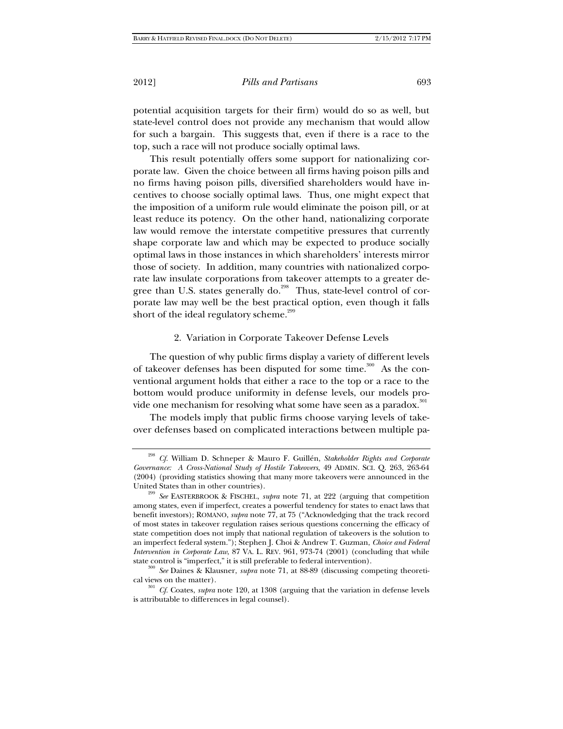potential acquisition targets for their firm) would do so as well, but state-level control does not provide any mechanism that would allow for such a bargain. This suggests that, even if there is a race to the top, such a race will not produce socially optimal laws.

This result potentially offers some support for nationalizing corporate law. Given the choice between all firms having poison pills and no firms having poison pills, diversified shareholders would have incentives to choose socially optimal laws. Thus, one might expect that the imposition of a uniform rule would eliminate the poison pill, or at least reduce its potency. On the other hand, nationalizing corporate law would remove the interstate competitive pressures that currently shape corporate law and which may be expected to produce socially optimal laws in those instances in which shareholders' interests mirror those of society. In addition, many countries with nationalized corporate law insulate corporations from takeover attempts to a greater degree than U.S. states generally do.[298] Thus, state-level control of corporate law may well be the best practical option, even though it falls short of the ideal regulatory scheme.[299]

### 2. Variation in Corporate Takeover Defense Levels

The question of why public firms display a variety of different levels of takeover defenses has been disputed for some time.[300] As the conventional argument holds that either a race to the top or a race to the bottom would produce uniformity in defense levels, our models provide one mechanism for resolving what some have seen as a paradox.[301]

The models imply that public firms choose varying levels of takeover defenses based on complicated interactions between multiple pa-

---

[298] *Cf.* William D. Schneper & Mauro F. Guillén, *Stakeholder Rights and Corporate Governance: A Cross-National Study of Hostile Takeovers*, 49 ADMIN. SCI. Q. 263, 263-64 (2004) (providing statistics showing that many more takeovers were announced in the United States than in other countries).

[299] *See* EASTERBROOK & FISCHEL, *supra* note 71, at 222 (arguing that competition among states, even if imperfect, creates a powerful tendency for states to enact laws that benefit investors); ROMANO, *supra* note 77, at 75 ("Acknowledging that the track record of most states in takeover regulation raises serious questions concerning the efficacy of state competition does not imply that national regulation of takeovers is the solution to an imperfect federal system."); Stephen J. Choi & Andrew T. Guzman, *Choice and Federal Intervention in Corporate Law*, 87 VA. L. REV. 961, 973-74 (2001) (concluding that while state control is "imperfect," it is still preferable to federal intervention).

[300] *See* Daines & Klausner, *supra* note 71, at 88-89 (discussing competing theoretical views on the matter).

[301] *Cf.* Coates, *supra* note 120, at 1308 (arguing that the variation in defense levels is attributable to differences in legal counsel).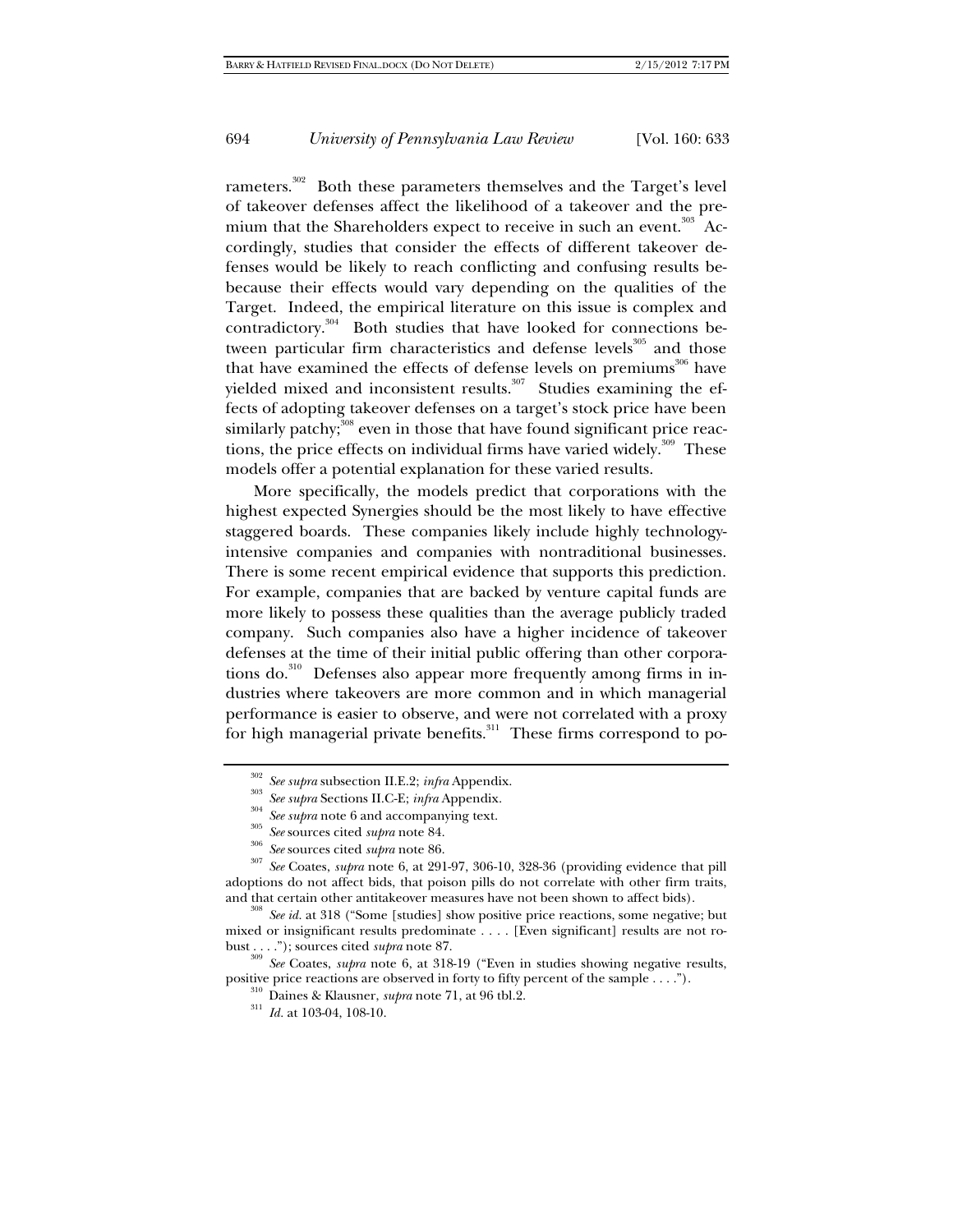rameters.[302] Both these parameters themselves and the Target's level of takeover defenses affect the likelihood of a takeover and the premium that the Shareholders expect to receive in such an event.[303] Accordingly, studies that consider the effects of different takeover defenses would be likely to reach conflicting and confusing results be-because their effects would vary depending on the qualities of the Target. Indeed, the empirical literature on this issue is complex and contradictory.[304] Both studies that have looked for connections between particular firm characteristics and defense levels[305] and those that have examined the effects of defense levels on premiums[306] have yielded mixed and inconsistent results.[307] Studies examining the effects of adopting takeover defenses on a target's stock price have been similarly patchy;[308] even in those that have found significant price reactions, the price effects on individual firms have varied widely.[309] These models offer a potential explanation for these varied results.

More specifically, the models predict that corporations with the highest expected Synergies should be the most likely to have effective staggered boards. These companies likely include highly technology-intensive companies and companies with nontraditional businesses. There is some recent empirical evidence that supports this prediction. For example, companies that are backed by venture capital funds are more likely to possess these qualities than the average publicly traded company. Such companies also have a higher incidence of takeover defenses at the time of their initial public offering than other corporations do.[310] Defenses also appear more frequently among firms in industries where takeovers are more common and in which managerial performance is easier to observe, and were not correlated with a proxy for high managerial private benefits.[311] These firms correspond to po-

---

[302] *See supra* subsection II.E.2; *infra* Appendix.

[303] *See supra* Sections II.C-E; *infra* Appendix.

[304] *See supra* note 6 and accompanying text.

[305] *See* sources cited *supra* note 84.

[306] *See* sources cited *supra* note 86.

[307] *See* Coates, *supra* note 6, at 291-97, 306-10, 328-36 (providing evidence that pill adoptions do not affect bids, that poison pills do not correlate with other firm traits, and that certain other antitakeover measures have not been shown to affect bids).

[308] *See id.* at 318 ("Some [studies] show positive price reactions, some negative; but mixed or insignificant results predominate . . . . [Even significant] results are not robust . . . ."); sources cited *supra* note 87.

[309] *See* Coates, *supra* note 6, at 318-19 ("Even in studies showing negative results, positive price reactions are observed in forty to fifty percent of the sample . . . .").

[310] Daines & Klausner, *supra* note 71, at 96 tbl.2.

[311] *Id.* at 103-04, 108-10.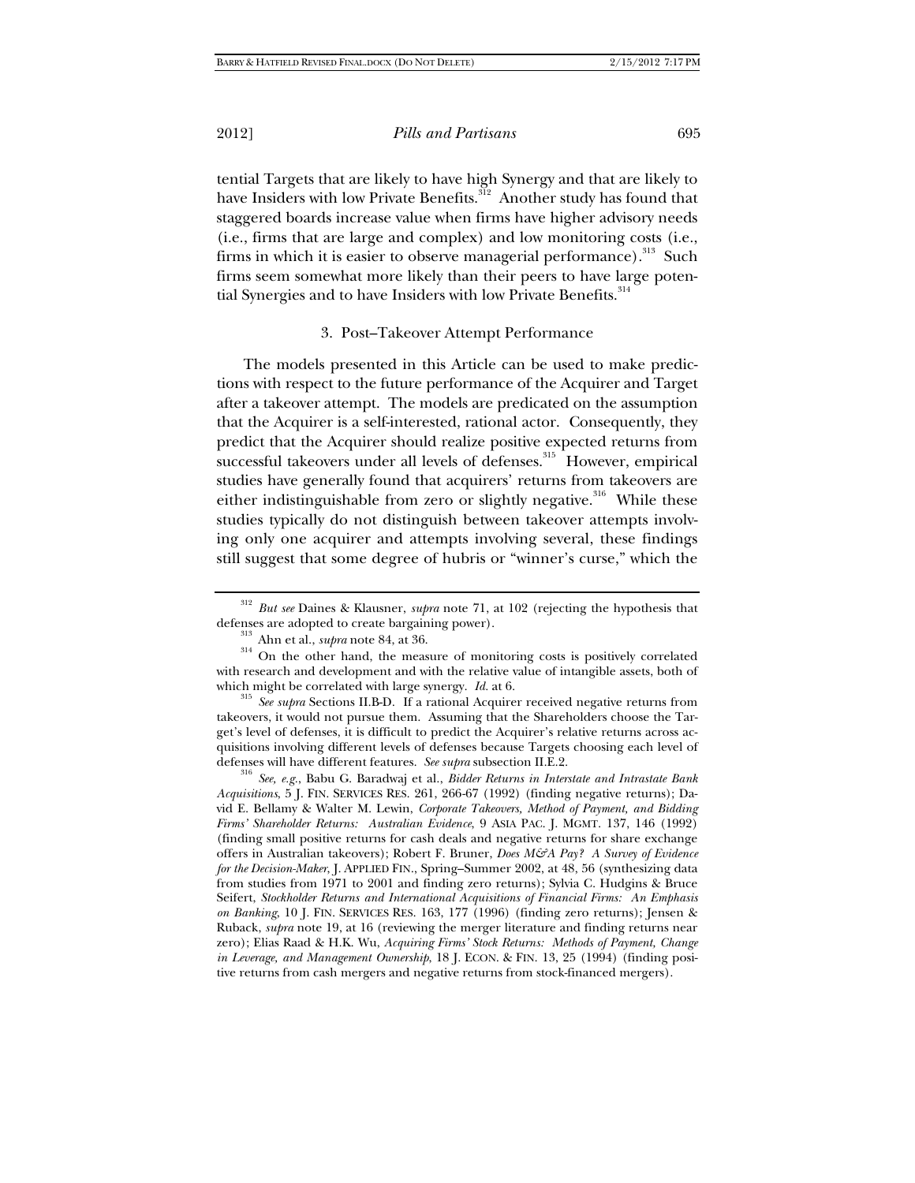tential Targets that are likely to have high Synergy and that are likely to have Insiders with low Private Benefits.[312] Another study has found that staggered boards increase value when firms have higher advisory needs (i.e., firms that are large and complex) and low monitoring costs (i.e., firms in which it is easier to observe managerial performance).[313] Such firms seem somewhat more likely than their peers to have large potential Synergies and to have Insiders with low Private Benefits.[314]

### 3. Post–Takeover Attempt Performance

The models presented in this Article can be used to make predictions with respect to the future performance of the Acquirer and Target after a takeover attempt. The models are predicated on the assumption that the Acquirer is a self-interested, rational actor. Consequently, they predict that the Acquirer should realize positive expected returns from successful takeovers under all levels of defenses.[315] However, empirical studies have generally found that acquirers' returns from takeovers are either indistinguishable from zero or slightly negative.[316] While these studies typically do not distinguish between takeover attempts involving only one acquirer and attempts involving several, these findings still suggest that some degree of hubris or "winner's curse," which the

---

[312] *But see* Daines & Klausner, *supra* note 71, at 102 (rejecting the hypothesis that defenses are adopted to create bargaining power).

[313] Ahn et al., *supra* note 84, at 36.

[314] On the other hand, the measure of monitoring costs is positively correlated with research and development and with the relative value of intangible assets, both of which might be correlated with large synergy. *Id.* at 6.

[315] *See supra* Sections II.B-D. If a rational Acquirer received negative returns from takeovers, it would not pursue them. Assuming that the Shareholders choose the Target's level of defenses, it is difficult to predict the Acquirer's relative returns across acquisitions involving different levels of defenses because Targets choosing each level of defenses will have different features. *See supra* subsection II.E.2.

[316] *See, e.g.*, Babu G. Baradwaj et al., *Bidder Returns in Interstate and Intrastate Bank Acquisitions*, 5 J. FIN. SERVICES RES. 261, 266-67 (1992) (finding negative returns); David E. Bellamy & Walter M. Lewin, *Corporate Takeovers, Method of Payment, and Bidding Firms' Shareholder Returns: Australian Evidence*, 9 ASIA PAC. J. MGMT. 137, 146 (1992) (finding small positive returns for cash deals and negative returns for share exchange offers in Australian takeovers); Robert F. Bruner, *Does M&A Pay? A Survey of Evidence for the Decision-Maker*, J. APPLIED FIN., Spring–Summer 2002, at 48, 56 (synthesizing data from studies from 1971 to 2001 and finding zero returns); Sylvia C. Hudgins & Bruce Seifert, *Stockholder Returns and International Acquisitions of Financial Firms: An Emphasis on Banking*, 10 J. FIN. SERVICES RES. 163, 177 (1996) (finding zero returns); Jensen & Ruback, *supra* note 19, at 16 (reviewing the merger literature and finding returns near zero); Elias Raad & H.K. Wu, *Acquiring Firms' Stock Returns: Methods of Payment, Change in Leverage, and Management Ownership*, 18 J. ECON. & FIN. 13, 25 (1994) (finding positive returns from cash mergers and negative returns from stock-financed mergers).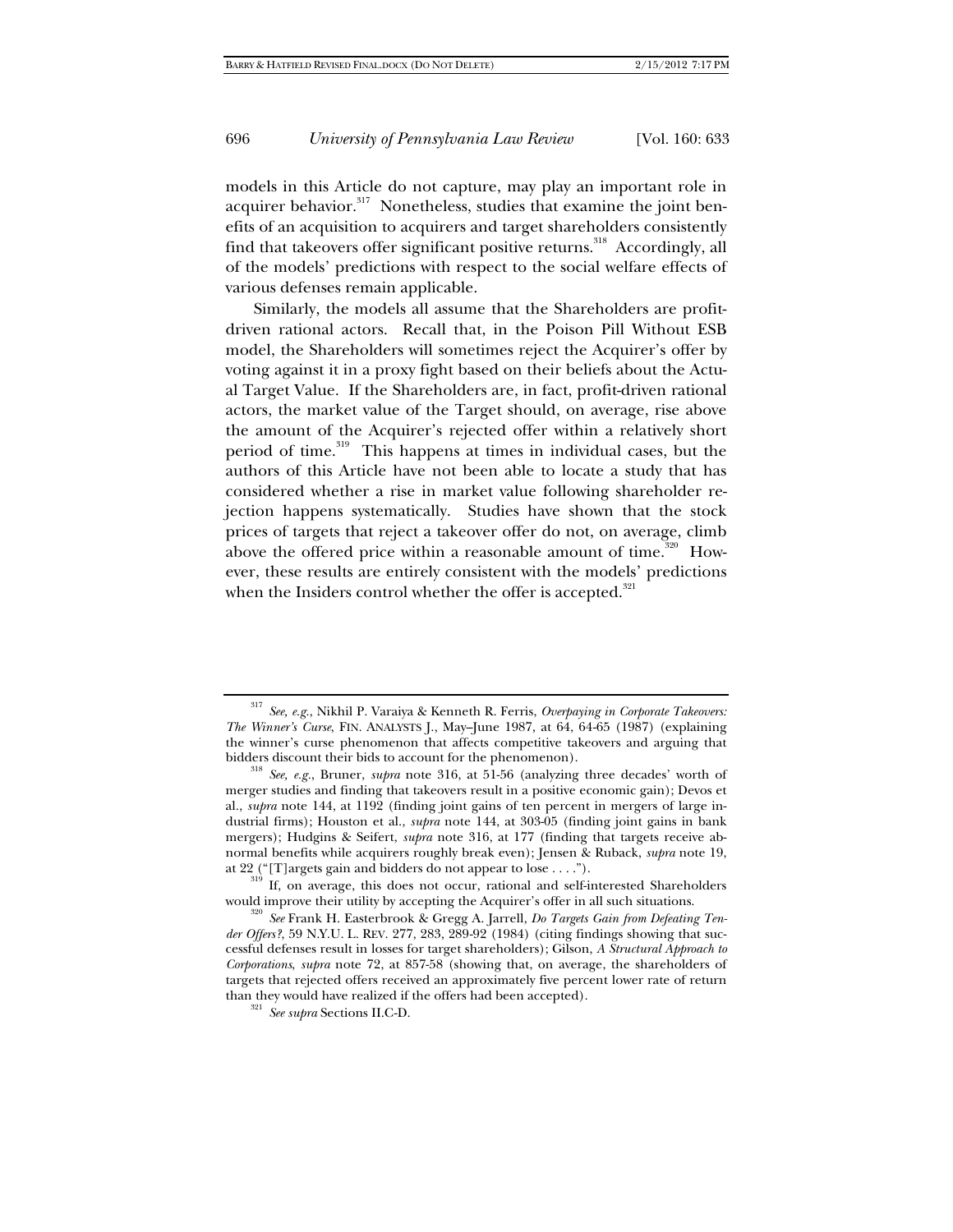models in this Article do not capture, may play an important role in acquirer behavior.[317] Nonetheless, studies that examine the joint benefits of an acquisition to acquirers and target shareholders consistently find that takeovers offer significant positive returns.[318] Accordingly, all of the models' predictions with respect to the social welfare effects of various defenses remain applicable.

Similarly, the models all assume that the Shareholders are profit-driven rational actors. Recall that, in the Poison Pill Without ESB model, the Shareholders will sometimes reject the Acquirer's offer by voting against it in a proxy fight based on their beliefs about the Actual Target Value. If the Shareholders are, in fact, profit-driven rational actors, the market value of the Target should, on average, rise above the amount of the Acquirer's rejected offer within a relatively short period of time.[319] This happens at times in individual cases, but the authors of this Article have not been able to locate a study that has considered whether a rise in market value following shareholder rejection happens systematically. Studies have shown that the stock prices of targets that reject a takeover offer do not, on average, climb above the offered price within a reasonable amount of time.[320] However, these results are entirely consistent with the models' predictions when the Insiders control whether the offer is accepted.[321]

---

[317] *See, e.g.*, Nikhil P. Varaiya & Kenneth R. Ferris, *Overpaying in Corporate Takeovers: The Winner's Curse*, FIN. ANALYSTS J., May–June 1987, at 64, 64-65 (1987) (explaining the winner's curse phenomenon that affects competitive takeovers and arguing that bidders discount their bids to account for the phenomenon).

[318] *See, e.g.*, Bruner, *supra* note 316, at 51-56 (analyzing three decades' worth of merger studies and finding that takeovers result in a positive economic gain); Devos et al., *supra* note 144, at 1192 (finding joint gains of ten percent in mergers of large industrial firms); Houston et al., *supra* note 144, at 303-05 (finding joint gains in bank mergers); Hudgins & Seifert, *supra* note 316, at 177 (finding that targets receive abnormal benefits while acquirers roughly break even); Jensen & Ruback, *supra* note 19, at 22 ("[T]argets gain and bidders do not appear to lose . . . .").

[319] If, on average, this does not occur, rational and self-interested Shareholders would improve their utility by accepting the Acquirer's offer in all such situations.

[320] *See* Frank H. Easterbrook & Gregg A. Jarrell, *Do Targets Gain from Defeating Tender Offers?*, 59 N.Y.U. L. REV. 277, 283, 289-92 (1984) (citing findings showing that successful defenses result in losses for target shareholders); Gilson, *A Structural Approach to Corporations*, *supra* note 72, at 857-58 (showing that, on average, the shareholders of targets that rejected offers received an approximately five percent lower rate of return than they would have realized if the offers had been accepted).

[321] *See supra* Sections II.C-D.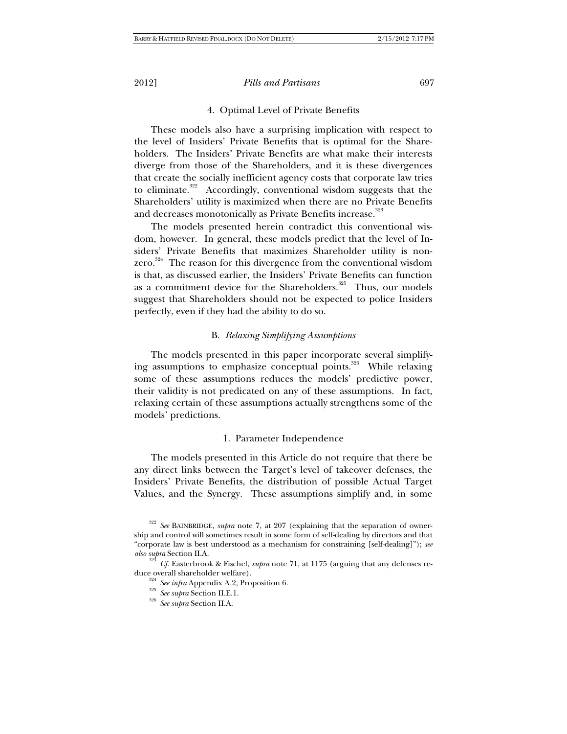#### 4. Optimal Level of Private Benefits

These models also have a surprising implication with respect to the level of Insiders' Private Benefits that is optimal for the Shareholders. The Insiders' Private Benefits are what make their interests diverge from those of the Shareholders, and it is these divergences that create the socially inefficient agency costs that corporate law tries to eliminate.[322] Accordingly, conventional wisdom suggests that the Shareholders' utility is maximized when there are no Private Benefits and decreases monotonically as Private Benefits increase.[323]

The models presented herein contradict this conventional wisdom, however. In general, these models predict that the level of Insiders' Private Benefits that maximizes Shareholder utility is nonzero.[324] The reason for this divergence from the conventional wisdom is that, as discussed earlier, the Insiders' Private Benefits can function as a commitment device for the Shareholders.[325] Thus, our models suggest that Shareholders should not be expected to police Insiders perfectly, even if they had the ability to do so.

### B. *Relaxing Simplifying Assumptions*

The models presented in this paper incorporate several simplifying assumptions to emphasize conceptual points.[326] While relaxing some of these assumptions reduces the models' predictive power, their validity is not predicated on any of these assumptions. In fact, relaxing certain of these assumptions actually strengthens some of the models' predictions.

#### 1. Parameter Independence

The models presented in this Article do not require that there be any direct links between the Target's level of takeover defenses, the Insiders' Private Benefits, the distribution of possible Actual Target Values, and the Synergy. These assumptions simplify and, in some

---

[322] *See* BAINBRIDGE, *supra* note 7, at 207 (explaining that the separation of ownership and control will sometimes result in some form of self-dealing by directors and that "corporate law is best understood as a mechanism for constraining [self-dealing]"); *see also supra* Section II.A.

[323] *Cf.* Easterbrook & Fischel, *supra* note 71, at 1175 (arguing that any defenses reduce overall shareholder welfare).

[324] *See infra* Appendix A.2, Proposition 6.

[325] *See supra* Section II.E.1.

[326] *See supra* Section II.A.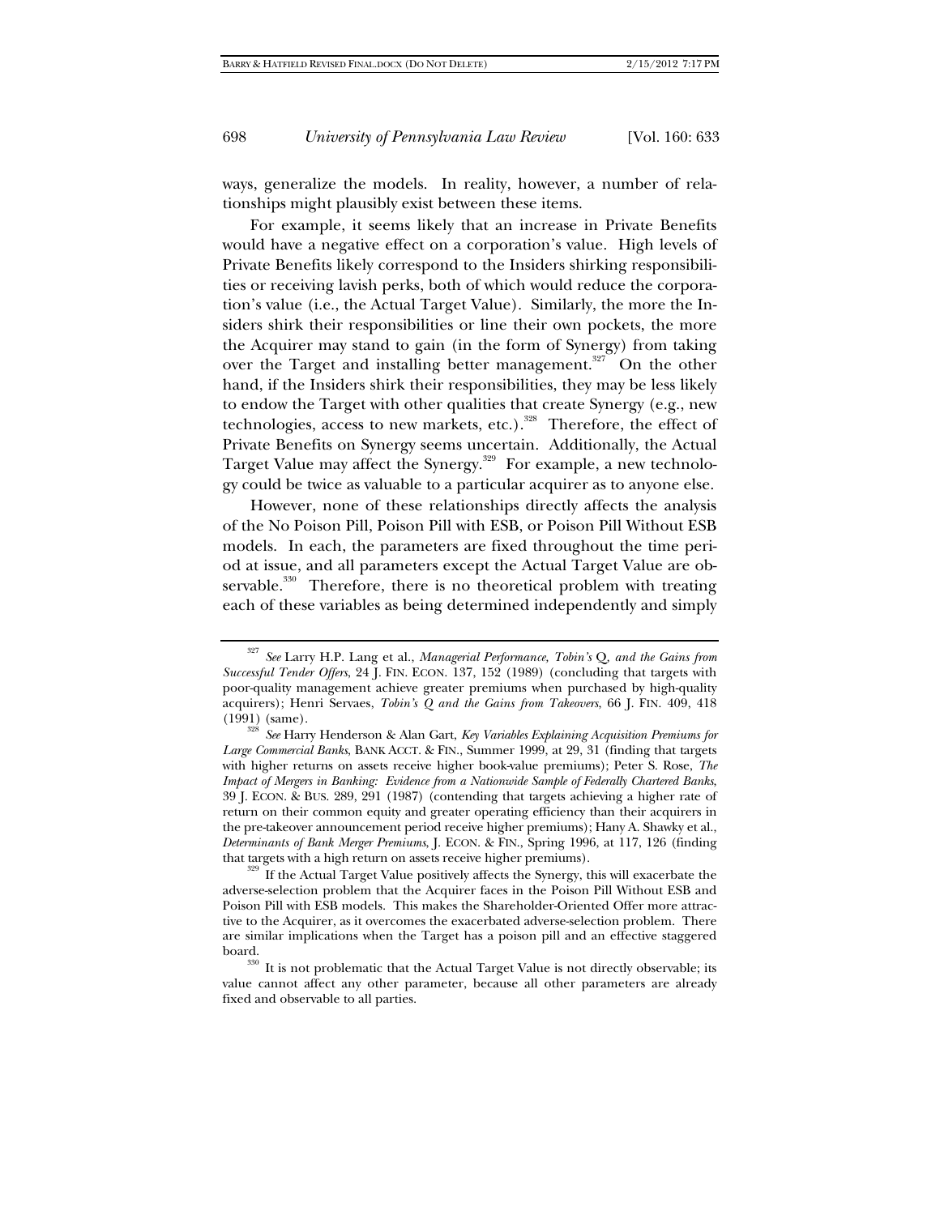ways, generalize the models. In reality, however, a number of relationships might plausibly exist between these items.

For example, it seems likely that an increase in Private Benefits would have a negative effect on a corporation's value. High levels of Private Benefits likely correspond to the Insiders shirking responsibilities or receiving lavish perks, both of which would reduce the corporation's value (i.e., the Actual Target Value). Similarly, the more the Insiders shirk their responsibilities or line their own pockets, the more the Acquirer may stand to gain (in the form of Synergy) from taking over the Target and installing better management.[327] On the other hand, if the Insiders shirk their responsibilities, they may be less likely to endow the Target with other qualities that create Synergy (e.g., new technologies, access to new markets, etc.).[328] Therefore, the effect of Private Benefits on Synergy seems uncertain. Additionally, the Actual Target Value may affect the Synergy.[329] For example, a new technology could be twice as valuable to a particular acquirer as to anyone else.

However, none of these relationships directly affects the analysis of the No Poison Pill, Poison Pill with ESB, or Poison Pill Without ESB models. In each, the parameters are fixed throughout the time period at issue, and all parameters except the Actual Target Value are observable.[330] Therefore, there is no theoretical problem with treating each of these variables as being determined independently and simply

---

[327] *See* Larry H.P. Lang et al., *Managerial Performance, Tobin's* Q, *and the Gains from Successful Tender Offers*, 24 J. FIN. ECON. 137, 152 (1989) (concluding that targets with poor-quality management achieve greater premiums when purchased by high-quality acquirers); Henri Servaes, *Tobin's Q and the Gains from Takeovers*, 66 J. FIN. 409, 418 (1991) (same).

[328] *See* Harry Henderson & Alan Gart, *Key Variables Explaining Acquisition Premiums for Large Commercial Banks*, BANK ACCT. & FIN., Summer 1999, at 29, 31 (finding that targets with higher returns on assets receive higher book-value premiums); Peter S. Rose, *The Impact of Mergers in Banking: Evidence from a Nationwide Sample of Federally Chartered Banks*, 39 J. ECON. & BUS. 289, 291 (1987) (contending that targets achieving a higher rate of return on their common equity and greater operating efficiency than their acquirers in the pre-takeover announcement period receive higher premiums); Hany A. Shawky et al., *Determinants of Bank Merger Premiums*, J. ECON. & FIN., Spring 1996, at 117, 126 (finding that targets with a high return on assets receive higher premiums).

[329] If the Actual Target Value positively affects the Synergy, this will exacerbate the adverse-selection problem that the Acquirer faces in the Poison Pill Without ESB and Poison Pill with ESB models. This makes the Shareholder-Oriented Offer more attractive to the Acquirer, as it overcomes the exacerbated adverse-selection problem. There are similar implications when the Target has a poison pill and an effective staggered board.

[330] It is not problematic that the Actual Target Value is not directly observable; its value cannot affect any other parameter, because all other parameters are already fixed and observable to all parties.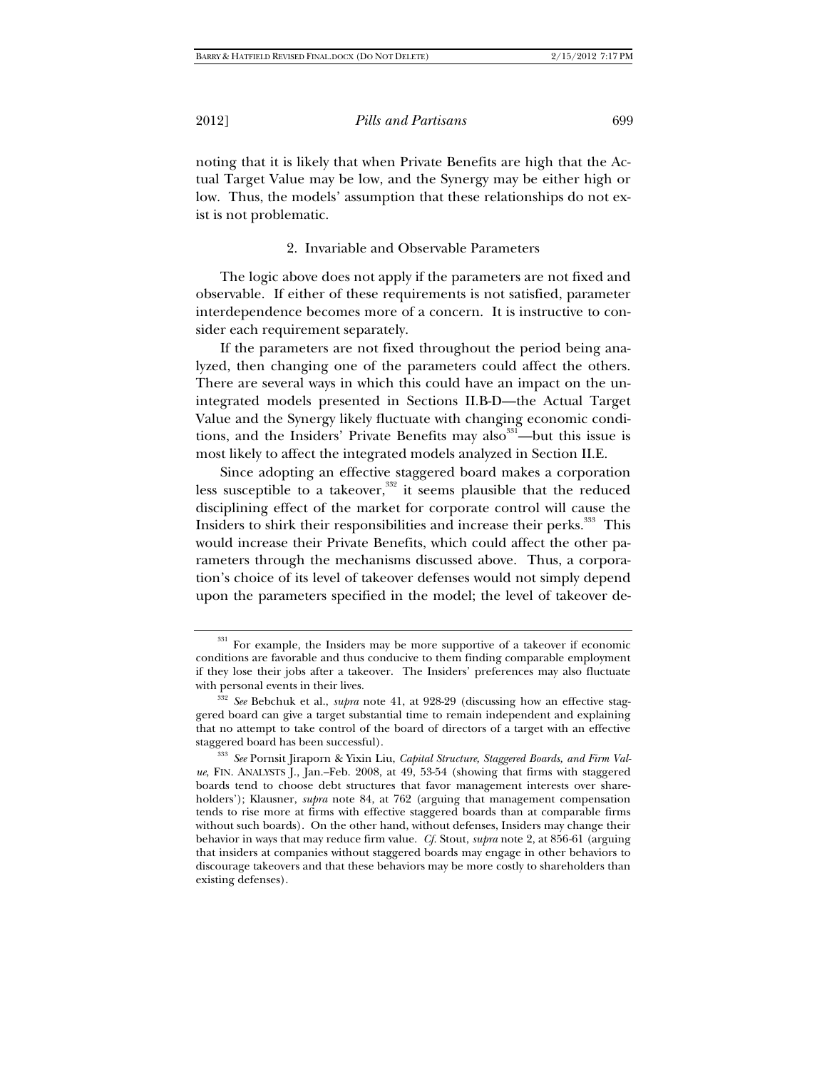noting that it is likely that when Private Benefits are high that the Actual Target Value may be low, and the Synergy may be either high or low. Thus, the models' assumption that these relationships do not exist is not problematic.

### 2. Invariable and Observable Parameters

The logic above does not apply if the parameters are not fixed and observable. If either of these requirements is not satisfied, parameter interdependence becomes more of a concern. It is instructive to consider each requirement separately.

If the parameters are not fixed throughout the period being analyzed, then changing one of the parameters could affect the others. There are several ways in which this could have an impact on the unintegrated models presented in Sections II.B-D—the Actual Target Value and the Synergy likely fluctuate with changing economic conditions, and the Insiders' Private Benefits may also[331]—but this issue is most likely to affect the integrated models analyzed in Section II.E.

Since adopting an effective staggered board makes a corporation less susceptible to a takeover,[332] it seems plausible that the reduced disciplining effect of the market for corporate control will cause the Insiders to shirk their responsibilities and increase their perks.[333] This would increase their Private Benefits, which could affect the other parameters through the mechanisms discussed above. Thus, a corporation's choice of its level of takeover defenses would not simply depend upon the parameters specified in the model; the level of takeover de-

---

[331] For example, the Insiders may be more supportive of a takeover if economic conditions are favorable and thus conducive to them finding comparable employment if they lose their jobs after a takeover. The Insiders' preferences may also fluctuate with personal events in their lives.

[332] *See* Bebchuk et al., *supra* note 41, at 928-29 (discussing how an effective staggered board can give a target substantial time to remain independent and explaining that no attempt to take control of the board of directors of a target with an effective staggered board has been successful).

[333] *See* Pornsit Jiraporn & Yixin Liu, *Capital Structure, Staggered Boards, and Firm Value*, FIN. ANALYSTS J., Jan.–Feb. 2008, at 49, 53-54 (showing that firms with staggered boards tend to choose debt structures that favor management interests over shareholders'); Klausner, *supra* note 84, at 762 (arguing that management compensation tends to rise more at firms with effective staggered boards than at comparable firms without such boards). On the other hand, without defenses, Insiders may change their behavior in ways that may reduce firm value. *Cf.* Stout, *supra* note 2, at 856-61 (arguing that insiders at companies without staggered boards may engage in other behaviors to discourage takeovers and that these behaviors may be more costly to shareholders than existing defenses).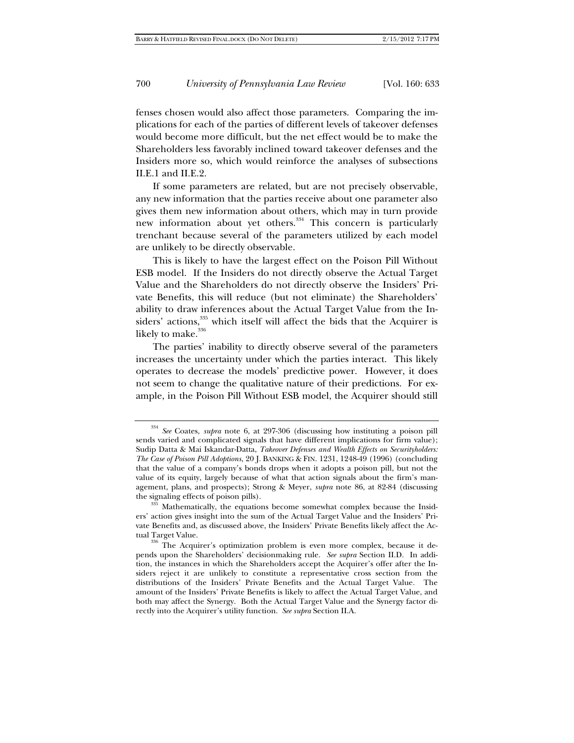fenses chosen would also affect those parameters. Comparing the implications for each of the parties of different levels of takeover defenses would become more difficult, but the net effect would be to make the Shareholders less favorably inclined toward takeover defenses and the Insiders more so, which would reinforce the analyses of subsections II.E.1 and II.E.2.

If some parameters are related, but are not precisely observable, any new information that the parties receive about one parameter also gives them new information about others, which may in turn provide new information about yet others.[334] This concern is particularly trenchant because several of the parameters utilized by each model are unlikely to be directly observable.

This is likely to have the largest effect on the Poison Pill Without ESB model. If the Insiders do not directly observe the Actual Target Value and the Shareholders do not directly observe the Insiders' Private Benefits, this will reduce (but not eliminate) the Shareholders' ability to draw inferences about the Actual Target Value from the Insiders' actions,[335] which itself will affect the bids that the Acquirer is likely to make.[336]

The parties' inability to directly observe several of the parameters increases the uncertainty under which the parties interact. This likely operates to decrease the models' predictive power. However, it does not seem to change the qualitative nature of their predictions. For example, in the Poison Pill Without ESB model, the Acquirer should still

---

[334] *See* Coates, *supra* note 6, at 297-306 (discussing how instituting a poison pill sends varied and complicated signals that have different implications for firm value); Sudip Datta & Mai Iskandar-Datta, *Takeover Defenses and Wealth Effects on Securityholders: The Case of Poison Pill Adoptions*, 20 J. BANKING & FIN. 1231, 1248-49 (1996) (concluding that the value of a company's bonds drops when it adopts a poison pill, but not the value of its equity, largely because of what that action signals about the firm's management, plans, and prospects); Strong & Meyer, *supra* note 86, at 82-84 (discussing the signaling effects of poison pills).

[335] Mathematically, the equations become somewhat complex because the Insiders' action gives insight into the sum of the Actual Target Value and the Insiders' Private Benefits and, as discussed above, the Insiders' Private Benefits likely affect the Actual Target Value.

[336] The Acquirer's optimization problem is even more complex, because it depends upon the Shareholders' decisionmaking rule. *See supra* Section II.D. In addition, the instances in which the Shareholders accept the Acquirer's offer after the Insiders reject it are unlikely to constitute a representative cross section from the distributions of the Insiders' Private Benefits and the Actual Target Value. The amount of the Insiders' Private Benefits is likely to affect the Actual Target Value, and both may affect the Synergy. Both the Actual Target Value and the Synergy factor directly into the Acquirer's utility function. *See supra* Section II.A.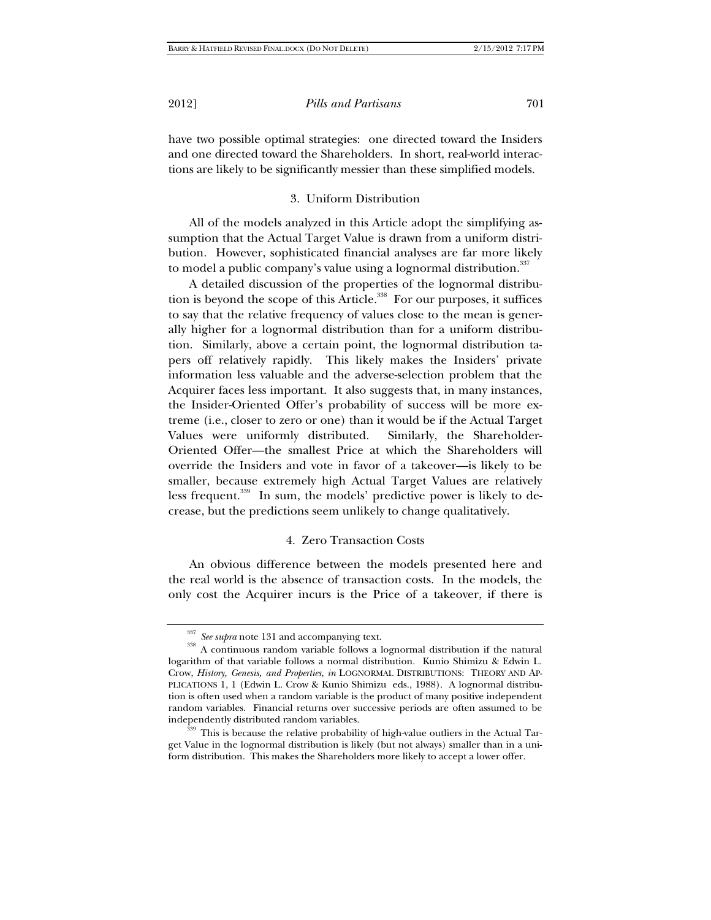have two possible optimal strategies: one directed toward the Insiders and one directed toward the Shareholders. In short, real-world interactions are likely to be significantly messier than these simplified models.

### 3. Uniform Distribution

All of the models analyzed in this Article adopt the simplifying assumption that the Actual Target Value is drawn from a uniform distribution. However, sophisticated financial analyses are far more likely to model a public company's value using a lognormal distribution.[337]

A detailed discussion of the properties of the lognormal distribution is beyond the scope of this Article.[338] For our purposes, it suffices to say that the relative frequency of values close to the mean is generally higher for a lognormal distribution than for a uniform distribution. Similarly, above a certain point, the lognormal distribution tapers off relatively rapidly. This likely makes the Insiders' private information less valuable and the adverse-selection problem that the Acquirer faces less important. It also suggests that, in many instances, the Insider-Oriented Offer's probability of success will be more extreme (i.e., closer to zero or one) than it would be if the Actual Target Values were uniformly distributed. Similarly, the Shareholder-Oriented Offer—the smallest Price at which the Shareholders will override the Insiders and vote in favor of a takeover—is likely to be smaller, because extremely high Actual Target Values are relatively less frequent.[339] In sum, the models' predictive power is likely to decrease, but the predictions seem unlikely to change qualitatively.

### 4. Zero Transaction Costs

An obvious difference between the models presented here and the real world is the absence of transaction costs. In the models, the only cost the Acquirer incurs is the Price of a takeover, if there is

---

[337] *See supra* note 131 and accompanying text.

[338] A continuous random variable follows a lognormal distribution if the natural logarithm of that variable follows a normal distribution. Kunio Shimizu & Edwin L. Crow, *History, Genesis, and Properties*, *in* LOGNORMAL DISTRIBUTIONS: THEORY AND APPLICATIONS 1, 1 (Edwin L. Crow & Kunio Shimizu eds., 1988). A lognormal distribution is often used when a random variable is the product of many positive independent random variables. Financial returns over successive periods are often assumed to be independently distributed random variables.

[339] This is because the relative probability of high-value outliers in the Actual Target Value in the lognormal distribution is likely (but not always) smaller than in a uniform distribution. This makes the Shareholders more likely to accept a lower offer.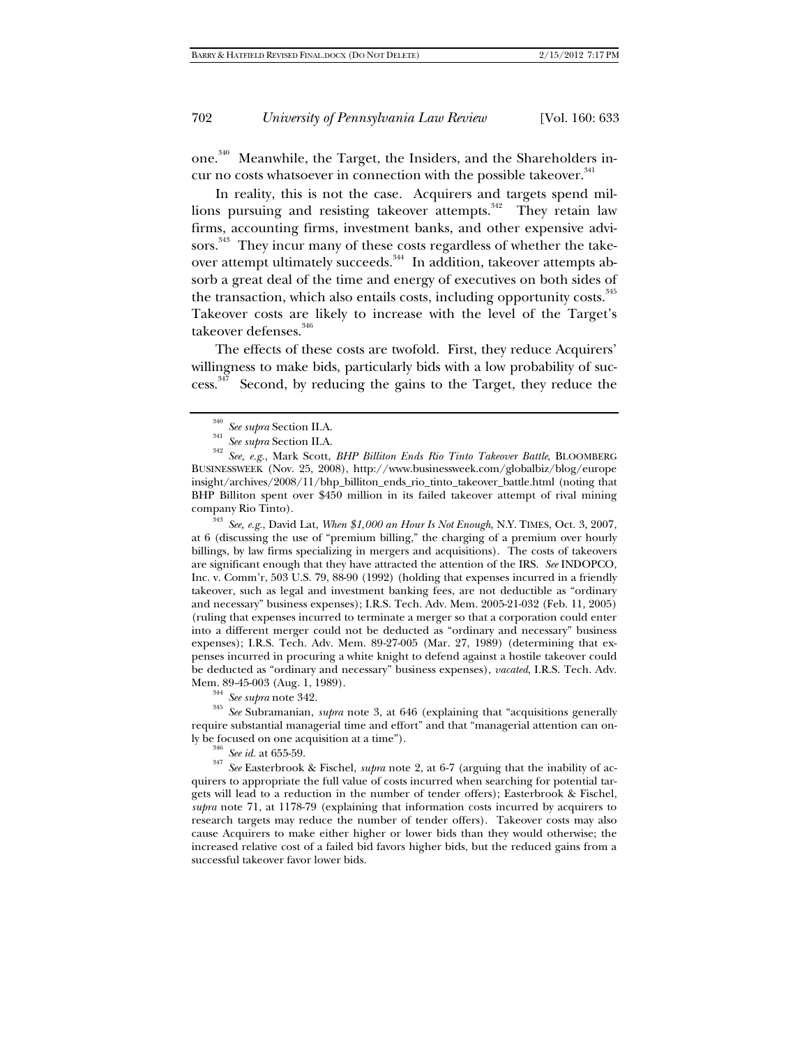one.[340] Meanwhile, the Target, the Insiders, and the Shareholders incur no costs whatsoever in connection with the possible takeover.[341]

In reality, this is not the case. Acquirers and targets spend millions pursuing and resisting takeover attempts.[342] They retain law firms, accounting firms, investment banks, and other expensive advisors.[343] They incur many of these costs regardless of whether the takeover attempt ultimately succeeds.[344] In addition, takeover attempts absorb a great deal of the time and energy of executives on both sides of the transaction, which also entails costs, including opportunity costs.[345] Takeover costs are likely to increase with the level of the Target's takeover defenses.[346]

The effects of these costs are twofold. First, they reduce Acquirers' willingness to make bids, particularly bids with a low probability of success.[347] Second, by reducing the gains to the Target, they reduce the

---

[340] *See supra* Section II.A.

[341] *See supra* Section II.A.

[342] *See, e.g.*, Mark Scott, *BHP Billiton Ends Rio Tinto Takeover Battle*, BLOOMBERG BUSINESSWEEK (Nov. 25, 2008), http://www.businessweek.com/globalbiz/blog/europeinsight/archives/2008/11/bhp_billiton_ends_rio_tinto_takeover_battle.html (noting that BHP Billiton spent over $450 million in its failed takeover attempt of rival mining company Rio Tinto).

[343] *See, e.g.*, David Lat, *When $1,000 an Hour Is Not Enough*, N.Y. TIMES, Oct. 3, 2007, at 6 (discussing the use of "premium billing," the charging of a premium over hourly billings, by law firms specializing in mergers and acquisitions). The costs of takeovers are significant enough that they have attracted the attention of the IRS. *See* INDOPCO, Inc. v. Comm'r, 503 U.S. 79, 88-90 (1992) (holding that expenses incurred in a friendly takeover, such as legal and investment banking fees, are not deductible as "ordinary and necessary" business expenses); I.R.S. Tech. Adv. Mem. 2005-21-032 (Feb. 11, 2005) (ruling that expenses incurred to terminate a merger so that a corporation could enter into a different merger could not be deducted as "ordinary and necessary" business expenses); I.R.S. Tech. Adv. Mem. 89-27-005 (Mar. 27, 1989) (determining that expenses incurred in procuring a white knight to defend against a hostile takeover could be deducted as "ordinary and necessary" business expenses), *vacated*, I.R.S. Tech. Adv. Mem. 89-45-003 (Aug. 1, 1989).

[344] *See supra* note 342.

[345] *See* Subramanian, *supra* note 3, at 646 (explaining that "acquisitions generally require substantial managerial time and effort" and that "managerial attention can only be focused on one acquisition at a time").

[346] *See id.* at 655-59.

[347] *See* Easterbrook & Fischel, *supra* note 2, at 6-7 (arguing that the inability of acquirers to appropriate the full value of costs incurred when searching for potential targets will lead to a reduction in the number of tender offers); Easterbrook & Fischel, *supra* note 71, at 1178-79 (explaining that information costs incurred by acquirers to research targets may reduce the number of tender offers). Takeover costs may also cause Acquirers to make either higher or lower bids than they would otherwise; the increased relative cost of a failed bid favors higher bids, but the reduced gains from a successful takeover favor lower bids.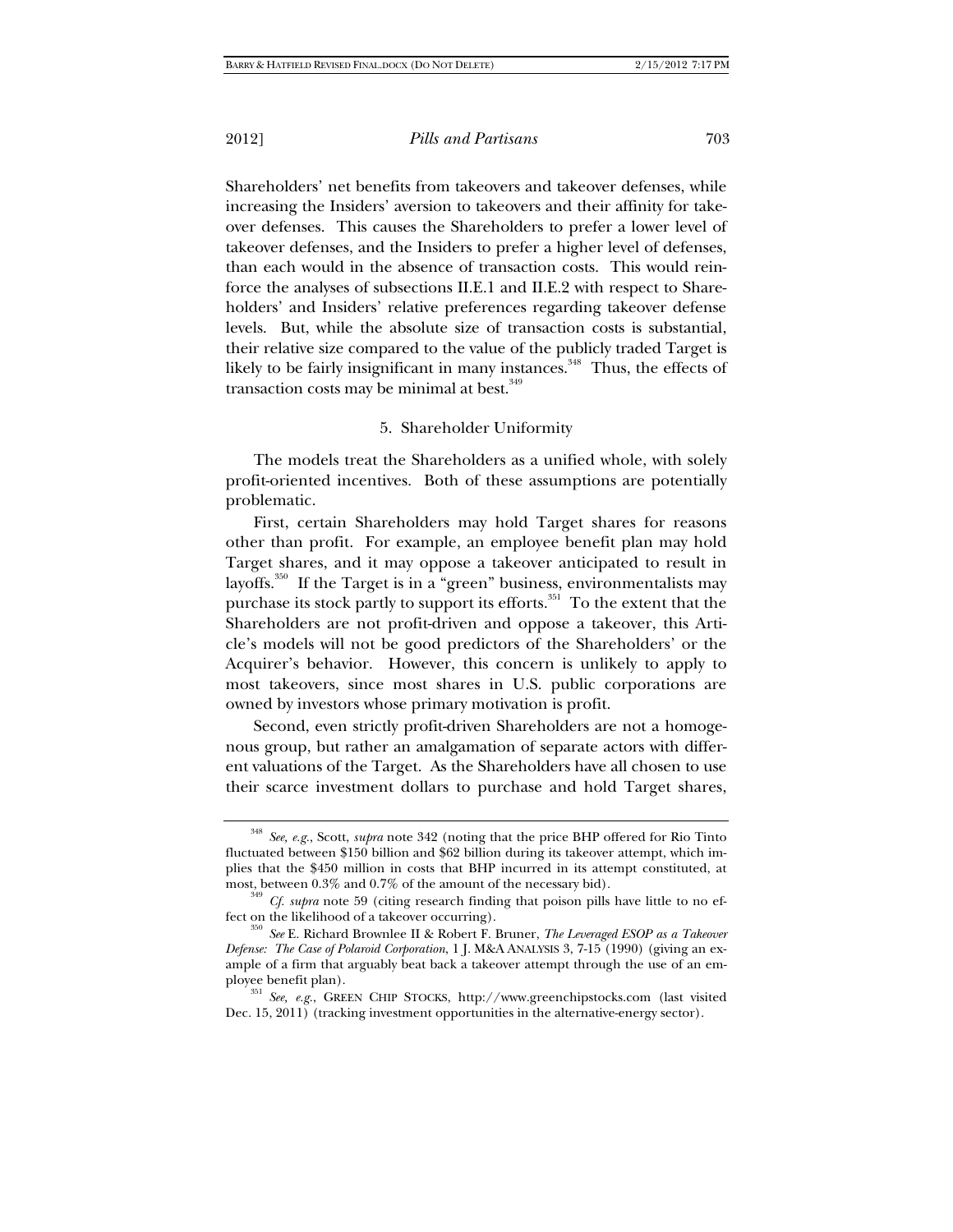Shareholders' net benefits from takeovers and takeover defenses, while increasing the Insiders' aversion to takeovers and their affinity for takeover defenses. This causes the Shareholders to prefer a lower level of takeover defenses, and the Insiders to prefer a higher level of defenses, than each would in the absence of transaction costs. This would reinforce the analyses of subsections II.E.1 and II.E.2 with respect to Shareholders' and Insiders' relative preferences regarding takeover defense levels. But, while the absolute size of transaction costs is substantial, their relative size compared to the value of the publicly traded Target is likely to be fairly insignificant in many instances.[348] Thus, the effects of transaction costs may be minimal at best.[349]

### 5. Shareholder Uniformity

The models treat the Shareholders as a unified whole, with solely profit-oriented incentives. Both of these assumptions are potentially problematic.

First, certain Shareholders may hold Target shares for reasons other than profit. For example, an employee benefit plan may hold Target shares, and it may oppose a takeover anticipated to result in layoffs.[350] If the Target is in a "green" business, environmentalists may purchase its stock partly to support its efforts.[351] To the extent that the Shareholders are not profit-driven and oppose a takeover, this Article's models will not be good predictors of the Shareholders' or the Acquirer's behavior. However, this concern is unlikely to apply to most takeovers, since most shares in U.S. public corporations are owned by investors whose primary motivation is profit.

Second, even strictly profit-driven Shareholders are not a homogenous group, but rather an amalgamation of separate actors with different valuations of the Target. As the Shareholders have all chosen to use their scarce investment dollars to purchase and hold Target shares,

---

[348] *See, e.g.*, Scott, *supra* note 342 (noting that the price BHP offered for Rio Tinto fluctuated between \$150 billion and \$62 billion during its takeover attempt, which implies that the \$450 million in costs that BHP incurred in its attempt constituted, at most, between 0.3% and 0.7% of the amount of the necessary bid).

[349] *Cf. supra* note 59 (citing research finding that poison pills have little to no effect on the likelihood of a takeover occurring).

[350] *See* E. Richard Brownlee II & Robert F. Bruner, *The Leveraged ESOP as a Takeover Defense: The Case of Polaroid Corporation*, 1 J. M&A ANALYSIS 3, 7-15 (1990) (giving an example of a firm that arguably beat back a takeover attempt through the use of an employee benefit plan).

[351] *See, e.g.*, GREEN CHIP STOCKS, http://www.greenchipstocks.com (last visited Dec. 15, 2011) (tracking investment opportunities in the alternative-energy sector).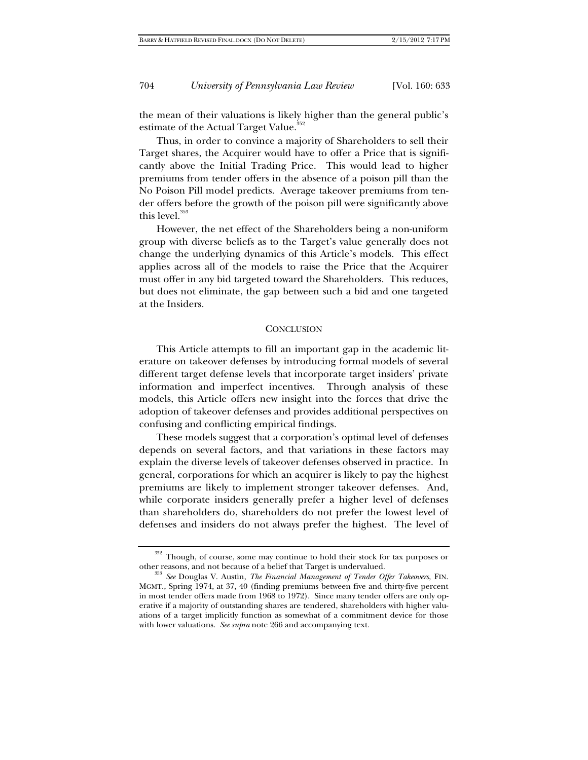the mean of their valuations is likely higher than the general public's estimate of the Actual Target Value.[352]

Thus, in order to convince a majority of Shareholders to sell their Target shares, the Acquirer would have to offer a Price that is significantly above the Initial Trading Price. This would lead to higher premiums from tender offers in the absence of a poison pill than the No Poison Pill model predicts. Average takeover premiums from tender offers before the growth of the poison pill were significantly above this level.[353]

However, the net effect of the Shareholders being a non-uniform group with diverse beliefs as to the Target's value generally does not change the underlying dynamics of this Article's models. This effect applies across all of the models to raise the Price that the Acquirer must offer in any bid targeted toward the Shareholders. This reduces, but does not eliminate, the gap between such a bid and one targeted at the Insiders.

## CONCLUSION

This Article attempts to fill an important gap in the academic literature on takeover defenses by introducing formal models of several different target defense levels that incorporate target insiders' private information and imperfect incentives. Through analysis of these models, this Article offers new insight into the forces that drive the adoption of takeover defenses and provides additional perspectives on confusing and conflicting empirical findings.

These models suggest that a corporation's optimal level of defenses depends on several factors, and that variations in these factors may explain the diverse levels of takeover defenses observed in practice. In general, corporations for which an acquirer is likely to pay the highest premiums are likely to implement stronger takeover defenses. And, while corporate insiders generally prefer a higher level of defenses than shareholders do, shareholders do not prefer the lowest level of defenses and insiders do not always prefer the highest. The level of

---

[352] Though, of course, some may continue to hold their stock for tax purposes or other reasons, and not because of a belief that Target is undervalued.

[353] *See* Douglas V. Austin, *The Financial Management of Tender Offer Takeovers*, FIN. MGMT., Spring 1974, at 37, 40 (finding premiums between five and thirty-five percent in most tender offers made from 1968 to 1972). Since many tender offers are only operative if a majority of outstanding shares are tendered, shareholders with higher valuations of a target implicitly function as somewhat of a commitment device for those with lower valuations. *See supra* note 266 and accompanying text.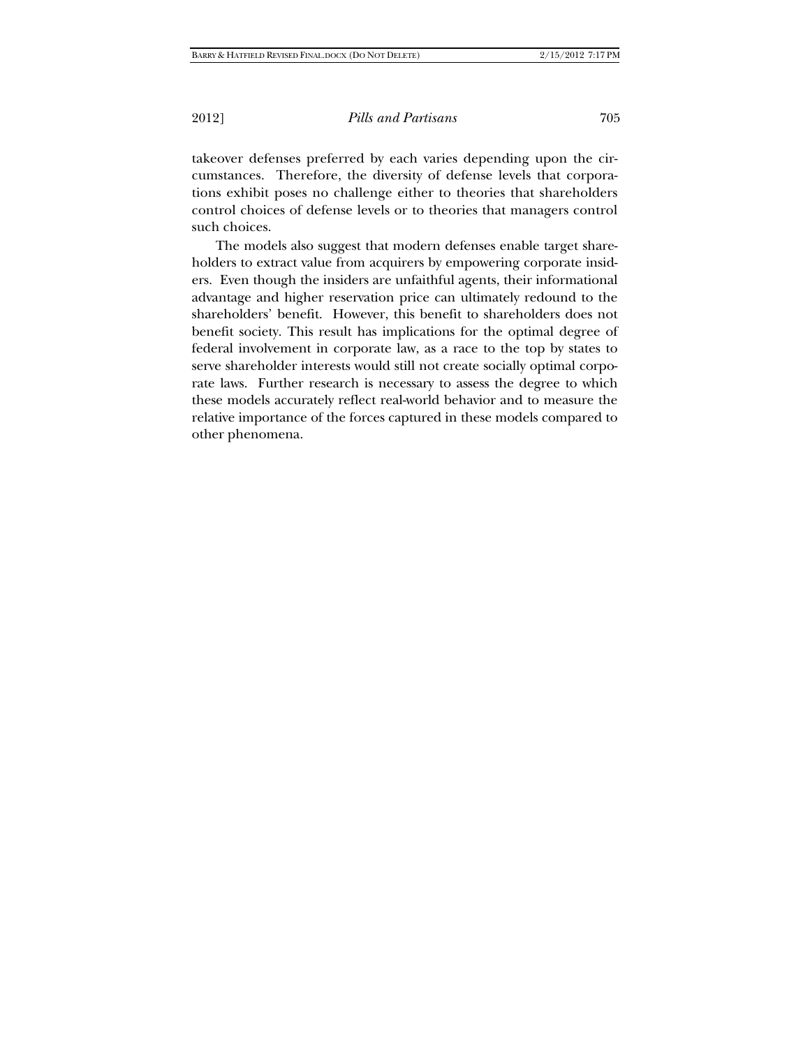takeover defenses preferred by each varies depending upon the circumstances. Therefore, the diversity of defense levels that corporations exhibit poses no challenge either to theories that shareholders control choices of defense levels or to theories that managers control such choices.

The models also suggest that modern defenses enable target shareholders to extract value from acquirers by empowering corporate insiders. Even though the insiders are unfaithful agents, their informational advantage and higher reservation price can ultimately redound to the shareholders' benefit. However, this benefit to shareholders does not benefit society. This result has implications for the optimal degree of federal involvement in corporate law, as a race to the top by states to serve shareholder interests would still not create socially optimal corporate laws. Further research is necessary to assess the degree to which these models accurately reflect real-world behavior and to measure the relative importance of the forces captured in these models compared to other phenomena.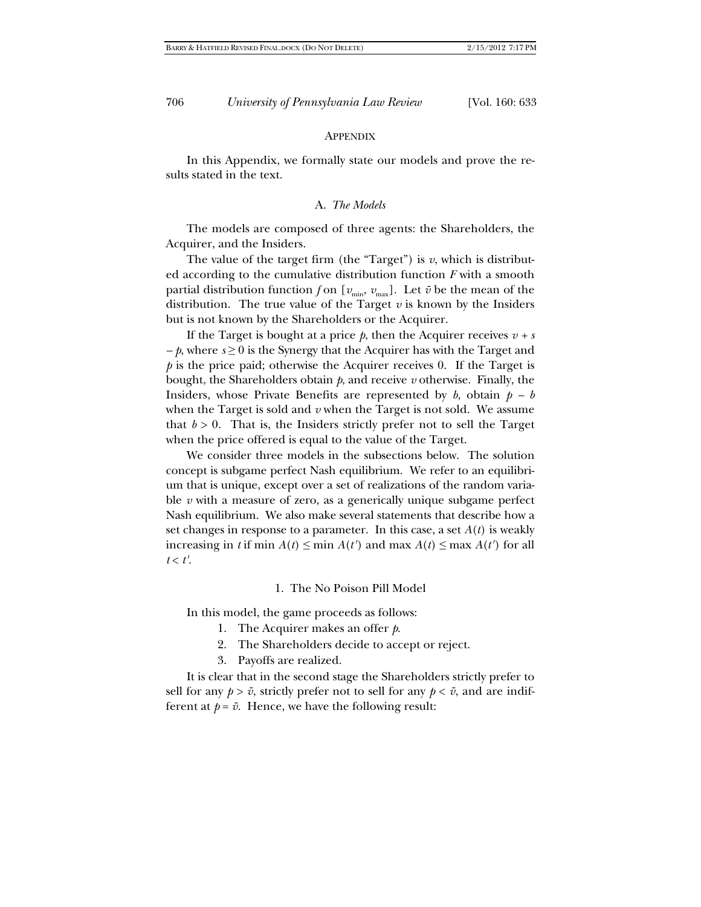## APPENDIX

In this Appendix, we formally state our models and prove the results stated in the text.

### A. *The Models*

The models are composed of three agents: the Shareholders, the Acquirer, and the Insiders.

The value of the target firm (the "Target") is $v$, which is distributed according to the cumulative distribution function $F$ with a smooth partial distribution function $f$ on $[v_{\min}, v_{\max}]$. Let $\bar{v}$ be the mean of the distribution. The true value of the Target $v$ is known by the Insiders but is not known by the Shareholders or the Acquirer.

If the Target is bought at a price $p$, then the Acquirer receives $v + s - p$, where $s \geq 0$ is the Synergy that the Acquirer has with the Target and $p$ is the price paid; otherwise the Acquirer receives 0. If the Target is bought, the Shareholders obtain $p$, and receive $v$ otherwise. Finally, the Insiders, whose Private Benefits are represented by $b$, obtain $p - b$ when the Target is sold and $v$ when the Target is not sold. We assume that $b > 0$. That is, the Insiders strictly prefer not to sell the Target when the price offered is equal to the value of the Target.

We consider three models in the subsections below. The solution concept is subgame perfect Nash equilibrium. We refer to an equilibrium that is unique, except over a set of realizations of the random variable $v$ with a measure of zero, as a generically unique subgame perfect Nash equilibrium. We also make several statements that describe how a set changes in response to a parameter. In this case, a set $A(t)$ is weakly increasing in $t$ if $\min A(t) \leq \min A(t')$ and $\max A(t) \leq \max A(t')$ for all $t < t'$.

#### 1. The No Poison Pill Model

In this model, the game proceeds as follows:

1. The Acquirer makes an offer $p$.
2. The Shareholders decide to accept or reject.
3. Payoffs are realized.

It is clear that in the second stage the Shareholders strictly prefer to sell for any $p > \bar{v}$, strictly prefer not to sell for any $p < \bar{v}$, and are indifferent at $p = \bar{v}$. Hence, we have the following result: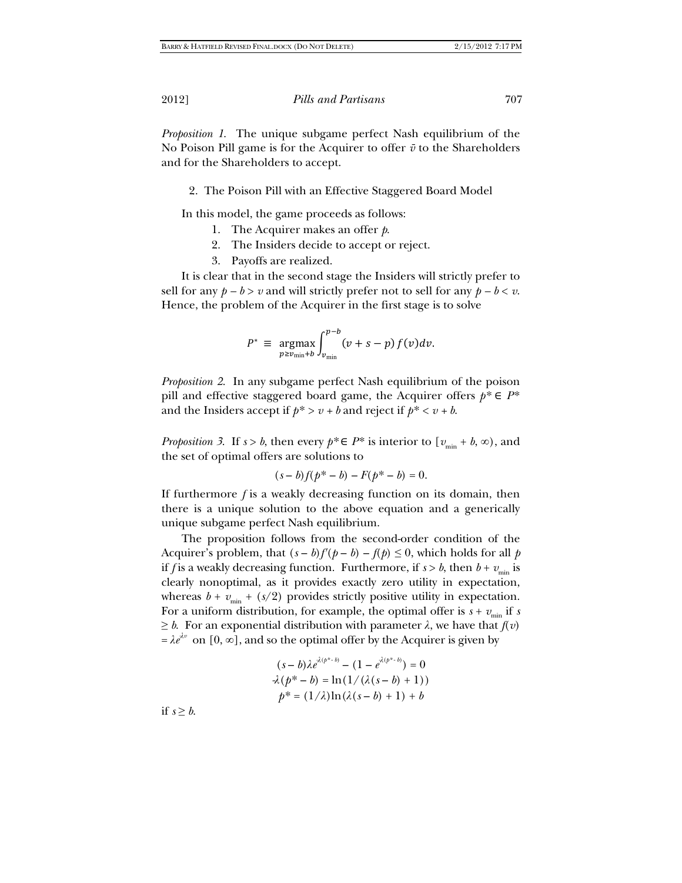*Proposition 1.* The unique subgame perfect Nash equilibrium of the No Poison Pill game is for the Acquirer to offer $\bar{v}$ to the Shareholders and for the Shareholders to accept.

2. The Poison Pill with an Effective Staggered Board Model

In this model, the game proceeds as follows:

1. The Acquirer makes an offer $p$.
2. The Insiders decide to accept or reject.
3. Payoffs are realized.

It is clear that in the second stage the Insiders will strictly prefer to sell for any $p - b > v$ and will strictly prefer not to sell for any $p - b < v$. Hence, the problem of the Acquirer in the first stage is to solve

$$P^* \equiv \underset{p \geq v_{\min}+b}{\operatorname{argmax}} \int_{v_{\min}}^{p-b} (v + s - p)\, f(v) dv.$$

*Proposition 2.* In any subgame perfect Nash equilibrium of the poison pill and effective staggered board game, the Acquirer offers $p^* \in P^*$ and the Insiders accept if $p^* > v + b$ and reject if $p^* < v + b$.

*Proposition 3.* If $s > b$, then every $p^* \in P^*$ is interior to $[v_{\min} + b, \infty)$, and the set of optimal offers are solutions to

$$(s - b) f(p^* - b) - F(p^* - b) = 0.$$

If furthermore $f$ is a weakly decreasing function on its domain, then there is a unique solution to the above equation and a generically unique subgame perfect Nash equilibrium.

The proposition follows from the second-order condition of the Acquirer's problem, that $(s - b) f'(p - b) - f(p) \leq 0$, which holds for all $p$ if $f$ is a weakly decreasing function. Furthermore, if $s > b$, then $b + v_{\min}$ is clearly nonoptimal, as it provides exactly zero utility in expectation, whereas $b + v_{\min} + (s/2)$ provides strictly positive utility in expectation. For a uniform distribution, for example, the optimal offer is $s + v_{\min}$ if $s \geq b$. For an exponential distribution with parameter $\lambda$, we have that $f(v) = \lambda e^{\lambda v}$ on $[0, \infty]$, and so the optimal offer by the Acquirer is given by

$$(s - b)\lambda e^{\lambda(p^* - b)} - (1 - e^{\lambda(p^* - b)}) = 0$$
$$-\lambda(p^* - b) = \ln(1/(\lambda(s - b) + 1))$$
$$p^* = (1/\lambda)\ln(\lambda(s - b) + 1) + b$$

if $s \geq b$.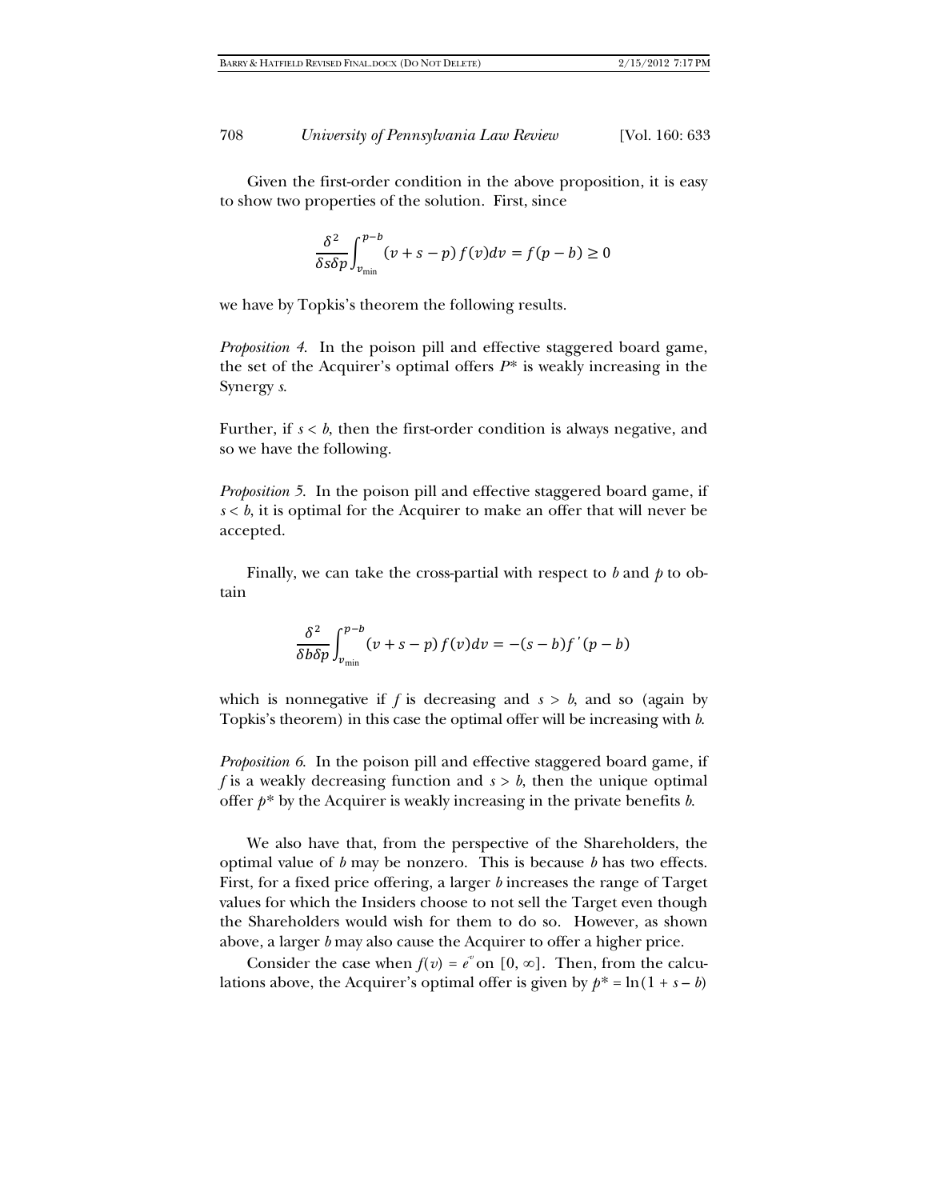Given the first-order condition in the above proposition, it is easy to show two properties of the solution. First, since

$$\frac{\delta^2}{\delta s \delta p}\int_{v_{\min}}^{p-b}(v+s-p)\,f(v)dv = f(p-b) \geq 0$$

we have by Topkis's theorem the following results.

*Proposition 4*. In the poison pill and effective staggered board game, the set of the Acquirer's optimal offers $P^*$ is weakly increasing in the Synergy $s$.

Further, if $s < b$, then the first-order condition is always negative, and so we have the following.

*Proposition 5*. In the poison pill and effective staggered board game, if $s < b$, it is optimal for the Acquirer to make an offer that will never be accepted.

Finally, we can take the cross-partial with respect to $b$ and $p$ to obtain

$$\frac{\delta^2}{\delta b \delta p}\int_{v_{\min}}^{p-b}(v+s-p)\,f(v)dv = -(s-b)f'(p-b)$$

which is nonnegative if $f$ is decreasing and $s > b$, and so (again by Topkis's theorem) in this case the optimal offer will be increasing with $b$.

*Proposition 6*. In the poison pill and effective staggered board game, if $f$ is a weakly decreasing function and $s > b$, then the unique optimal offer $p^*$ by the Acquirer is weakly increasing in the private benefits $b$.

We also have that, from the perspective of the Shareholders, the optimal value of $b$ may be nonzero. This is because $b$ has two effects. First, for a fixed price offering, a larger $b$ increases the range of Target values for which the Insiders choose to not sell the Target even though the Shareholders would wish for them to do so. However, as shown above, a larger $b$ may also cause the Acquirer to offer a higher price.

Consider the case when $f(v) = e^{-v}$ on $[0, \infty]$. Then, from the calculations above, the Acquirer's optimal offer is given by $p^* = \ln(1 + s - b)$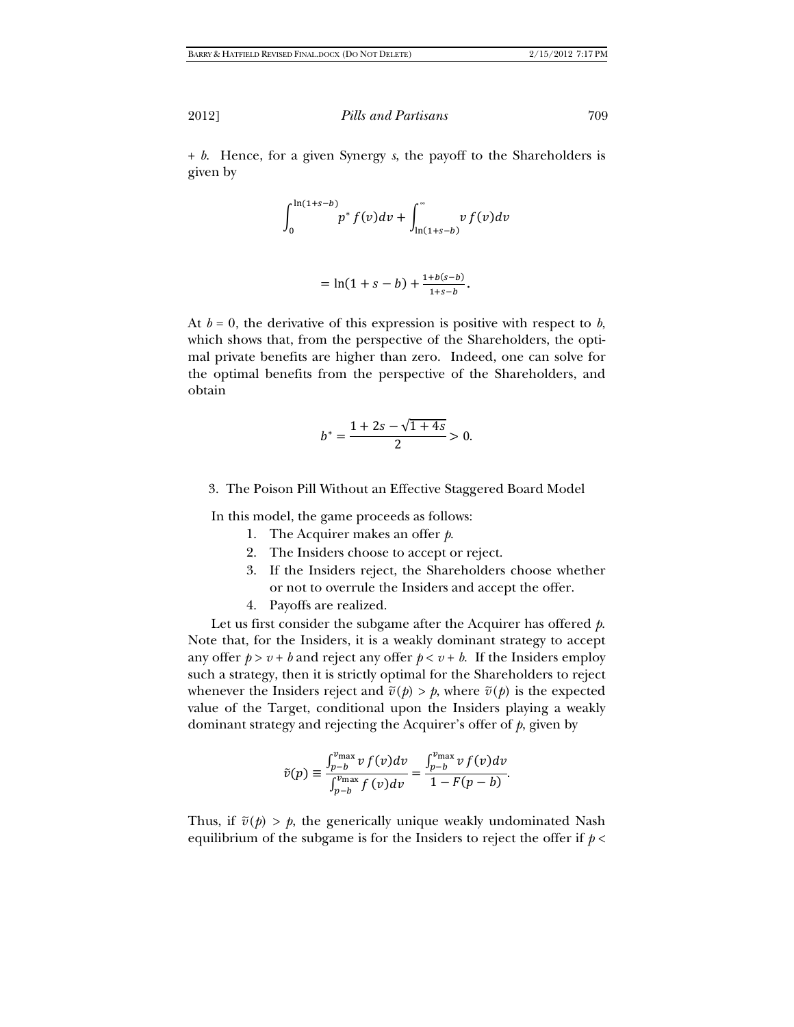+ $b$. Hence, for a given Synergy $s$, the payoff to the Shareholders is given by

$$\int_0^{\ln(1+s-b)} p^* f(v)dv + \int_{\ln(1+s-b)}^{\infty} v f(v)dv$$

$$= \ln(1+s-b) + \frac{1+b(s-b)}{1+s-b}.$$

At $b = 0$, the derivative of this expression is positive with respect to $b$, which shows that, from the perspective of the Shareholders, the optimal private benefits are higher than zero. Indeed, one can solve for the optimal benefits from the perspective of the Shareholders, and obtain

$$b^* = \frac{1 + 2s - \sqrt{1+4s}}{2} > 0.$$

3. The Poison Pill Without an Effective Staggered Board Model

In this model, the game proceeds as follows:

1. The Acquirer makes an offer $p$.
2. The Insiders choose to accept or reject.
3. If the Insiders reject, the Shareholders choose whether or not to overrule the Insiders and accept the offer.
4. Payoffs are realized.

Let us first consider the subgame after the Acquirer has offered $p$. Note that, for the Insiders, it is a weakly dominant strategy to accept any offer $p > v + b$ and reject any offer $p < v + b$. If the Insiders employ such a strategy, then it is strictly optimal for the Shareholders to reject whenever the Insiders reject and $\tilde{v}(p) > p$, where $\tilde{v}(p)$ is the expected value of the Target, conditional upon the Insiders playing a weakly dominant strategy and rejecting the Acquirer's offer of $p$, given by

$$\tilde{v}(p) \equiv \frac{\int_{p-b}^{v_{\max}} v\, f(v)dv}{\int_{p-b}^{v_{\max}} f(v)dv} = \frac{\int_{p-b}^{v_{\max}} v\, f(v)dv}{1 - F(p-b)}.$$

Thus, if $\tilde{v}(p) > p$, the generically unique weakly undominated Nash equilibrium of the subgame is for the Insiders to reject the offer if $p <$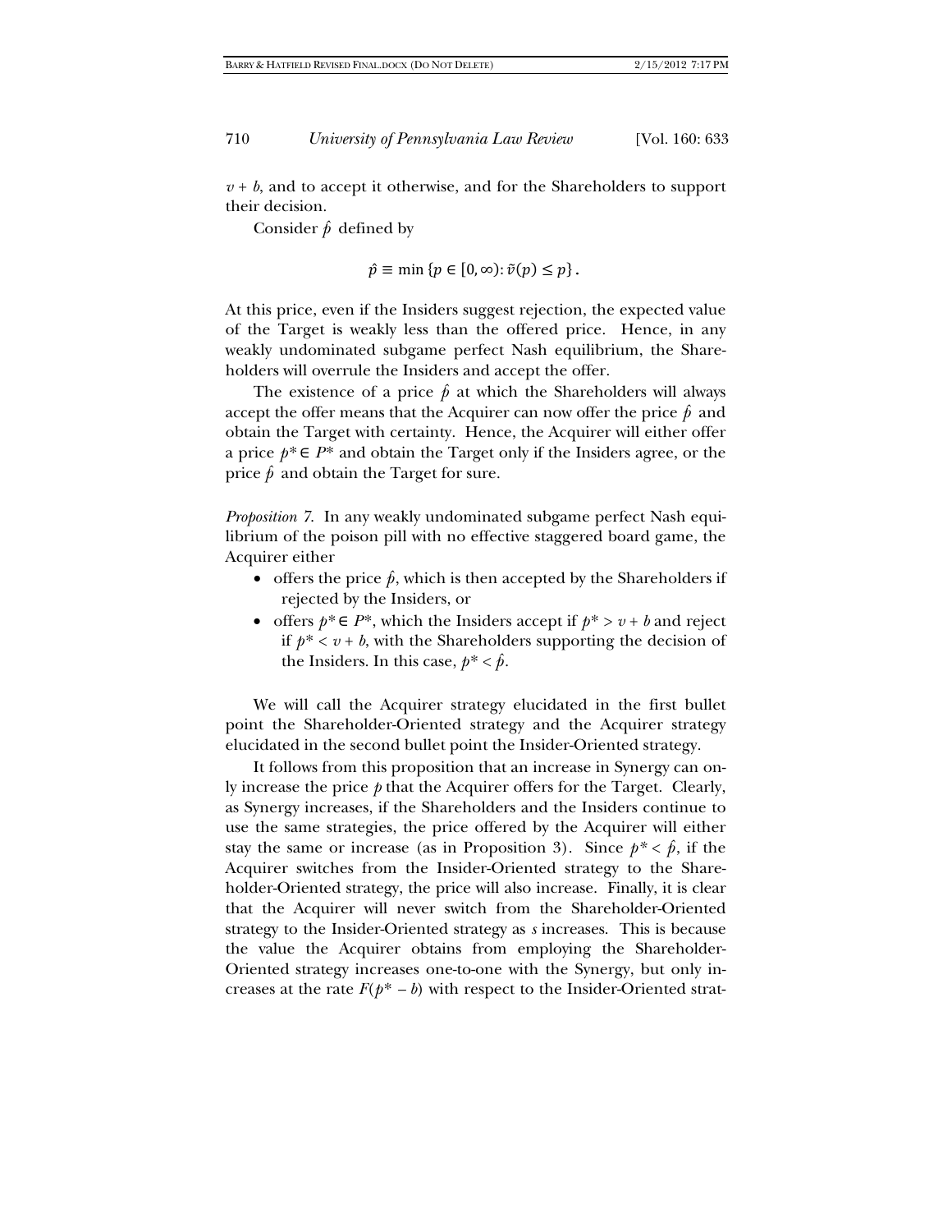$v + b$, and to accept it otherwise, and for the Shareholders to support their decision.

Consider $\hat{p}$ defined by

$$\hat{p} \equiv \min\{p \in [0, \infty) : \tilde{v}(p) \leq p\}.$$

At this price, even if the Insiders suggest rejection, the expected value of the Target is weakly less than the offered price. Hence, in any weakly undominated subgame perfect Nash equilibrium, the Shareholders will overrule the Insiders and accept the offer.

The existence of a price $\hat{p}$ at which the Shareholders will always accept the offer means that the Acquirer can now offer the price $\hat{p}$ and obtain the Target with certainty. Hence, the Acquirer will either offer a price $p^* \in P^*$ and obtain the Target only if the Insiders agree, or the price $\hat{p}$ and obtain the Target for sure.

*Proposition 7.* In any weakly undominated subgame perfect Nash equilibrium of the poison pill with no effective staggered board game, the Acquirer either

- offers the price $\hat{p}$, which is then accepted by the Shareholders if rejected by the Insiders, or
- offers $p^* \in P^*$, which the Insiders accept if $p^* > v + b$ and reject if $p^* < v + b$, with the Shareholders supporting the decision of the Insiders. In this case, $p^* < \hat{p}$.

We will call the Acquirer strategy elucidated in the first bullet point the Shareholder-Oriented strategy and the Acquirer strategy elucidated in the second bullet point the Insider-Oriented strategy.

It follows from this proposition that an increase in Synergy can only increase the price $p$ that the Acquirer offers for the Target. Clearly, as Synergy increases, if the Shareholders and the Insiders continue to use the same strategies, the price offered by the Acquirer will either stay the same or increase (as in Proposition 3). Since $p^* < \hat{p}$, if the Acquirer switches from the Insider-Oriented strategy to the Shareholder-Oriented strategy, the price will also increase. Finally, it is clear that the Acquirer will never switch from the Shareholder-Oriented strategy to the Insider-Oriented strategy as $s$ increases. This is because the value the Acquirer obtains from employing the Shareholder-Oriented strategy increases one-to-one with the Synergy, but only increases at the rate $F(p^* - b)$ with respect to the Insider-Oriented strat-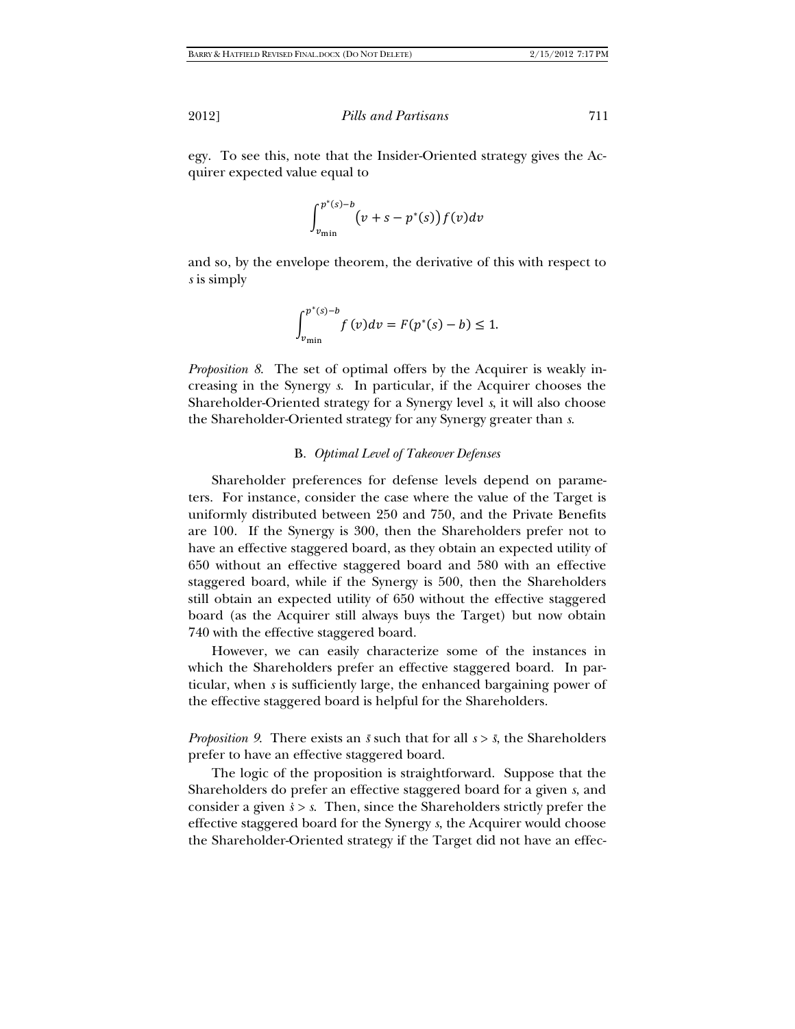egy. To see this, note that the Insider-Oriented strategy gives the Acquirer expected value equal to

$$\int_{v_{\min}}^{p^*(s)-b} \left(v + s - p^*(s)\right) f(v) dv$$

and so, by the envelope theorem, the derivative of this with respect to $s$ is simply

$$\int_{v_{\min}}^{p^*(s)-b} f(v) dv = F(p^*(s) - b) \leq 1.$$

*Proposition 8*. The set of optimal offers by the Acquirer is weakly increasing in the Synergy $s$. In particular, if the Acquirer chooses the Shareholder-Oriented strategy for a Synergy level $s$, it will also choose the Shareholder-Oriented strategy for any Synergy greater than $s$.

### B. *Optimal Level of Takeover Defenses*

Shareholder preferences for defense levels depend on parameters. For instance, consider the case where the value of the Target is uniformly distributed between 250 and 750, and the Private Benefits are 100. If the Synergy is 300, then the Shareholders prefer not to have an effective staggered board, as they obtain an expected utility of 650 without an effective staggered board and 580 with an effective staggered board, while if the Synergy is 500, then the Shareholders still obtain an expected utility of 650 without the effective staggered board (as the Acquirer still always buys the Target) but now obtain 740 with the effective staggered board.

However, we can easily characterize some of the instances in which the Shareholders prefer an effective staggered board. In particular, when $s$ is sufficiently large, the enhanced bargaining power of the effective staggered board is helpful for the Shareholders.

*Proposition 9*. There exists an $\bar{s}$ such that for all $s > \bar{s}$, the Shareholders prefer to have an effective staggered board.

The logic of the proposition is straightforward. Suppose that the Shareholders do prefer an effective staggered board for a given $s$, and consider a given $\dot{s} > s$. Then, since the Shareholders strictly prefer the effective staggered board for the Synergy $s$, the Acquirer would choose the Shareholder-Oriented strategy if the Target did not have an effec-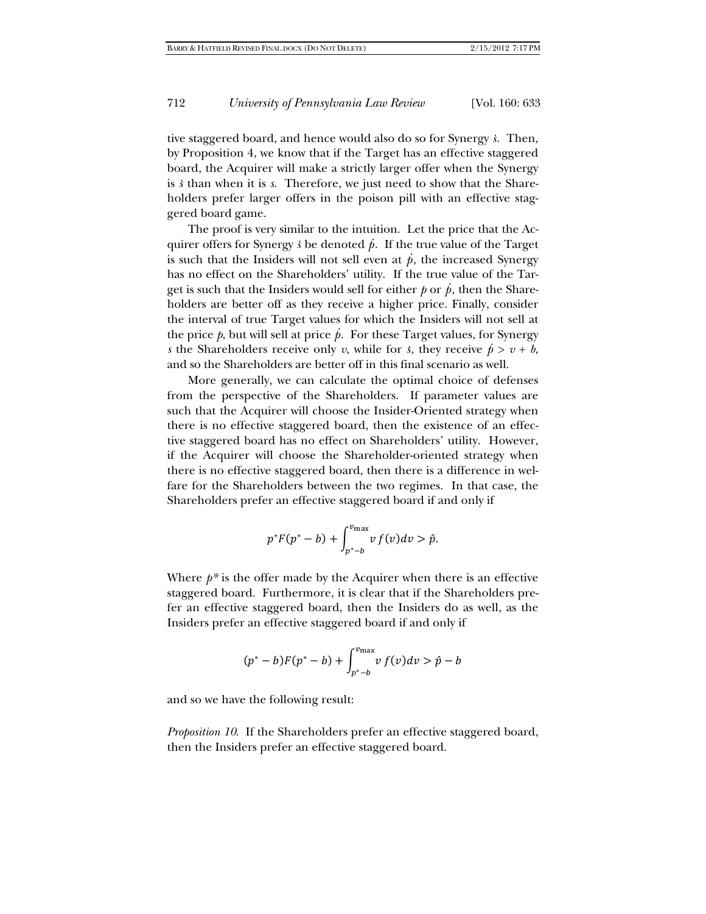tive staggered board, and hence would also do so for Synergy $\dot{s}$. Then, by Proposition 4, we know that if the Target has an effective staggered board, the Acquirer will make a strictly larger offer when the Synergy is $\dot{s}$ than when it is $s$. Therefore, we just need to show that the Shareholders prefer larger offers in the poison pill with an effective staggered board game.

The proof is very similar to the intuition. Let the price that the Acquirer offers for Synergy $\dot{s}$ be denoted $\dot{p}$. If the true value of the Target is such that the Insiders will not sell even at $\dot{p}$, the increased Synergy has no effect on the Shareholders' utility. If the true value of the Target is such that the Insiders would sell for either $p$ or $\dot{p}$, then the Shareholders are better off as they receive a higher price. Finally, consider the interval of true Target values for which the Insiders will not sell at the price $p$, but will sell at price $\dot{p}$. For these Target values, for Synergy $s$ the Shareholders receive only $v$, while for $\dot{s}$, they receive $\dot{p} > v + b$, and so the Shareholders are better off in this final scenario as well.

More generally, we can calculate the optimal choice of defenses from the perspective of the Shareholders. If parameter values are such that the Acquirer will choose the Insider-Oriented strategy when there is no effective staggered board, then the existence of an effective staggered board has no effect on Shareholders' utility. However, if the Acquirer will choose the Shareholder-oriented strategy when there is no effective staggered board, then there is a difference in welfare for the Shareholders between the two regimes. In that case, the Shareholders prefer an effective staggered board if and only if

$$p^*F(p^* - b) + \int_{p^*-b}^{v_{\max}} v\, f(v)dv > \hat{p}.$$

Where $p^*$ is the offer made by the Acquirer when there is an effective staggered board. Furthermore, it is clear that if the Shareholders prefer an effective staggered board, then the Insiders do as well, as the Insiders prefer an effective staggered board if and only if

$$(p^* - b)F(p^* - b) + \int_{p^*-b}^{v_{\max}} v\, f(v)dv > \hat{p} - b$$

and so we have the following result:

*Proposition 10.* If the Shareholders prefer an effective staggered board, then the Insiders prefer an effective staggered board.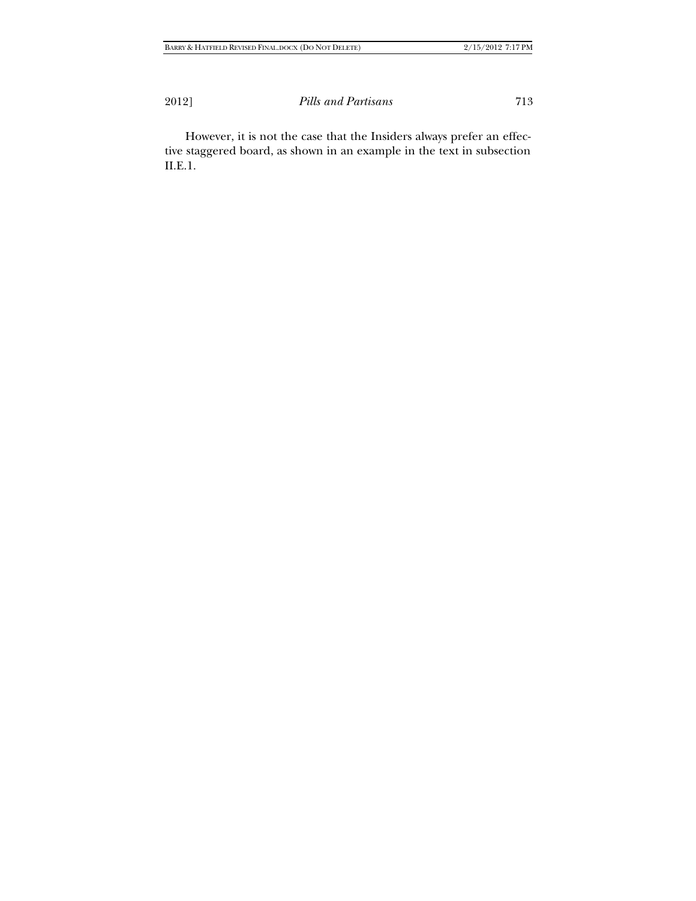However, it is not the case that the Insiders always prefer an effective staggered board, as shown in an example in the text in subsection II.E.1.